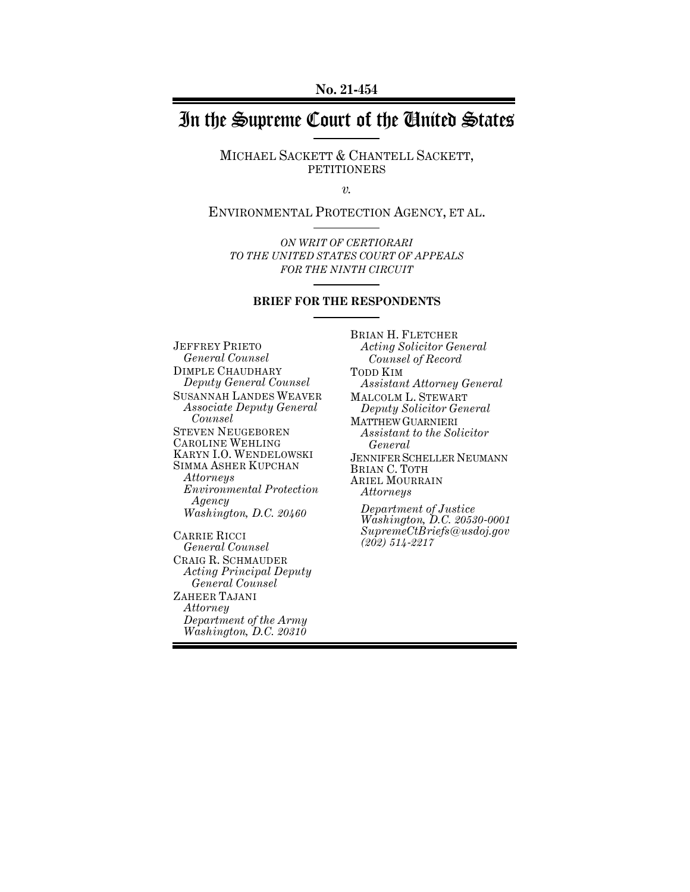No. 21-454

# In the Supreme Court of the United States

MICHAEL SACKETT & CHANTELL SACKETT, PETITIONERS

*v.*

ENVIRONMENTAL PROTECTION AGENCY, ET AL.

*ON WRIT OF CERTIORARI TO THE UNITED STATES COURT OF APPEALS FOR THE NINTH CIRCUIT*

**BRIEF FOR THE RESPONDENTS**

JEFFREY PRIETO
*General Counsel*
DIMPLE CHAUDHARY
*Deputy General Counsel*
SUSANNAH LANDES WEAVER
*Associate Deputy General Counsel*
STEVEN NEUGEBOREN
CAROLINE WEHLING
KARYN I.O. WENDELOWSKI
SIMMA ASHER KUPCHAN
*Attorneys*
*Environmental Protection Agency*
*Washington, D.C. 20460*

CARRIE RICCI
*General Counsel*
CRAIG R. SCHMAUDER
*Acting Principal Deputy General Counsel*
ZAHEER TAJANI
*Attorney*
*Department of the Army*
*Washington, D.C. 20310*

BRIAN H. FLETCHER
*Acting Solicitor General*
*Counsel of Record*
TODD KIM
*Assistant Attorney General*
MALCOLM L. STEWART
*Deputy Solicitor General*
MATTHEW GUARNIERI
*Assistant to the Solicitor General*
JENNIFER SCHELLER NEUMANN
BRIAN C. TOTH
ARIEL MOURRAIN
*Attorneys*

*Department of Justice*
*Washington, D.C. 20530-0001*
*SupremeCtBriefs@usdoj.gov*
*(202) 514-2217*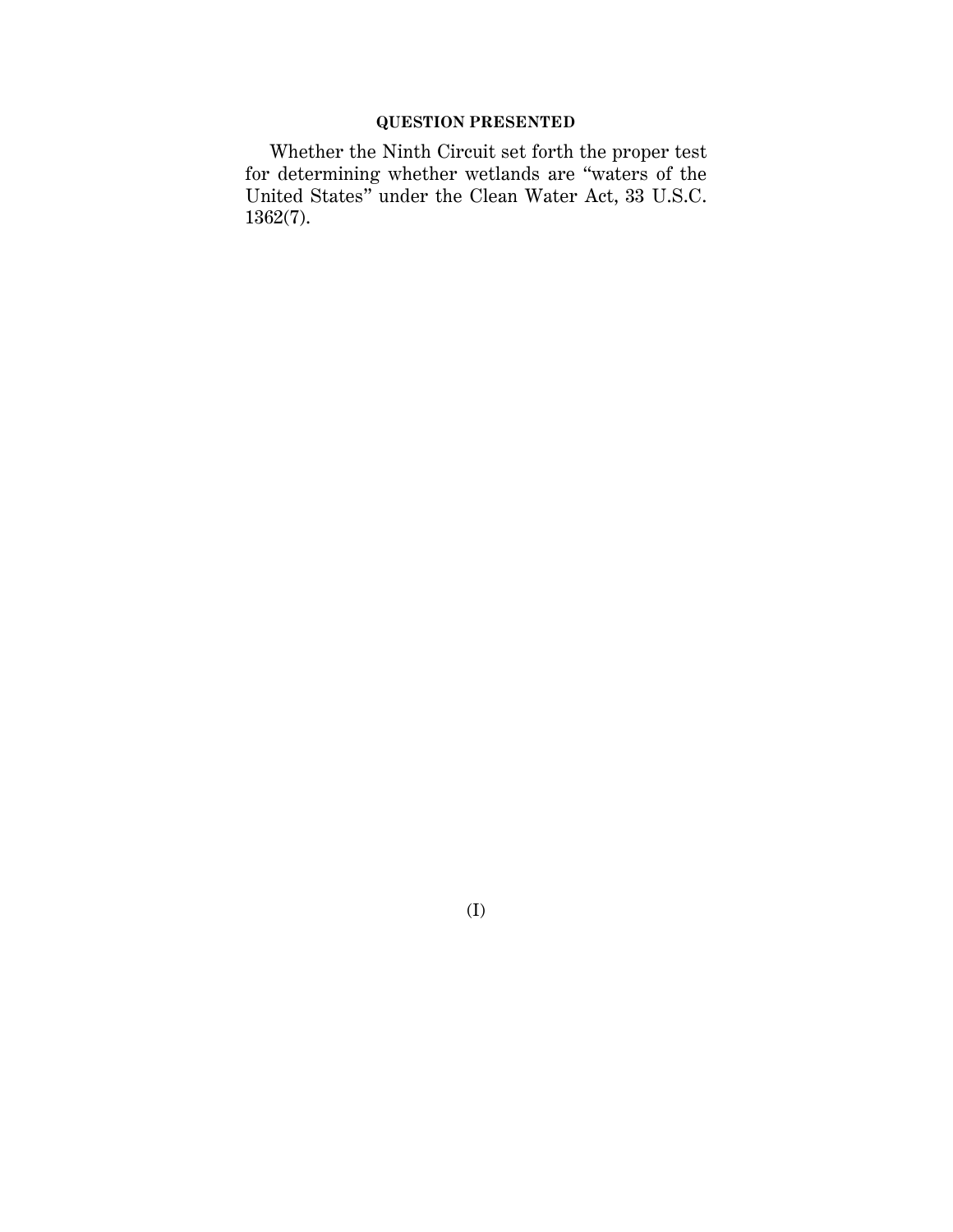## QUESTION PRESENTED

Whether the Ninth Circuit set forth the proper test for determining whether wetlands are "waters of the United States" under the Clean Water Act, 33 U.S.C. 1362(7).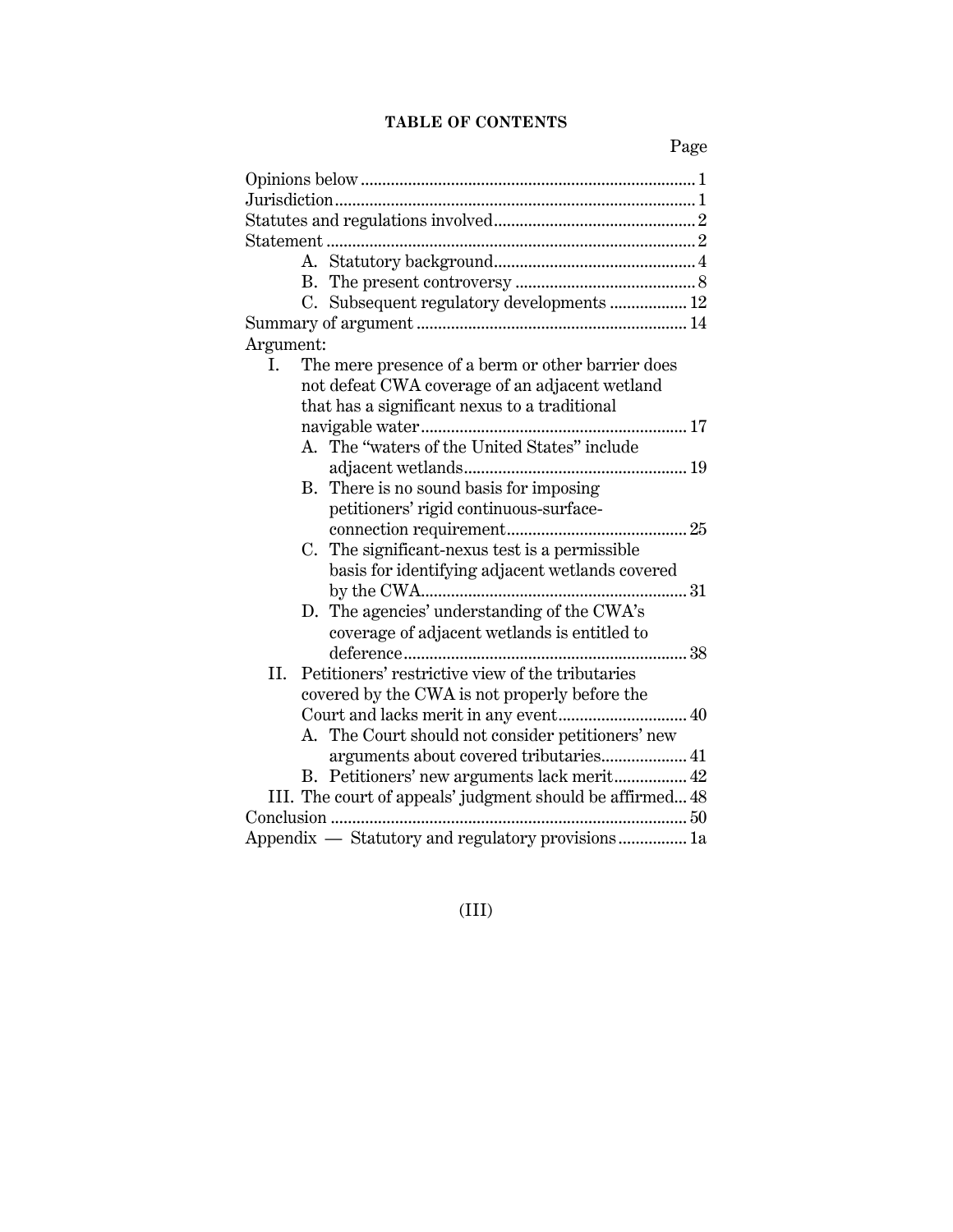# TABLE OF CONTENTS

| | Page |
|---|---|
| Opinions below | 1 |
| Jurisdiction | 1 |
| Statutes and regulations involved | 2 |
| Statement | 2 |
| A. Statutory background | 4 |
| B. The present controversy | 8 |
| C. Subsequent regulatory developments | 12 |
| Summary of argument | 14 |
| Argument: | |
| I. The mere presence of a berm or other barrier does not defeat CWA coverage of an adjacent wetland that has a significant nexus to a traditional navigable water | 17 |
| A. The "waters of the United States" include adjacent wetlands | 19 |
| B. There is no sound basis for imposing petitioners' rigid continuous-surface-connection requirement | 25 |
| C. The significant-nexus test is a permissible basis for identifying adjacent wetlands covered by the CWA | 31 |
| D. The agencies' understanding of the CWA's coverage of adjacent wetlands is entitled to deference | 38 |
| II. Petitioners' restrictive view of the tributaries covered by the CWA is not properly before the Court and lacks merit in any event | 40 |
| A. The Court should not consider petitioners' new arguments about covered tributaries | 41 |
| B. Petitioners' new arguments lack merit | 42 |
| III. The court of appeals' judgment should be affirmed | 48 |
| Conclusion | 50 |
| Appendix — Statutory and regulatory provisions | 1a |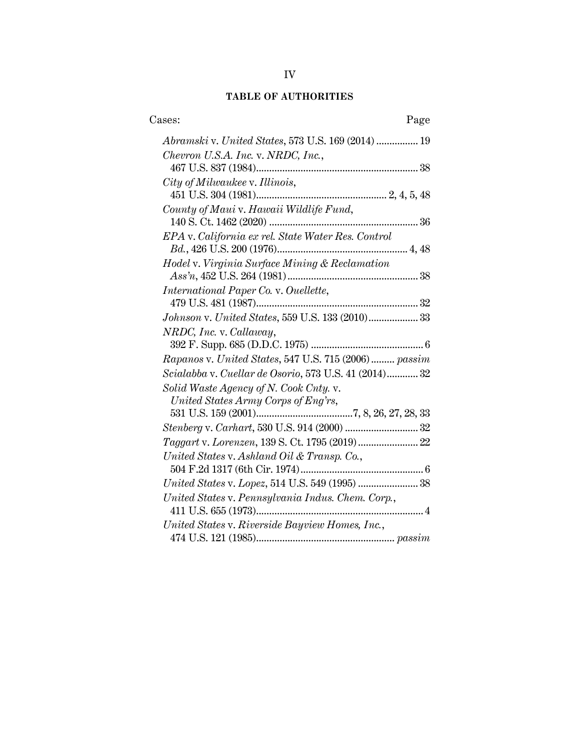## TABLE OF AUTHORITIES

Cases: Page

*Abramski* v. *United States*, 573 U.S. 169 (2014) ................ 19

*Chevron U.S.A. Inc.* v. *NRDC, Inc.*, 467 U.S. 837 (1984)............................................................ 38

*City of Milwaukee* v. *Illinois*, 451 U.S. 304 (1981)................................................. 2, 4, 5, 48

*County of Maui* v. *Hawaii Wildlife Fund*, 140 S. Ct. 1462 (2020) ......................................................... 36

*EPA* v. *California ex rel. State Water Res. Control Bd.*, 426 U.S. 200 (1976)................................................. 4, 48

*Hodel* v. *Virginia Surface Mining & Reclamation Ass'n*, 452 U.S. 264 (1981) ................................................. 38

*International Paper Co.* v. *Ouellette*, 479 U.S. 481 (1987)............................................................ 32

*Johnson* v. *United States*, 559 U.S. 133 (2010)................... 33

*NRDC, Inc.* v. *Callaway*, 392 F. Supp. 685 (D.D.C. 1975) ........................................... 6

*Rapanos* v. *United States*, 547 U.S. 715 (2006) ......... *passim*

*Scialabba* v. *Cuellar de Osorio*, 573 U.S. 41 (2014)............ 32

*Solid Waste Agency of N. Cook Cnty.* v. *United States Army Corps of Eng'rs*, 531 U.S. 159 (2001)....................................7, 8, 26, 27, 28, 33

*Stenberg* v. *Carhart*, 530 U.S. 914 (2000) ............................ 32

*Taggart* v. *Lorenzen*, 139 S. Ct. 1795 (2019)....................... 22

*United States* v. *Ashland Oil & Transp. Co.*, 504 F.2d 1317 (6th Cir. 1974)............................................... 6

*United States* v. *Lopez*, 514 U.S. 549 (1995) ....................... 38

*United States* v. *Pennsylvania Indus. Chem. Corp.*, 411 U.S. 655 (1973)............................................................... 4

*United States* v. *Riverside Bayview Homes, Inc.*, 474 U.S. 121 (1985).................................................... *passim*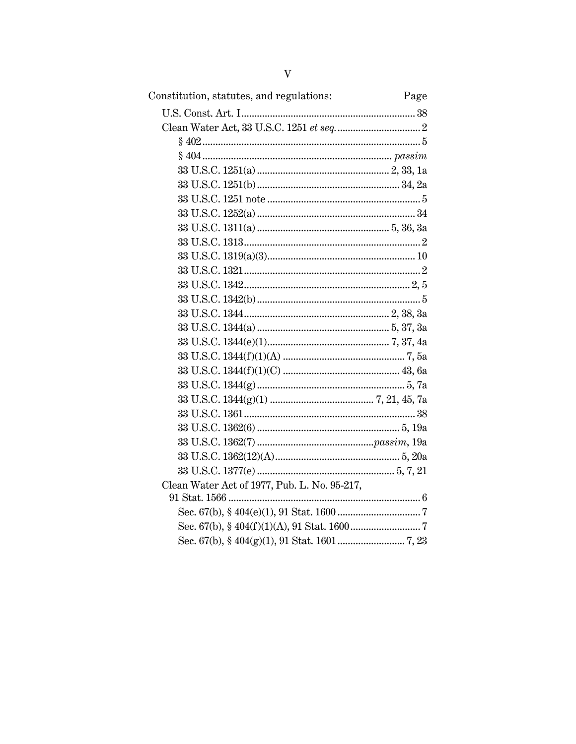| Constitution, statutes, and regulations: | Page |
|---|---|
| U.S. Const. Art. I | 38 |
| Clean Water Act, 33 U.S.C. 1251 *et seq.* | 2 |
| § 402 | 5 |
| § 404 | *passim* |
| 33 U.S.C. 1251(a) | 2, 33, 1a |
| 33 U.S.C. 1251(b) | 34, 2a |
| 33 U.S.C. 1251 note | 5 |
| 33 U.S.C. 1252(a) | 34 |
| 33 U.S.C. 1311(a) | 5, 36, 3a |
| 33 U.S.C. 1313 | 2 |
| 33 U.S.C. 1319(a)(3) | 10 |
| 33 U.S.C. 1321 | 2 |
| 33 U.S.C. 1342 | 2, 5 |
| 33 U.S.C. 1342(b) | 5 |
| 33 U.S.C. 1344 | 2, 38, 3a |
| 33 U.S.C. 1344(a) | 5, 37, 3a |
| 33 U.S.C. 1344(e)(1) | 7, 37, 4a |
| 33 U.S.C. 1344(f)(1)(A) | 7, 5a |
| 33 U.S.C. 1344(f)(1)(C) | 43, 6a |
| 33 U.S.C. 1344(g) | 5, 7a |
| 33 U.S.C. 1344(g)(1) | 7, 21, 45, 7a |
| 33 U.S.C. 1361 | 38 |
| 33 U.S.C. 1362(6) | 5, 19a |
| 33 U.S.C. 1362(7) | *passim*, 19a |
| 33 U.S.C. 1362(12)(A) | 5, 20a |
| 33 U.S.C. 1377(e) | 5, 7, 21 |
| Clean Water Act of 1977, Pub. L. No. 95-217, 91 Stat. 1566 | 6 |
| Sec. 67(b), § 404(e)(1), 91 Stat. 1600 | 7 |
| Sec. 67(b), § 404(f)(1)(A), 91 Stat. 1600 | 7 |
| Sec. 67(b), § 404(g)(1), 91 Stat. 1601 | 7, 23 |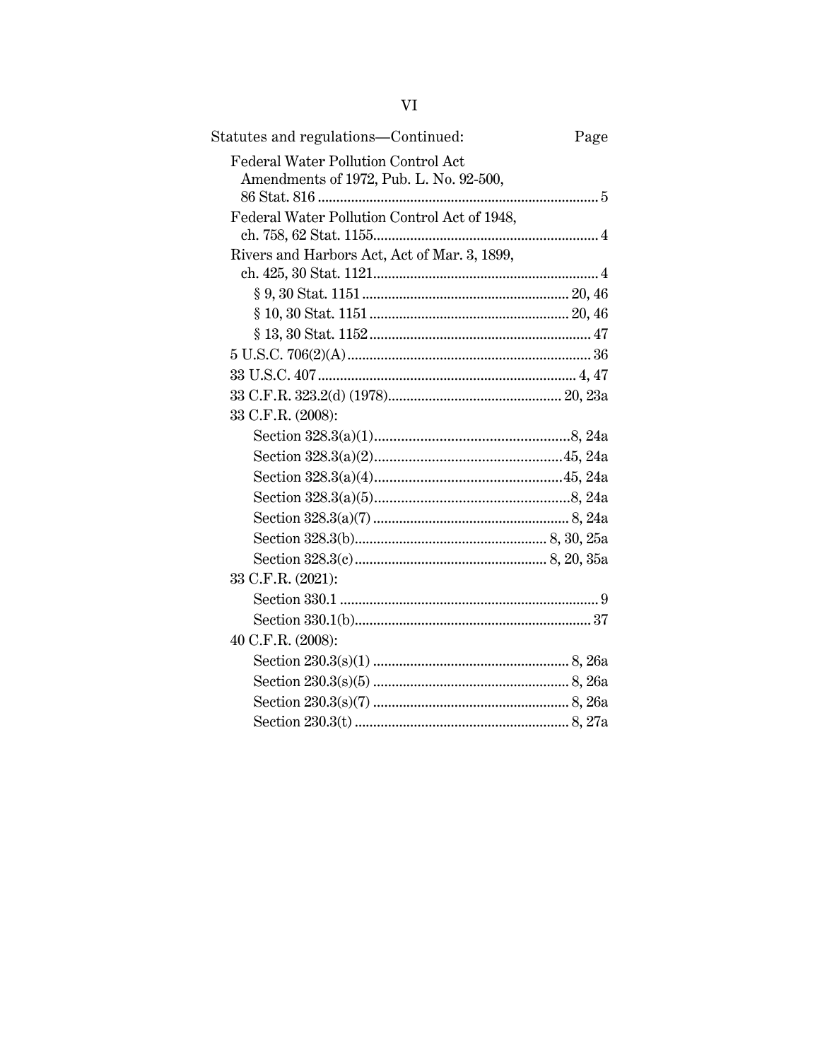Statutes and regulations—Continued: Page

Federal Water Pollution Control Act Amendments of 1972, Pub. L. No. 92-500, 86 Stat. 816 ........................................ 5

Federal Water Pollution Control Act of 1948, ch. 758, 62 Stat. 1155........................................ 4

Rivers and Harbors Act, Act of Mar. 3, 1899, ch. 425, 30 Stat. 1121........................................ 4

- § 9, 30 Stat. 1151........................................ 20, 46
- § 10, 30 Stat. 1151........................................ 20, 46
- § 13, 30 Stat. 1152........................................ 47

5 U.S.C. 706(2)(A)........................................ 36

33 U.S.C. 407........................................ 4, 47

33 C.F.R. 323.2(d) (1978)........................................ 20, 23a

33 C.F.R. (2008):

- Section 328.3(a)(1)........................................ 8, 24a
- Section 328.3(a)(2)........................................ 45, 24a
- Section 328.3(a)(4)........................................ 45, 24a
- Section 328.3(a)(5)........................................ 8, 24a
- Section 328.3(a)(7)........................................ 8, 24a
- Section 328.3(b)........................................ 8, 30, 25a
- Section 328.3(c)........................................ 8, 20, 35a

33 C.F.R. (2021):

- Section 330.1........................................ 9
- Section 330.1(b)........................................ 37

40 C.F.R. (2008):

- Section 230.3(s)(1)........................................ 8, 26a
- Section 230.3(s)(5)........................................ 8, 26a
- Section 230.3(s)(7)........................................ 8, 26a
- Section 230.3(t)........................................ 8, 27a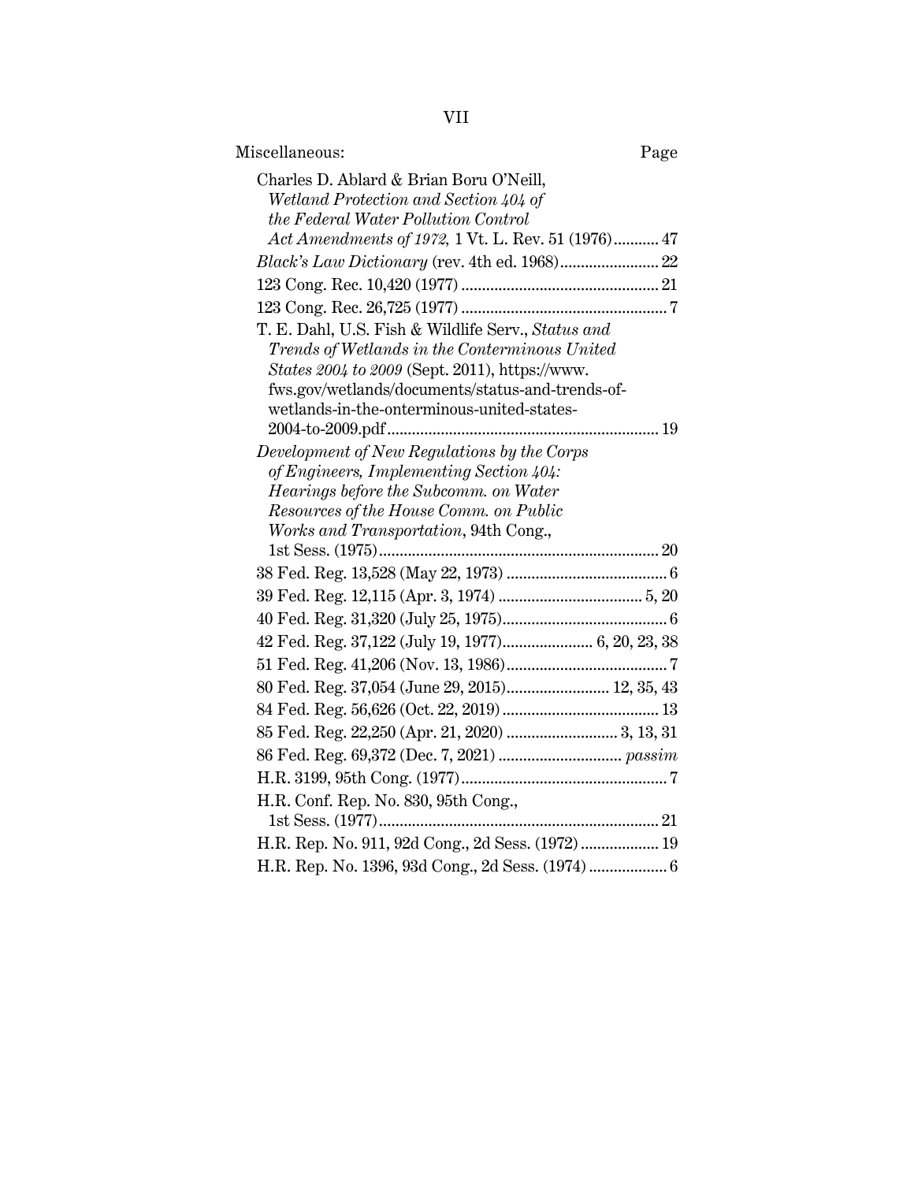Miscellaneous: Page

Charles D. Ablard & Brian Boru O'Neill, *Wetland Protection and Section 404 of the Federal Water Pollution Control Act Amendments of 1972,* 1 Vt. L. Rev. 51 (1976) ........... 47

*Black's Law Dictionary* (rev. 4th ed. 1968) ........................ 22

123 Cong. Rec. 10,420 (1977) ................................................ 21

123 Cong. Rec. 26,725 (1977) .................................................. 7

T. E. Dahl, U.S. Fish & Wildlife Serv., *Status and Trends of Wetlands in the Conterminous United States 2004 to 2009* (Sept. 2011), https://www.fws.gov/wetlands/documents/status-and-trends-of-wetlands-in-the-onterminous-united-states-2004-to-2009.pdf ................................................................. 19

*Development of New Regulations by the Corps of Engineers, Implementing Section 404: Hearings before the Subcomm. on Water Resources of the House Comm. on Public Works and Transportation*, 94th Cong., 1st Sess. (1975) .................................................................... 20

38 Fed. Reg. 13,528 (May 22, 1973) ....................................... 6

39 Fed. Reg. 12,115 (Apr. 3, 1974) ................................... 5, 20

40 Fed. Reg. 31,320 (July 25, 1975) ........................................ 6

42 Fed. Reg. 37,122 (July 19, 1977) ...................... 6, 20, 23, 38

51 Fed. Reg. 41,206 (Nov. 13, 1986) ....................................... 7

80 Fed. Reg. 37,054 (June 29, 2015) ......................... 12, 35, 43

84 Fed. Reg. 56,626 (Oct. 22, 2019) ...................................... 13

85 Fed. Reg. 22,250 (Apr. 21, 2020) ........................... 3, 13, 31

86 Fed. Reg. 69,372 (Dec. 7, 2021) .............................. *passim*

H.R. 3199, 95th Cong. (1977) .................................................. 7

H.R. Conf. Rep. No. 830, 95th Cong., 1st Sess. (1977) .................................................................... 21

H.R. Rep. No. 911, 92d Cong., 2d Sess. (1972) ................... 19

H.R. Rep. No. 1396, 93d Cong., 2d Sess. (1974) ................... 6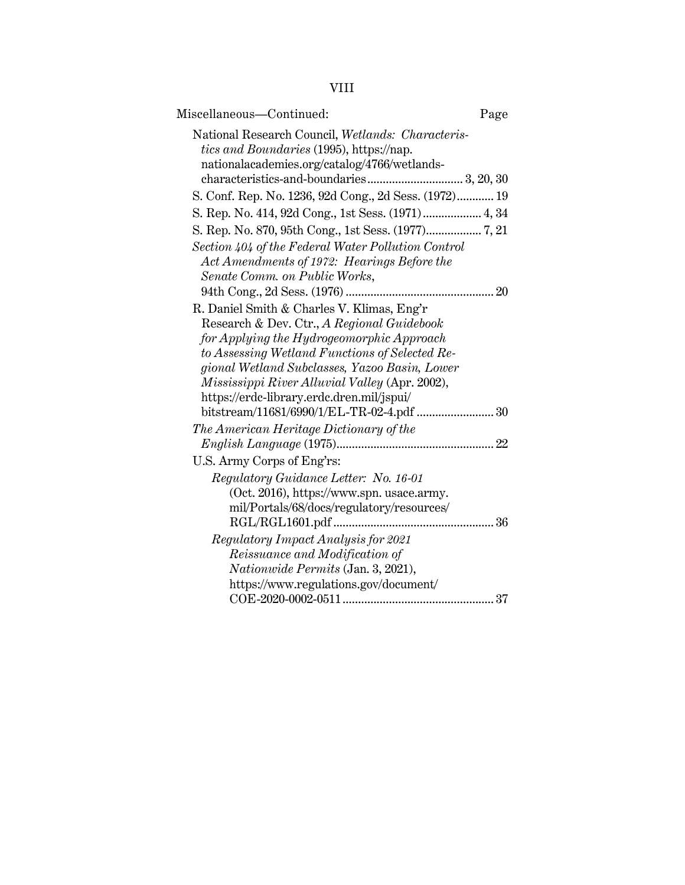Miscellaneous—Continued: Page

National Research Council, *Wetlands: Characteristics and Boundaries* (1995), https://nap.nationalacademies.org/catalog/4766/wetlands-characteristics-and-boundaries .............................. 3, 20, 30

S. Conf. Rep. No. 1236, 92d Cong., 2d Sess. (1972)............ 19

S. Rep. No. 414, 92d Cong., 1st Sess. (1971)................... 4, 34

S. Rep. No. 870, 95th Cong., 1st Sess. (1977).................. 7, 21

*Section 404 of the Federal Water Pollution Control Act Amendments of 1972: Hearings Before the Senate Comm. on Public Works*, 94th Cong., 2d Sess. (1976) ................................................ 20

R. Daniel Smith & Charles V. Klimas, Eng'r Research & Dev. Ctr., *A Regional Guidebook for Applying the Hydrogeomorphic Approach to Assessing Wetland Functions of Selected Regional Wetland Subclasses, Yazoo Basin, Lower Mississippi River Alluvial Valley* (Apr. 2002), https://erdc-library.erdc.dren.mil/jspui/bitstream/11681/6990/1/EL-TR-02-4.pdf ......................... 30

*The American Heritage Dictionary of the English Language* (1975).................................................. 22

U.S. Army Corps of Eng'rs:

- *Regulatory Guidance Letter: No. 16-01* (Oct. 2016), https://www.spn.usace.army.mil/Portals/68/docs/regulatory/resources/RGL/RGL1601.pdf ................................................... 36
- *Regulatory Impact Analysis for 2021 Reissuance and Modification of Nationwide Permits* (Jan. 3, 2021), https://www.regulations.gov/document/COE-2020-0002-0511 ................................................ 37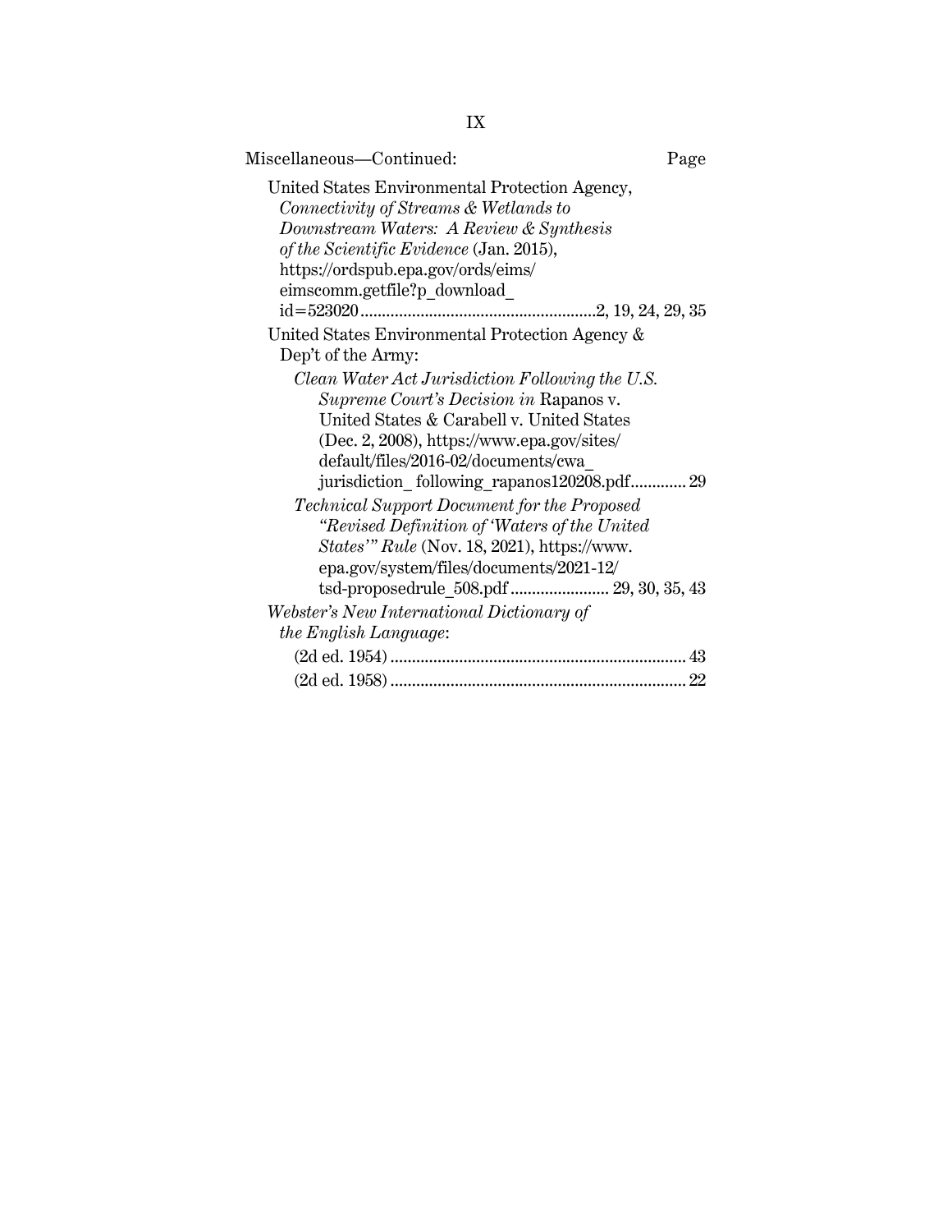Miscellaneous—Continued: Page

United States Environmental Protection Agency, *Connectivity of Streams & Wetlands to Downstream Waters: A Review & Synthesis of the Scientific Evidence* (Jan. 2015), https://ordspub.epa.gov/ords/eims/eimscomm.getfile?p_download_id=523020 ....................2, 19, 24, 29, 35

United States Environmental Protection Agency & Dep't of the Army:

*Clean Water Act Jurisdiction Following the U.S. Supreme Court's Decision in* Rapanos v. United States & Carabell v. United States (Dec. 2, 2008), https://www.epa.gov/sites/default/files/2016-02/documents/cwa_jurisdiction_following_rapanos120208.pdf............ 29

*Technical Support Document for the Proposed "Revised Definition of 'Waters of the United States'" Rule* (Nov. 18, 2021), https://www.epa.gov/system/files/documents/2021-12/tsd-proposedrule_508.pdf ....................... 29, 30, 35, 43

*Webster's New International Dictionary of the English Language*:

(2d ed. 1954) .................................................................... 43

(2d ed. 1958) .................................................................... 22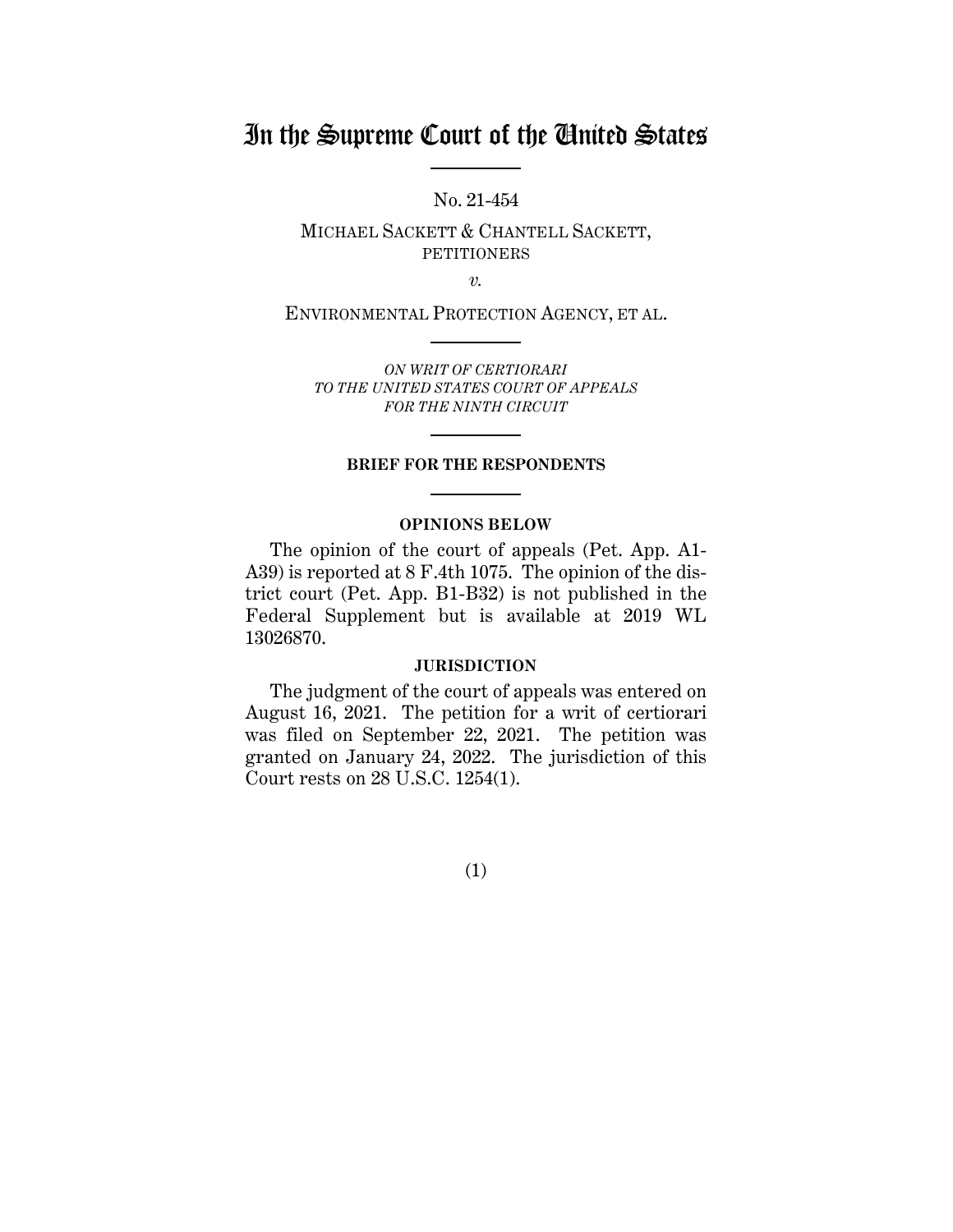# In the Supreme Court of the United States

No. 21-454

MICHAEL SACKETT & CHANTELL SACKETT, PETITIONERS

*v.*

ENVIRONMENTAL PROTECTION AGENCY, ET AL.

*ON WRIT OF CERTIORARI TO THE UNITED STATES COURT OF APPEALS FOR THE NINTH CIRCUIT*

**BRIEF FOR THE RESPONDENTS**

**OPINIONS BELOW**

The opinion of the court of appeals (Pet. App. A1-A39) is reported at 8 F.4th 1075. The opinion of the district court (Pet. App. B1-B32) is not published in the Federal Supplement but is available at 2019 WL 13026870.

**JURISDICTION**

The judgment of the court of appeals was entered on August 16, 2021. The petition for a writ of certiorari was filed on September 22, 2021. The petition was granted on January 24, 2022. The jurisdiction of this Court rests on 28 U.S.C. 1254(1).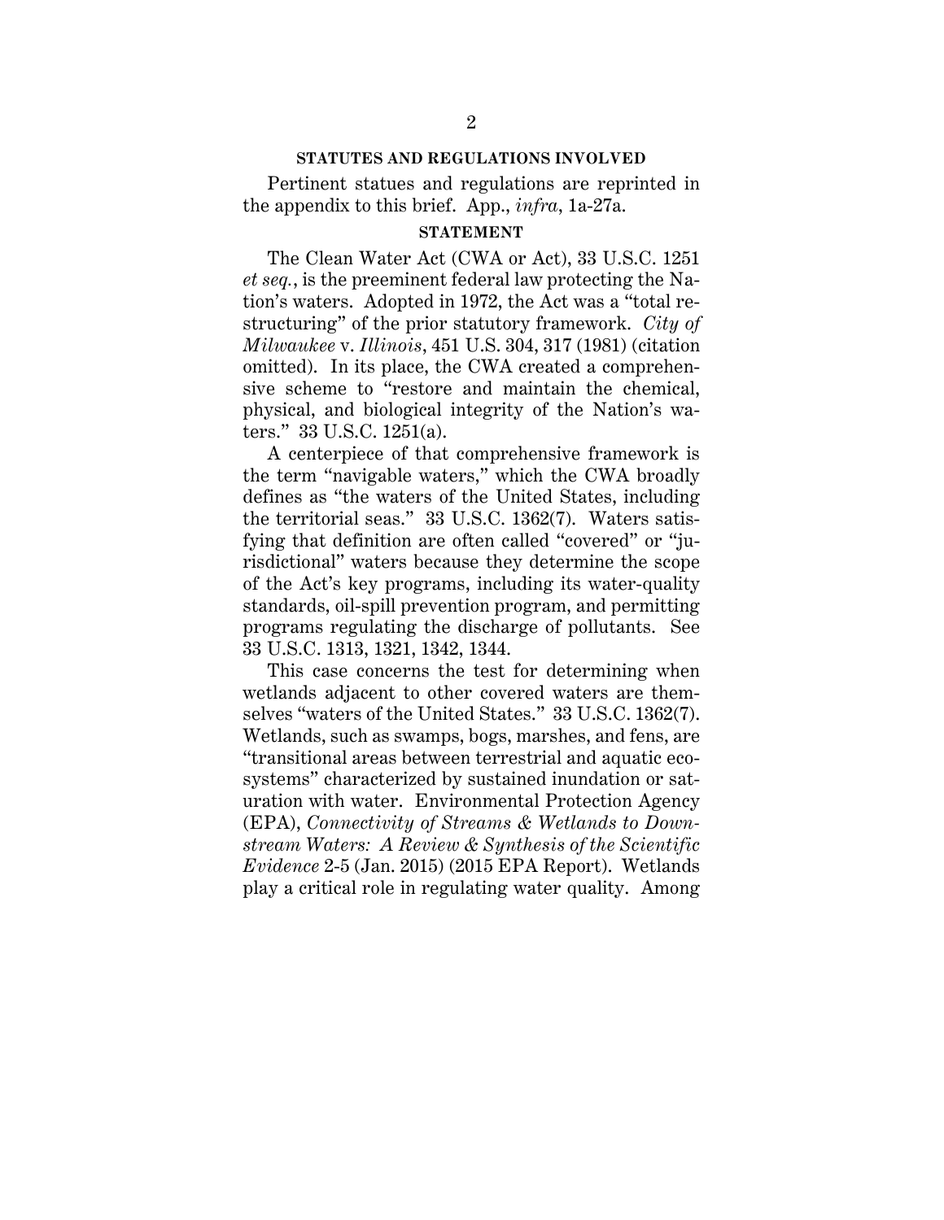## STATUTES AND REGULATIONS INVOLVED

Pertinent statues and regulations are reprinted in the appendix to this brief. App., *infra*, 1a-27a.

## STATEMENT

The Clean Water Act (CWA or Act), 33 U.S.C. 1251 *et seq.*, is the preeminent federal law protecting the Nation's waters. Adopted in 1972, the Act was a "total restructuring" of the prior statutory framework. *City of Milwaukee* v. *Illinois*, 451 U.S. 304, 317 (1981) (citation omitted). In its place, the CWA created a comprehensive scheme to "restore and maintain the chemical, physical, and biological integrity of the Nation's waters." 33 U.S.C. 1251(a).

A centerpiece of that comprehensive framework is the term "navigable waters," which the CWA broadly defines as "the waters of the United States, including the territorial seas." 33 U.S.C. 1362(7). Waters satisfying that definition are often called "covered" or "jurisdictional" waters because they determine the scope of the Act's key programs, including its water-quality standards, oil-spill prevention program, and permitting programs regulating the discharge of pollutants. See 33 U.S.C. 1313, 1321, 1342, 1344.

This case concerns the test for determining when wetlands adjacent to other covered waters are themselves "waters of the United States." 33 U.S.C. 1362(7). Wetlands, such as swamps, bogs, marshes, and fens, are "transitional areas between terrestrial and aquatic ecosystems" characterized by sustained inundation or saturation with water. Environmental Protection Agency (EPA), *Connectivity of Streams & Wetlands to Downstream Waters: A Review & Synthesis of the Scientific Evidence* 2-5 (Jan. 2015) (2015 EPA Report). Wetlands play a critical role in regulating water quality. Among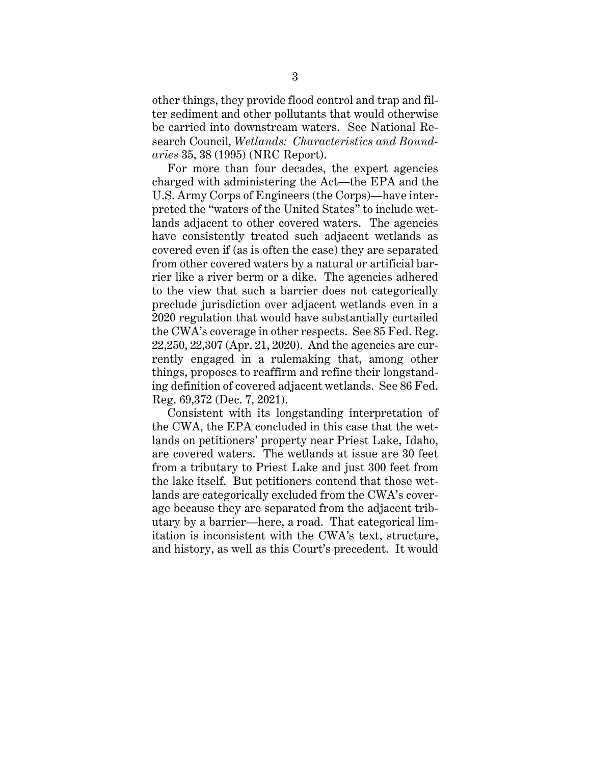other things, they provide flood control and trap and filter sediment and other pollutants that would otherwise be carried into downstream waters. See National Research Council, *Wetlands: Characteristics and Boundaries* 35, 38 (1995) (NRC Report).

For more than four decades, the expert agencies charged with administering the Act—the EPA and the U.S. Army Corps of Engineers (the Corps)—have interpreted the "waters of the United States" to include wetlands adjacent to other covered waters. The agencies have consistently treated such adjacent wetlands as covered even if (as is often the case) they are separated from other covered waters by a natural or artificial barrier like a river berm or a dike. The agencies adhered to the view that such a barrier does not categorically preclude jurisdiction over adjacent wetlands even in a 2020 regulation that would have substantially curtailed the CWA's coverage in other respects. See 85 Fed. Reg. 22,250, 22,307 (Apr. 21, 2020). And the agencies are currently engaged in a rulemaking that, among other things, proposes to reaffirm and refine their longstanding definition of covered adjacent wetlands. See 86 Fed. Reg. 69,372 (Dec. 7, 2021).

Consistent with its longstanding interpretation of the CWA, the EPA concluded in this case that the wetlands on petitioners' property near Priest Lake, Idaho, are covered waters. The wetlands at issue are 30 feet from a tributary to Priest Lake and just 300 feet from the lake itself. But petitioners contend that those wetlands are categorically excluded from the CWA's coverage because they are separated from the adjacent tributary by a barrier—here, a road. That categorical limitation is inconsistent with the CWA's text, structure, and history, as well as this Court's precedent. It would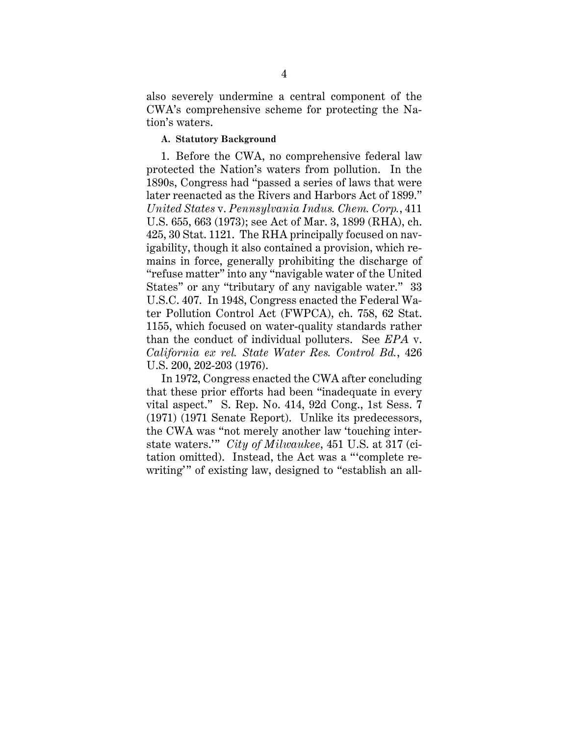also severely undermine a central component of the CWA's comprehensive scheme for protecting the Nation's waters.

### A. Statutory Background

1. Before the CWA, no comprehensive federal law protected the Nation's waters from pollution. In the 1890s, Congress had "passed a series of laws that were later reenacted as the Rivers and Harbors Act of 1899." *United States* v. *Pennsylvania Indus. Chem. Corp.*, 411 U.S. 655, 663 (1973); see Act of Mar. 3, 1899 (RHA), ch. 425, 30 Stat. 1121. The RHA principally focused on navigability, though it also contained a provision, which remains in force, generally prohibiting the discharge of "refuse matter" into any "navigable water of the United States" or any "tributary of any navigable water." 33 U.S.C. 407. In 1948, Congress enacted the Federal Water Pollution Control Act (FWPCA), ch. 758, 62 Stat. 1155, which focused on water-quality standards rather than the conduct of individual polluters. See *EPA* v. *California ex rel. State Water Res. Control Bd.*, 426 U.S. 200, 202-203 (1976).

In 1972, Congress enacted the CWA after concluding that these prior efforts had been "inadequate in every vital aspect." S. Rep. No. 414, 92d Cong., 1st Sess. 7 (1971) (1971 Senate Report). Unlike its predecessors, the CWA was "not merely another law 'touching interstate waters.'" *City of Milwaukee*, 451 U.S. at 317 (citation omitted). Instead, the Act was a "'complete rewriting'" of existing law, designed to "establish an all-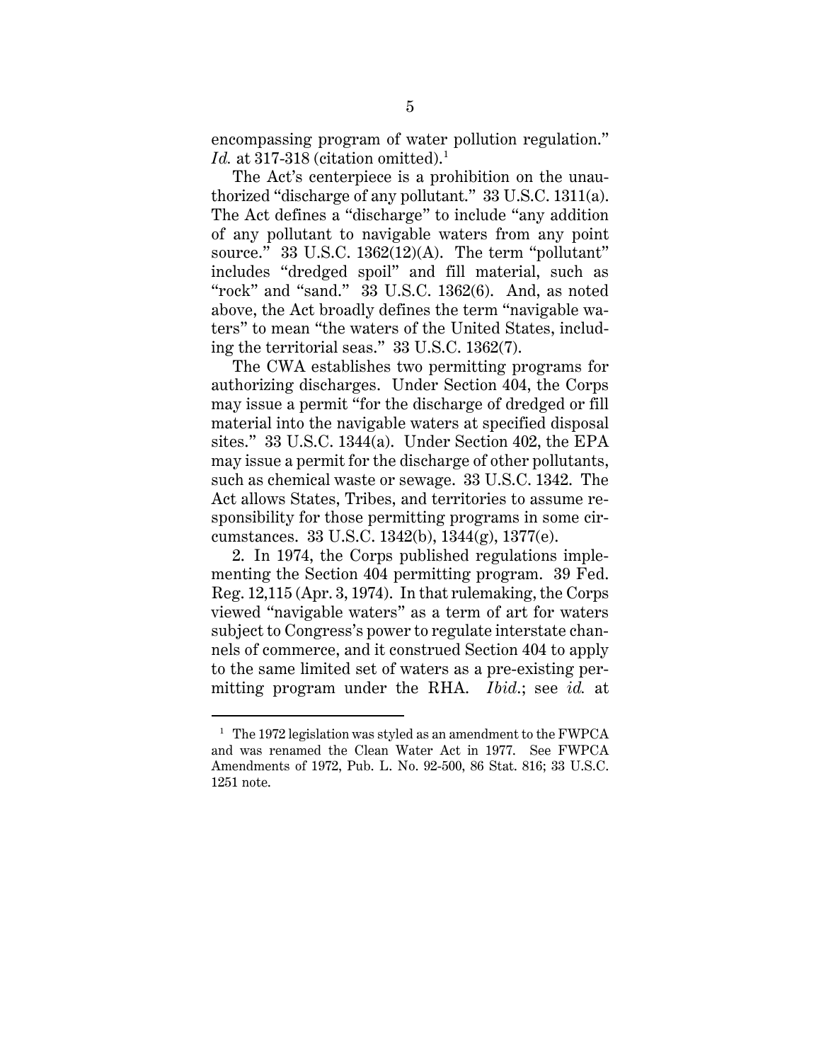encompassing program of water pollution regulation." *Id.* at 317-318 (citation omitted).[1]

The Act's centerpiece is a prohibition on the unauthorized "discharge of any pollutant." 33 U.S.C. 1311(a). The Act defines a "discharge" to include "any addition of any pollutant to navigable waters from any point source." 33 U.S.C. 1362(12)(A). The term "pollutant" includes "dredged spoil" and fill material, such as "rock" and "sand." 33 U.S.C. 1362(6). And, as noted above, the Act broadly defines the term "navigable waters" to mean "the waters of the United States, including the territorial seas." 33 U.S.C. 1362(7).

The CWA establishes two permitting programs for authorizing discharges. Under Section 404, the Corps may issue a permit "for the discharge of dredged or fill material into the navigable waters at specified disposal sites." 33 U.S.C. 1344(a). Under Section 402, the EPA may issue a permit for the discharge of other pollutants, such as chemical waste or sewage. 33 U.S.C. 1342. The Act allows States, Tribes, and territories to assume responsibility for those permitting programs in some circumstances. 33 U.S.C. 1342(b), 1344(g), 1377(e).

2. In 1974, the Corps published regulations implementing the Section 404 permitting program. 39 Fed. Reg. 12,115 (Apr. 3, 1974). In that rulemaking, the Corps viewed "navigable waters" as a term of art for waters subject to Congress's power to regulate interstate channels of commerce, and it construed Section 404 to apply to the same limited set of waters as a pre-existing permitting program under the RHA. *Ibid.*; see *id.* at

[1] The 1972 legislation was styled as an amendment to the FWPCA and was renamed the Clean Water Act in 1977. See FWPCA Amendments of 1972, Pub. L. No. 92-500, 86 Stat. 816; 33 U.S.C. 1251 note.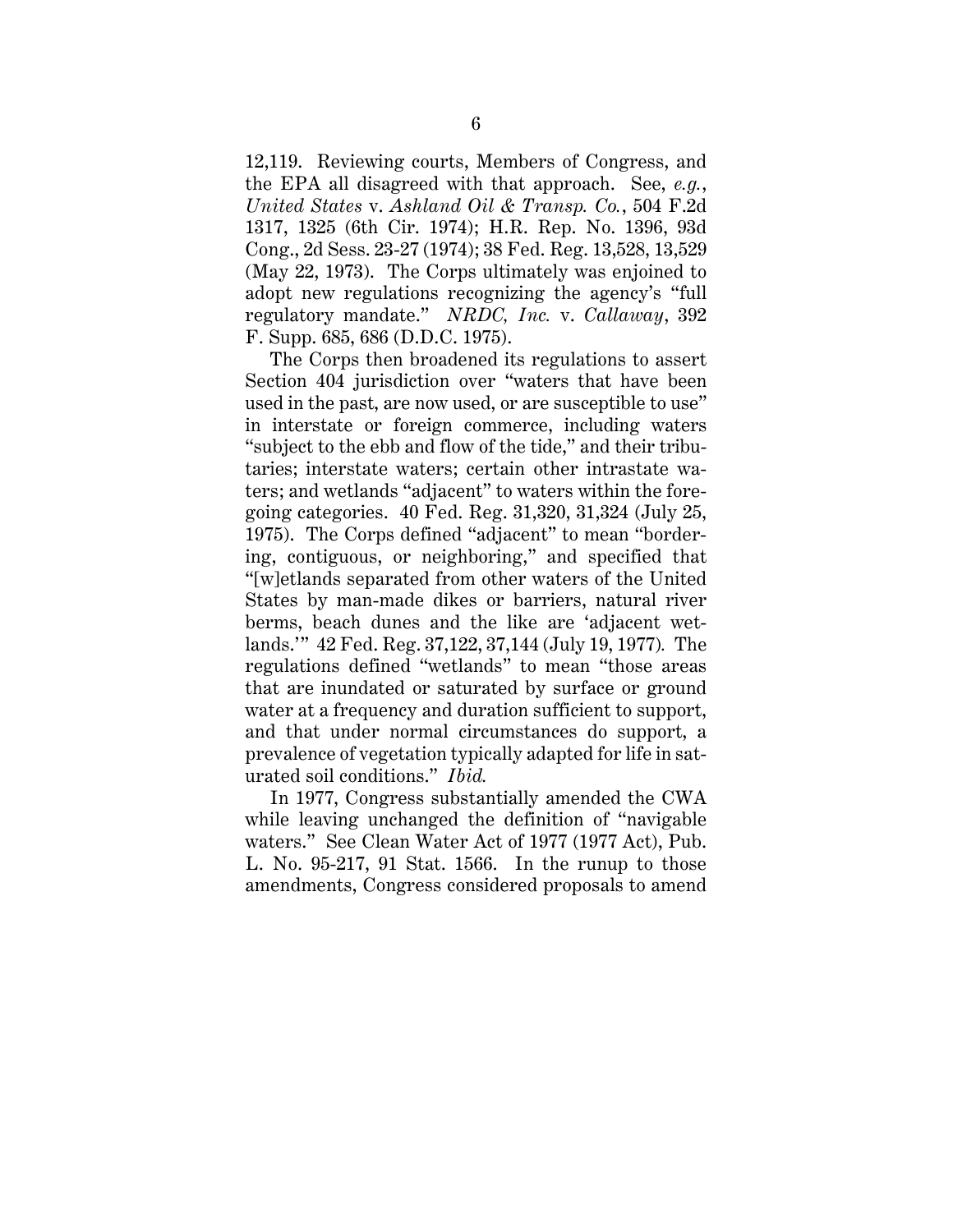12,119. Reviewing courts, Members of Congress, and the EPA all disagreed with that approach. See, *e.g.*, *United States* v. *Ashland Oil & Transp. Co.*, 504 F.2d 1317, 1325 (6th Cir. 1974); H.R. Rep. No. 1396, 93d Cong., 2d Sess. 23-27 (1974); 38 Fed. Reg. 13,528, 13,529 (May 22, 1973). The Corps ultimately was enjoined to adopt new regulations recognizing the agency's "full regulatory mandate." *NRDC, Inc.* v. *Callaway*, 392 F. Supp. 685, 686 (D.D.C. 1975).

The Corps then broadened its regulations to assert Section 404 jurisdiction over "waters that have been used in the past, are now used, or are susceptible to use" in interstate or foreign commerce, including waters "subject to the ebb and flow of the tide," and their tributaries; interstate waters; certain other intrastate waters; and wetlands "adjacent" to waters within the foregoing categories. 40 Fed. Reg. 31,320, 31,324 (July 25, 1975). The Corps defined "adjacent" to mean "bordering, contiguous, or neighboring," and specified that "[w]etlands separated from other waters of the United States by man-made dikes or barriers, natural river berms, beach dunes and the like are 'adjacent wetlands.'" 42 Fed. Reg. 37,122, 37,144 (July 19, 1977). The regulations defined "wetlands" to mean "those areas that are inundated or saturated by surface or ground water at a frequency and duration sufficient to support, and that under normal circumstances do support, a prevalence of vegetation typically adapted for life in saturated soil conditions." *Ibid.*

In 1977, Congress substantially amended the CWA while leaving unchanged the definition of "navigable waters." See Clean Water Act of 1977 (1977 Act), Pub. L. No. 95-217, 91 Stat. 1566. In the runup to those amendments, Congress considered proposals to amend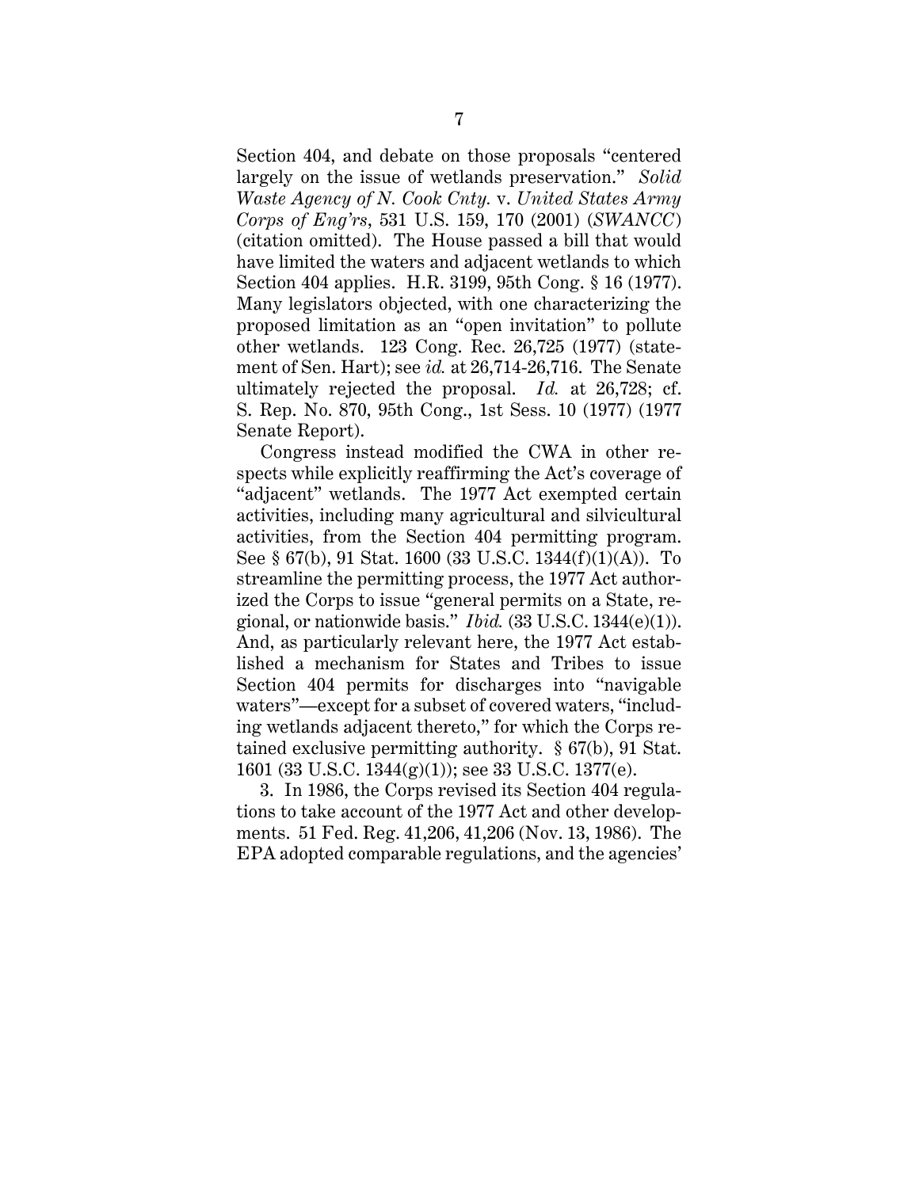Section 404, and debate on those proposals "centered largely on the issue of wetlands preservation." *Solid Waste Agency of N. Cook Cnty.* v. *United States Army Corps of Eng'rs*, 531 U.S. 159, 170 (2001) (*SWANCC*) (citation omitted). The House passed a bill that would have limited the waters and adjacent wetlands to which Section 404 applies. H.R. 3199, 95th Cong. § 16 (1977). Many legislators objected, with one characterizing the proposed limitation as an "open invitation" to pollute other wetlands. 123 Cong. Rec. 26,725 (1977) (statement of Sen. Hart); see *id.* at 26,714-26,716. The Senate ultimately rejected the proposal. *Id.* at 26,728; cf. S. Rep. No. 870, 95th Cong., 1st Sess. 10 (1977) (1977 Senate Report).

Congress instead modified the CWA in other respects while explicitly reaffirming the Act's coverage of "adjacent" wetlands. The 1977 Act exempted certain activities, including many agricultural and silvicultural activities, from the Section 404 permitting program. See § 67(b), 91 Stat. 1600 (33 U.S.C. 1344(f)(1)(A)). To streamline the permitting process, the 1977 Act authorized the Corps to issue "general permits on a State, regional, or nationwide basis." *Ibid.* (33 U.S.C. 1344(e)(1)). And, as particularly relevant here, the 1977 Act established a mechanism for States and Tribes to issue Section 404 permits for discharges into "navigable waters"—except for a subset of covered waters, "including wetlands adjacent thereto," for which the Corps retained exclusive permitting authority. § 67(b), 91 Stat. 1601 (33 U.S.C. 1344(g)(1)); see 33 U.S.C. 1377(e).

3. In 1986, the Corps revised its Section 404 regulations to take account of the 1977 Act and other developments. 51 Fed. Reg. 41,206, 41,206 (Nov. 13, 1986). The EPA adopted comparable regulations, and the agencies'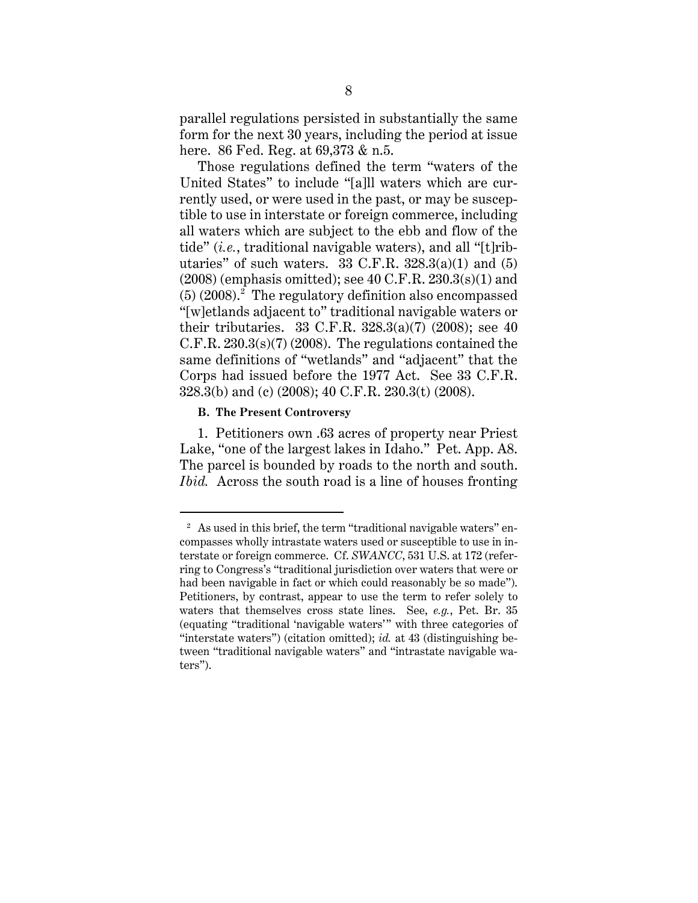parallel regulations persisted in substantially the same form for the next 30 years, including the period at issue here. 86 Fed. Reg. at 69,373 & n.5.

Those regulations defined the term "waters of the United States" to include "[a]ll waters which are currently used, or were used in the past, or may be susceptible to use in interstate or foreign commerce, including all waters which are subject to the ebb and flow of the tide" (*i.e.*, traditional navigable waters), and all "[t]ributaries" of such waters. 33 C.F.R. 328.3(a)(1) and (5) (2008) (emphasis omitted); see 40 C.F.R. 230.3(s)(1) and (5) (2008).[2] The regulatory definition also encompassed "[w]etlands adjacent to" traditional navigable waters or their tributaries. 33 C.F.R. 328.3(a)(7) (2008); see 40 C.F.R. 230.3(s)(7) (2008). The regulations contained the same definitions of "wetlands" and "adjacent" that the Corps had issued before the 1977 Act. See 33 C.F.R. 328.3(b) and (c) (2008); 40 C.F.R. 230.3(t) (2008).

**B. The Present Controversy**

1. Petitioners own .63 acres of property near Priest Lake, "one of the largest lakes in Idaho." Pet. App. A8. The parcel is bounded by roads to the north and south. *Ibid.* Across the south road is a line of houses fronting

[2] As used in this brief, the term "traditional navigable waters" encompasses wholly intrastate waters used or susceptible to use in interstate or foreign commerce. Cf. *SWANCC*, 531 U.S. at 172 (referring to Congress's "traditional jurisdiction over waters that were or had been navigable in fact or which could reasonably be so made"). Petitioners, by contrast, appear to use the term to refer solely to waters that themselves cross state lines. See, *e.g.*, Pet. Br. 35 (equating "traditional 'navigable waters'" with three categories of "interstate waters") (citation omitted); *id.* at 43 (distinguishing between "traditional navigable waters" and "intrastate navigable waters").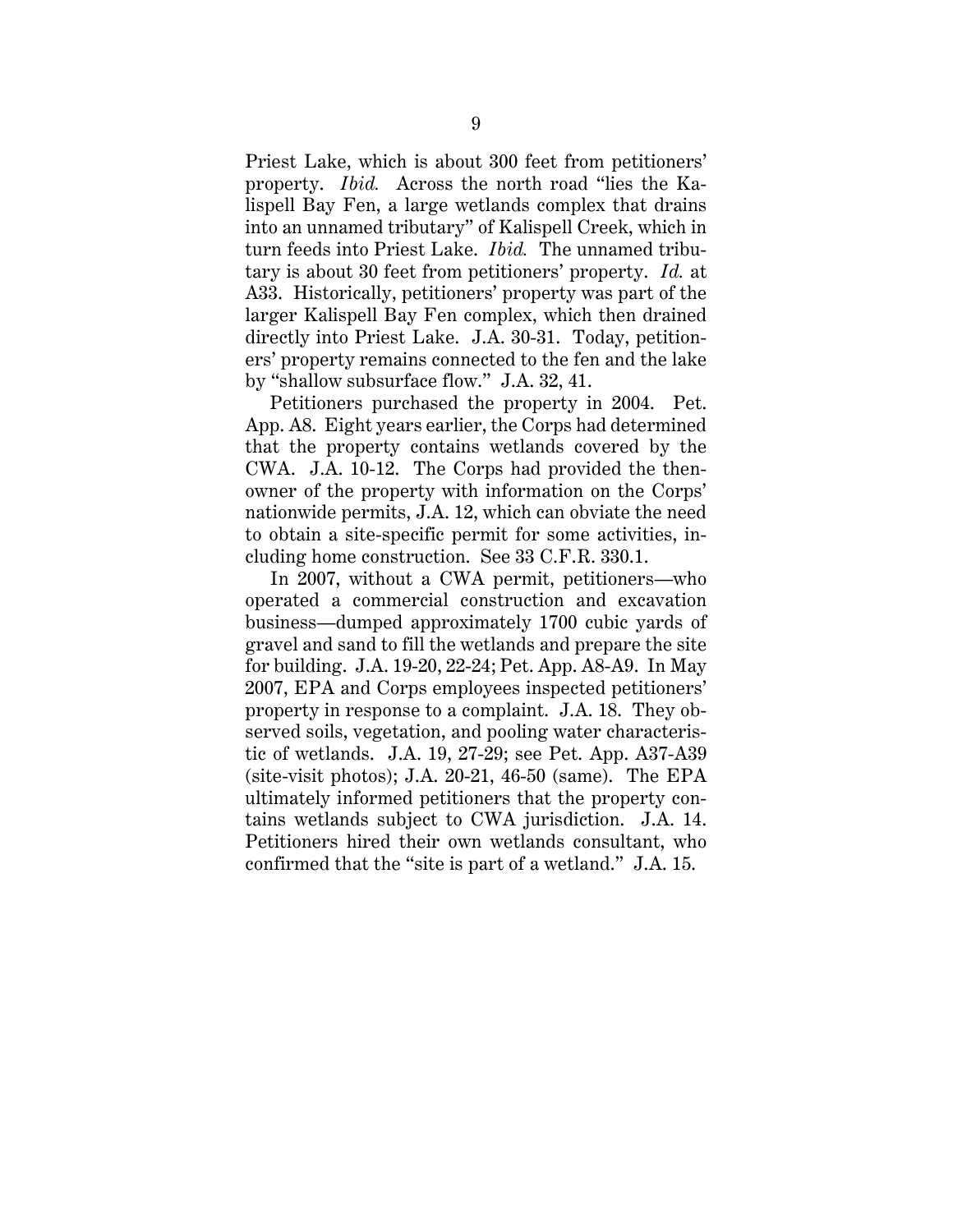Priest Lake, which is about 300 feet from petitioners' property. *Ibid.* Across the north road "lies the Kalispell Bay Fen, a large wetlands complex that drains into an unnamed tributary" of Kalispell Creek, which in turn feeds into Priest Lake. *Ibid.* The unnamed tributary is about 30 feet from petitioners' property. *Id.* at A33. Historically, petitioners' property was part of the larger Kalispell Bay Fen complex, which then drained directly into Priest Lake. J.A. 30-31. Today, petitioners' property remains connected to the fen and the lake by "shallow subsurface flow." J.A. 32, 41.

Petitioners purchased the property in 2004. Pet. App. A8. Eight years earlier, the Corps had determined that the property contains wetlands covered by the CWA. J.A. 10-12. The Corps had provided the then-owner of the property with information on the Corps' nationwide permits, J.A. 12, which can obviate the need to obtain a site-specific permit for some activities, including home construction. See 33 C.F.R. 330.1.

In 2007, without a CWA permit, petitioners—who operated a commercial construction and excavation business—dumped approximately 1700 cubic yards of gravel and sand to fill the wetlands and prepare the site for building. J.A. 19-20, 22-24; Pet. App. A8-A9. In May 2007, EPA and Corps employees inspected petitioners' property in response to a complaint. J.A. 18. They observed soils, vegetation, and pooling water characteristic of wetlands. J.A. 19, 27-29; see Pet. App. A37-A39 (site-visit photos); J.A. 20-21, 46-50 (same). The EPA ultimately informed petitioners that the property contains wetlands subject to CWA jurisdiction. J.A. 14. Petitioners hired their own wetlands consultant, who confirmed that the "site is part of a wetland." J.A. 15.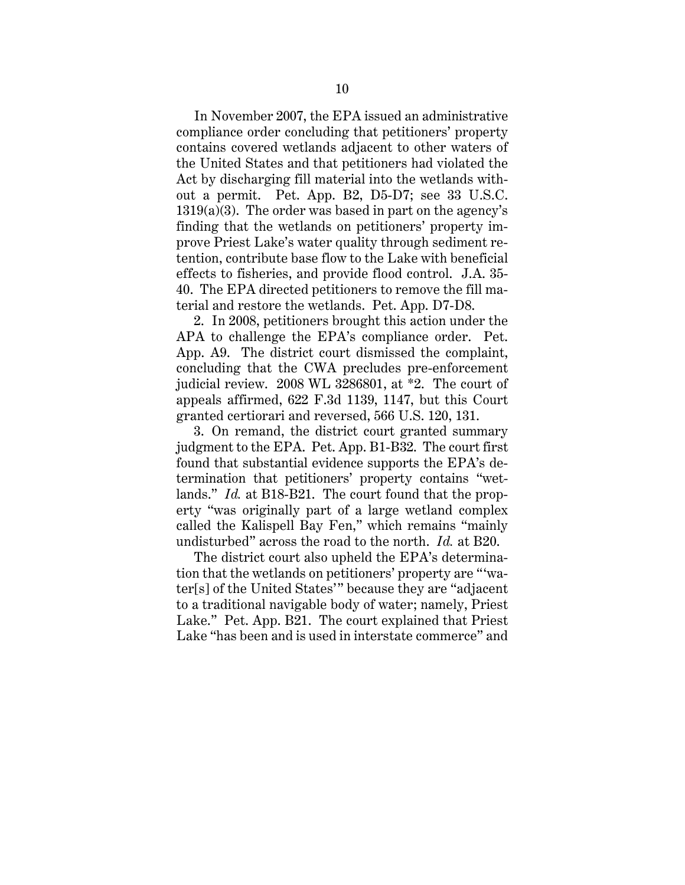In November 2007, the EPA issued an administrative compliance order concluding that petitioners' property contains covered wetlands adjacent to other waters of the United States and that petitioners had violated the Act by discharging fill material into the wetlands without a permit. Pet. App. B2, D5-D7; see 33 U.S.C. 1319(a)(3). The order was based in part on the agency's finding that the wetlands on petitioners' property improve Priest Lake's water quality through sediment retention, contribute base flow to the Lake with beneficial effects to fisheries, and provide flood control. J.A. 35-40. The EPA directed petitioners to remove the fill material and restore the wetlands. Pet. App. D7-D8.

2. In 2008, petitioners brought this action under the APA to challenge the EPA's compliance order. Pet. App. A9. The district court dismissed the complaint, concluding that the CWA precludes pre-enforcement judicial review. 2008 WL 3286801, at *2. The court of appeals affirmed, 622 F.3d 1139, 1147, but this Court granted certiorari and reversed, 566 U.S. 120, 131.

3. On remand, the district court granted summary judgment to the EPA. Pet. App. B1-B32. The court first found that substantial evidence supports the EPA's determination that petitioners' property contains "wetlands." *Id.* at B18-B21. The court found that the property "was originally part of a large wetland complex called the Kalispell Bay Fen," which remains "mainly undisturbed" across the road to the north. *Id.* at B20.

The district court also upheld the EPA's determination that the wetlands on petitioners' property are "'water[s] of the United States'" because they are "adjacent to a traditional navigable body of water; namely, Priest Lake." Pet. App. B21. The court explained that Priest Lake "has been and is used in interstate commerce" and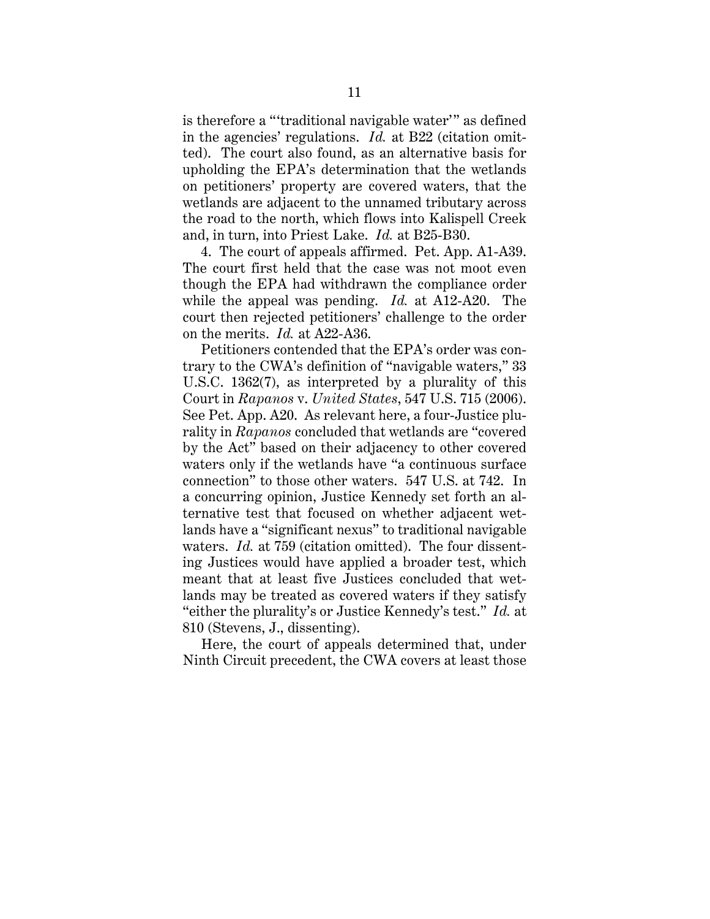is therefore a "'traditional navigable water'" as defined in the agencies' regulations. *Id.* at B22 (citation omitted). The court also found, as an alternative basis for upholding the EPA's determination that the wetlands on petitioners' property are covered waters, that the wetlands are adjacent to the unnamed tributary across the road to the north, which flows into Kalispell Creek and, in turn, into Priest Lake. *Id.* at B25-B30.

4. The court of appeals affirmed. Pet. App. A1-A39. The court first held that the case was not moot even though the EPA had withdrawn the compliance order while the appeal was pending. *Id.* at A12-A20. The court then rejected petitioners' challenge to the order on the merits. *Id.* at A22-A36.

Petitioners contended that the EPA's order was contrary to the CWA's definition of "navigable waters," 33 U.S.C. 1362(7), as interpreted by a plurality of this Court in *Rapanos* v. *United States*, 547 U.S. 715 (2006). See Pet. App. A20. As relevant here, a four-Justice plurality in *Rapanos* concluded that wetlands are "covered by the Act" based on their adjacency to other covered waters only if the wetlands have "a continuous surface connection" to those other waters. 547 U.S. at 742. In a concurring opinion, Justice Kennedy set forth an alternative test that focused on whether adjacent wetlands have a "significant nexus" to traditional navigable waters. *Id.* at 759 (citation omitted). The four dissenting Justices would have applied a broader test, which meant that at least five Justices concluded that wetlands may be treated as covered waters if they satisfy "either the plurality's or Justice Kennedy's test." *Id.* at 810 (Stevens, J., dissenting).

Here, the court of appeals determined that, under Ninth Circuit precedent, the CWA covers at least those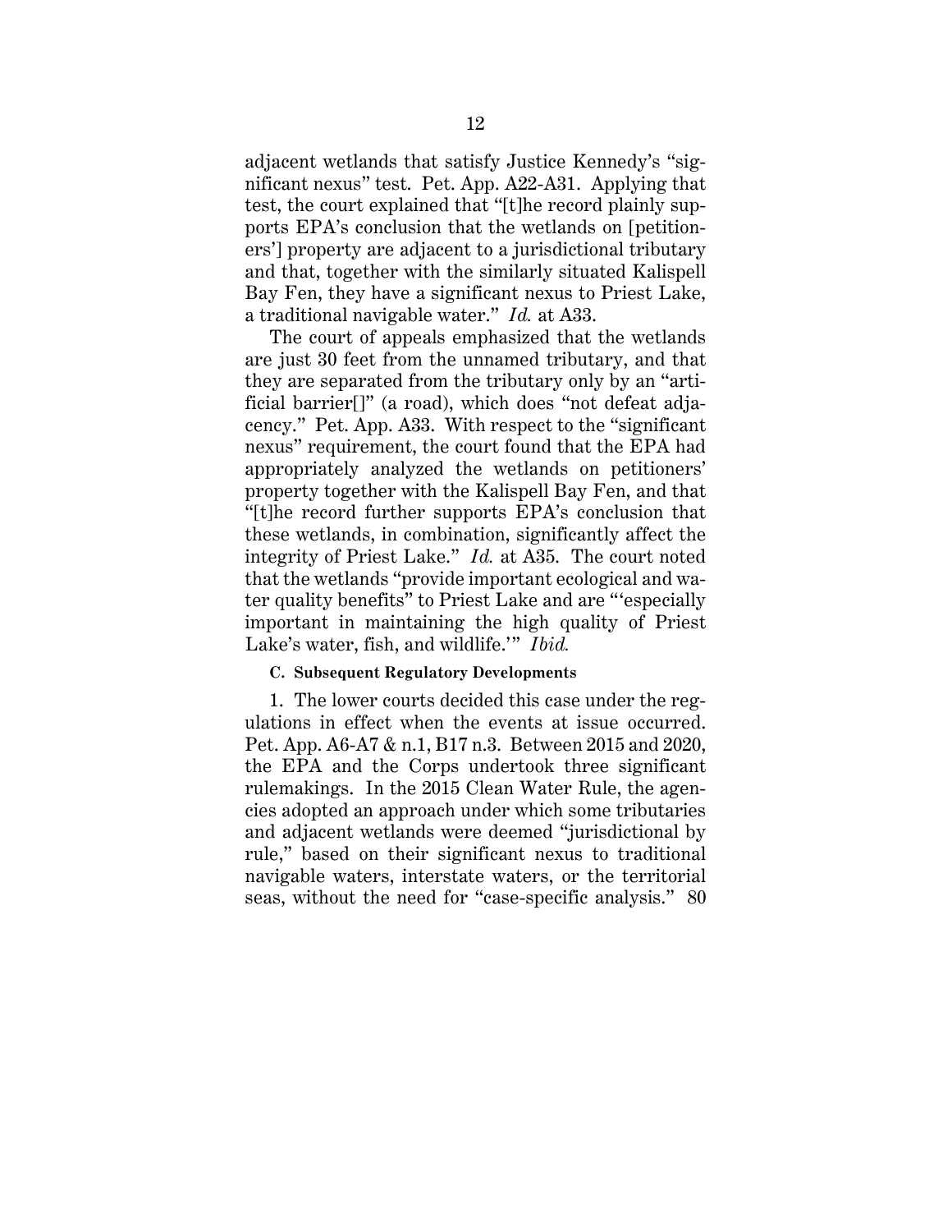adjacent wetlands that satisfy Justice Kennedy's "significant nexus" test. Pet. App. A22-A31. Applying that test, the court explained that "[t]he record plainly supports EPA's conclusion that the wetlands on [petitioners'] property are adjacent to a jurisdictional tributary and that, together with the similarly situated Kalispell Bay Fen, they have a significant nexus to Priest Lake, a traditional navigable water." *Id.* at A33.

The court of appeals emphasized that the wetlands are just 30 feet from the unnamed tributary, and that they are separated from the tributary only by an "artificial barrier[]" (a road), which does "not defeat adjacency." Pet. App. A33. With respect to the "significant nexus" requirement, the court found that the EPA had appropriately analyzed the wetlands on petitioners' property together with the Kalispell Bay Fen, and that "[t]he record further supports EPA's conclusion that these wetlands, in combination, significantly affect the integrity of Priest Lake." *Id.* at A35. The court noted that the wetlands "provide important ecological and water quality benefits" to Priest Lake and are "'especially important in maintaining the high quality of Priest Lake's water, fish, and wildlife.'" *Ibid.*

#### C. Subsequent Regulatory Developments

1. The lower courts decided this case under the regulations in effect when the events at issue occurred. Pet. App. A6-A7 & n.1, B17 n.3. Between 2015 and 2020, the EPA and the Corps undertook three significant rulemakings. In the 2015 Clean Water Rule, the agencies adopted an approach under which some tributaries and adjacent wetlands were deemed "jurisdictional by rule," based on their significant nexus to traditional navigable waters, interstate waters, or the territorial seas, without the need for "case-specific analysis." 80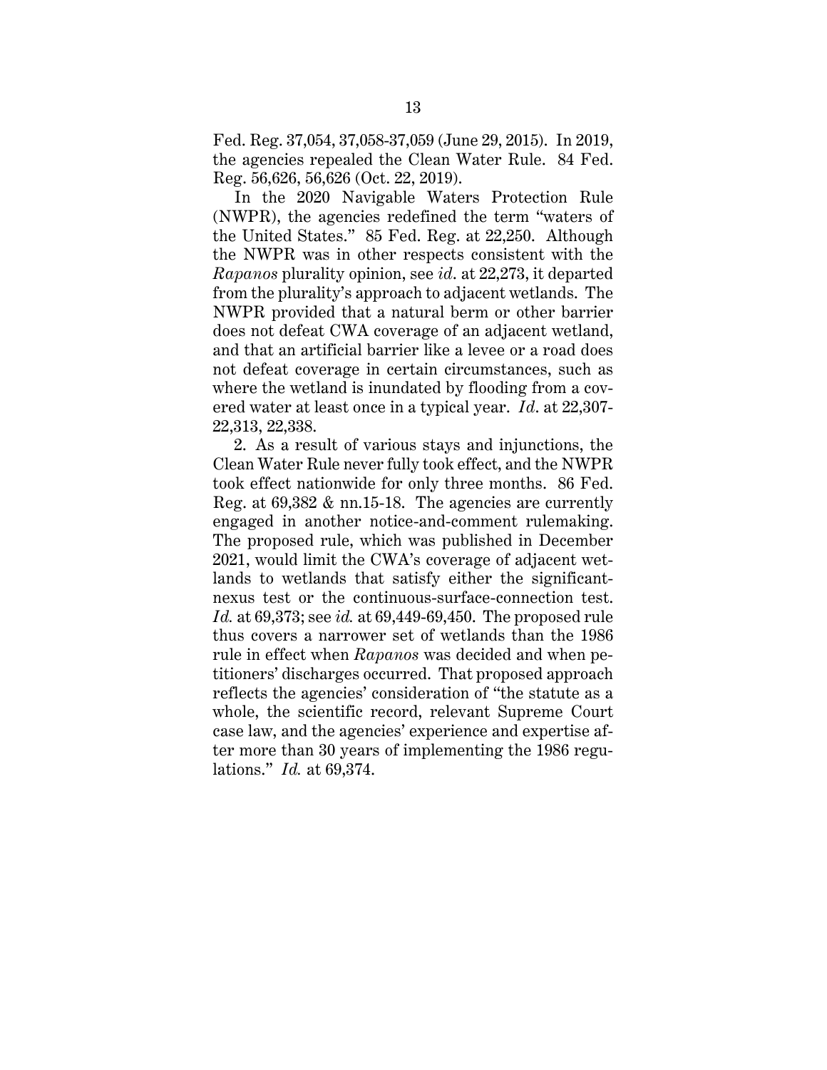Fed. Reg. 37,054, 37,058-37,059 (June 29, 2015). In 2019, the agencies repealed the Clean Water Rule. 84 Fed. Reg. 56,626, 56,626 (Oct. 22, 2019).

In the 2020 Navigable Waters Protection Rule (NWPR), the agencies redefined the term "waters of the United States." 85 Fed. Reg. at 22,250. Although the NWPR was in other respects consistent with the *Rapanos* plurality opinion, see *id.* at 22,273, it departed from the plurality's approach to adjacent wetlands. The NWPR provided that a natural berm or other barrier does not defeat CWA coverage of an adjacent wetland, and that an artificial barrier like a levee or a road does not defeat coverage in certain circumstances, such as where the wetland is inundated by flooding from a covered water at least once in a typical year. *Id.* at 22,307-22,313, 22,338.

2. As a result of various stays and injunctions, the Clean Water Rule never fully took effect, and the NWPR took effect nationwide for only three months. 86 Fed. Reg. at 69,382 & nn.15-18. The agencies are currently engaged in another notice-and-comment rulemaking. The proposed rule, which was published in December 2021, would limit the CWA's coverage of adjacent wetlands to wetlands that satisfy either the significant-nexus test or the continuous-surface-connection test. *Id.* at 69,373; see *id.* at 69,449-69,450. The proposed rule thus covers a narrower set of wetlands than the 1986 rule in effect when *Rapanos* was decided and when petitioners' discharges occurred. That proposed approach reflects the agencies' consideration of "the statute as a whole, the scientific record, relevant Supreme Court case law, and the agencies' experience and expertise after more than 30 years of implementing the 1986 regulations." *Id.* at 69,374.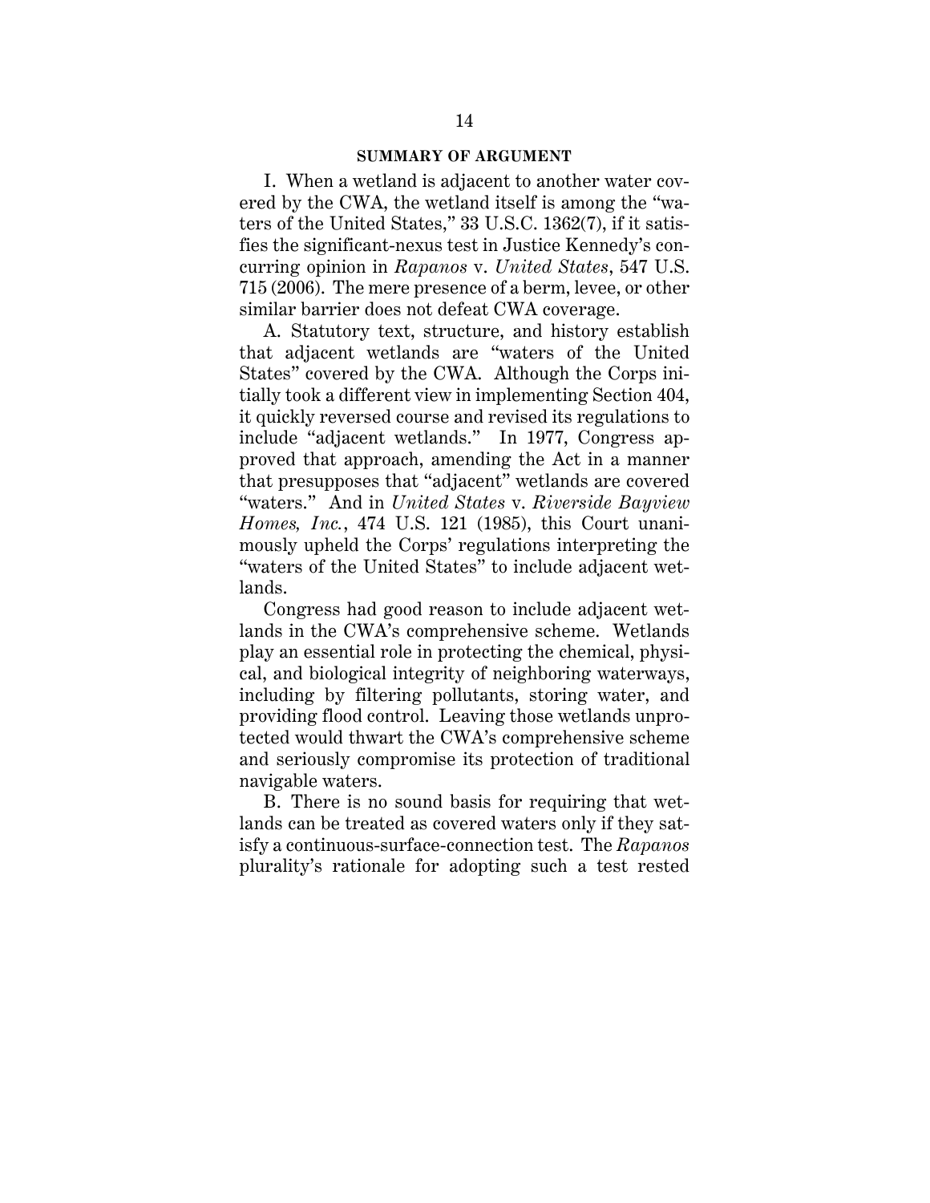## SUMMARY OF ARGUMENT

I. When a wetland is adjacent to another water covered by the CWA, the wetland itself is among the "waters of the United States," 33 U.S.C. 1362(7), if it satisfies the significant-nexus test in Justice Kennedy's concurring opinion in *Rapanos* v. *United States*, 547 U.S. 715 (2006). The mere presence of a berm, levee, or other similar barrier does not defeat CWA coverage.

A. Statutory text, structure, and history establish that adjacent wetlands are "waters of the United States" covered by the CWA. Although the Corps initially took a different view in implementing Section 404, it quickly reversed course and revised its regulations to include "adjacent wetlands." In 1977, Congress approved that approach, amending the Act in a manner that presupposes that "adjacent" wetlands are covered "waters." And in *United States* v. *Riverside Bayview Homes, Inc.*, 474 U.S. 121 (1985), this Court unanimously upheld the Corps' regulations interpreting the "waters of the United States" to include adjacent wetlands.

Congress had good reason to include adjacent wetlands in the CWA's comprehensive scheme. Wetlands play an essential role in protecting the chemical, physical, and biological integrity of neighboring waterways, including by filtering pollutants, storing water, and providing flood control. Leaving those wetlands unprotected would thwart the CWA's comprehensive scheme and seriously compromise its protection of traditional navigable waters.

B. There is no sound basis for requiring that wetlands can be treated as covered waters only if they satisfy a continuous-surface-connection test. The *Rapanos* plurality's rationale for adopting such a test rested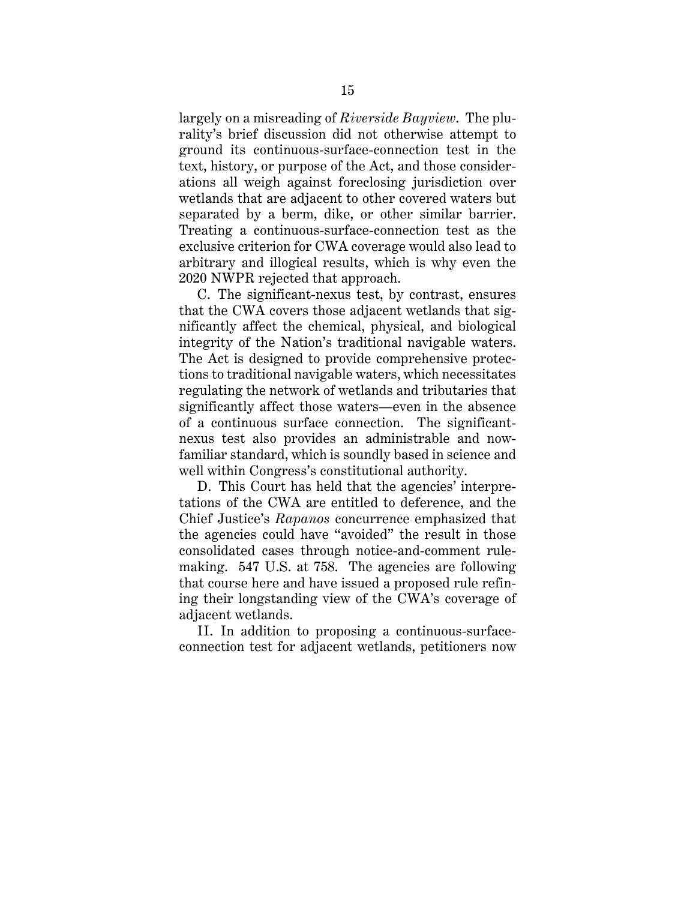largely on a misreading of *Riverside Bayview*. The plurality's brief discussion did not otherwise attempt to ground its continuous-surface-connection test in the text, history, or purpose of the Act, and those considerations all weigh against foreclosing jurisdiction over wetlands that are adjacent to other covered waters but separated by a berm, dike, or other similar barrier. Treating a continuous-surface-connection test as the exclusive criterion for CWA coverage would also lead to arbitrary and illogical results, which is why even the 2020 NWPR rejected that approach.

C. The significant-nexus test, by contrast, ensures that the CWA covers those adjacent wetlands that significantly affect the chemical, physical, and biological integrity of the Nation's traditional navigable waters. The Act is designed to provide comprehensive protections to traditional navigable waters, which necessitates regulating the network of wetlands and tributaries that significantly affect those waters—even in the absence of a continuous surface connection. The significant-nexus test also provides an administrable and now-familiar standard, which is soundly based in science and well within Congress's constitutional authority.

D. This Court has held that the agencies' interpretations of the CWA are entitled to deference, and the Chief Justice's *Rapanos* concurrence emphasized that the agencies could have "avoided" the result in those consolidated cases through notice-and-comment rulemaking. 547 U.S. at 758. The agencies are following that course here and have issued a proposed rule refining their longstanding view of the CWA's coverage of adjacent wetlands.

II. In addition to proposing a continuous-surface-connection test for adjacent wetlands, petitioners now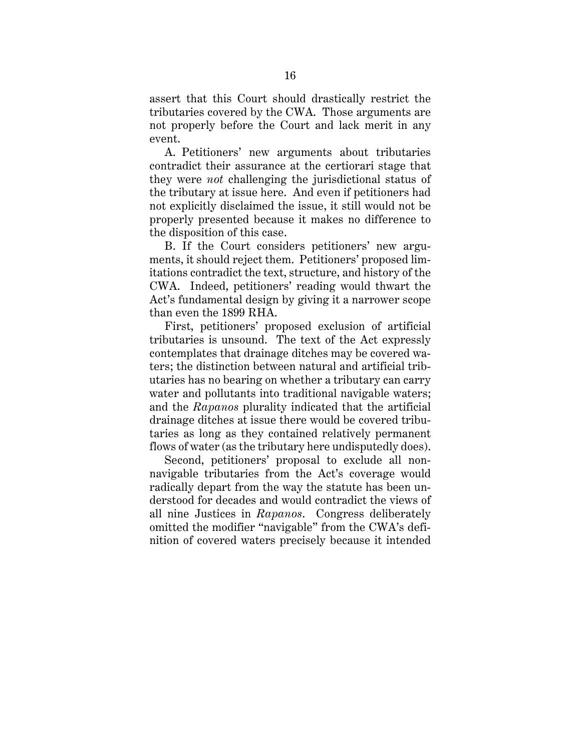assert that this Court should drastically restrict the tributaries covered by the CWA. Those arguments are not properly before the Court and lack merit in any event.

A. Petitioners' new arguments about tributaries contradict their assurance at the certiorari stage that they were *not* challenging the jurisdictional status of the tributary at issue here. And even if petitioners had not explicitly disclaimed the issue, it still would not be properly presented because it makes no difference to the disposition of this case.

B. If the Court considers petitioners' new arguments, it should reject them. Petitioners' proposed limitations contradict the text, structure, and history of the CWA. Indeed, petitioners' reading would thwart the Act's fundamental design by giving it a narrower scope than even the 1899 RHA.

First, petitioners' proposed exclusion of artificial tributaries is unsound. The text of the Act expressly contemplates that drainage ditches may be covered waters; the distinction between natural and artificial tributaries has no bearing on whether a tributary can carry water and pollutants into traditional navigable waters; and the *Rapanos* plurality indicated that the artificial drainage ditches at issue there would be covered tributaries as long as they contained relatively permanent flows of water (as the tributary here undisputedly does).

Second, petitioners' proposal to exclude all non-navigable tributaries from the Act's coverage would radically depart from the way the statute has been understood for decades and would contradict the views of all nine Justices in *Rapanos*. Congress deliberately omitted the modifier "navigable" from the CWA's definition of covered waters precisely because it intended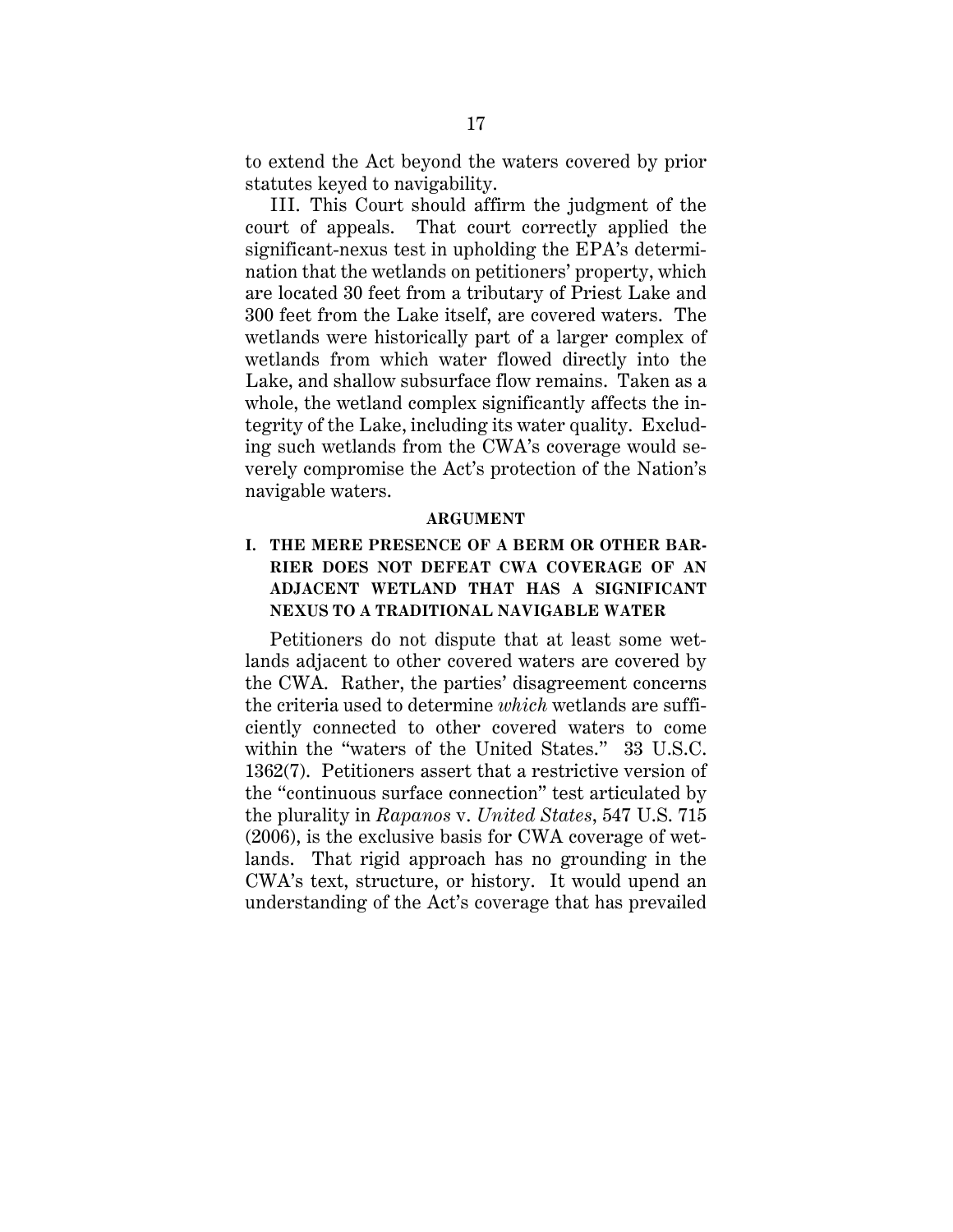to extend the Act beyond the waters covered by prior statutes keyed to navigability.

III. This Court should affirm the judgment of the court of appeals. That court correctly applied the significant-nexus test in upholding the EPA's determination that the wetlands on petitioners' property, which are located 30 feet from a tributary of Priest Lake and 300 feet from the Lake itself, are covered waters. The wetlands were historically part of a larger complex of wetlands from which water flowed directly into the Lake, and shallow subsurface flow remains. Taken as a whole, the wetland complex significantly affects the integrity of the Lake, including its water quality. Excluding such wetlands from the CWA's coverage would severely compromise the Act's protection of the Nation's navigable waters.

## ARGUMENT

### I. THE MERE PRESENCE OF A BERM OR OTHER BARRIER DOES NOT DEFEAT CWA COVERAGE OF AN ADJACENT WETLAND THAT HAS A SIGNIFICANT NEXUS TO A TRADITIONAL NAVIGABLE WATER

Petitioners do not dispute that at least some wetlands adjacent to other covered waters are covered by the CWA. Rather, the parties' disagreement concerns the criteria used to determine *which* wetlands are sufficiently connected to other covered waters to come within the "waters of the United States." 33 U.S.C. 1362(7). Petitioners assert that a restrictive version of the "continuous surface connection" test articulated by the plurality in *Rapanos* v. *United States*, 547 U.S. 715 (2006), is the exclusive basis for CWA coverage of wetlands. That rigid approach has no grounding in the CWA's text, structure, or history. It would upend an understanding of the Act's coverage that has prevailed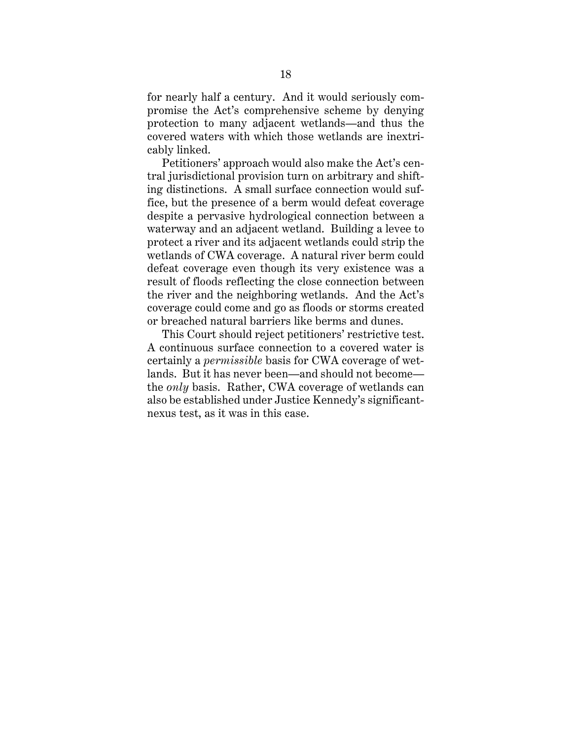for nearly half a century. And it would seriously compromise the Act's comprehensive scheme by denying protection to many adjacent wetlands—and thus the covered waters with which those wetlands are inextricably linked.

Petitioners' approach would also make the Act's central jurisdictional provision turn on arbitrary and shifting distinctions. A small surface connection would suffice, but the presence of a berm would defeat coverage despite a pervasive hydrological connection between a waterway and an adjacent wetland. Building a levee to protect a river and its adjacent wetlands could strip the wetlands of CWA coverage. A natural river berm could defeat coverage even though its very existence was a result of floods reflecting the close connection between the river and the neighboring wetlands. And the Act's coverage could come and go as floods or storms created or breached natural barriers like berms and dunes.

This Court should reject petitioners' restrictive test. A continuous surface connection to a covered water is certainly a *permissible* basis for CWA coverage of wetlands. But it has never been—and should not become—the *only* basis. Rather, CWA coverage of wetlands can also be established under Justice Kennedy's significant-nexus test, as it was in this case.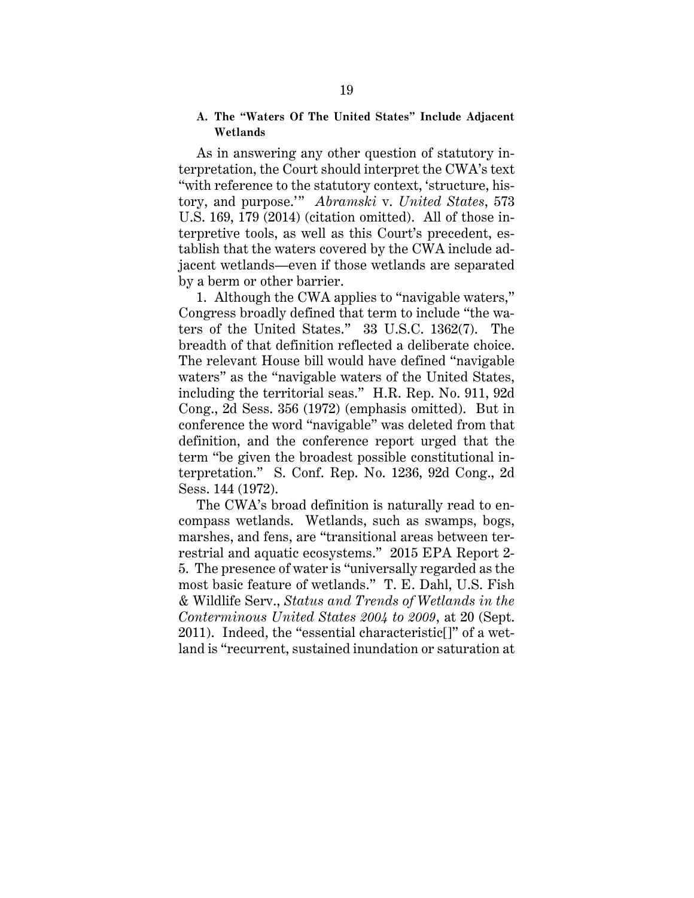### A. The "Waters Of The United States" Include Adjacent Wetlands

As in answering any other question of statutory interpretation, the Court should interpret the CWA's text "with reference to the statutory context, 'structure, history, and purpose.'" *Abramski* v. *United States*, 573 U.S. 169, 179 (2014) (citation omitted). All of those interpretive tools, as well as this Court's precedent, establish that the waters covered by the CWA include adjacent wetlands—even if those wetlands are separated by a berm or other barrier.

1. Although the CWA applies to "navigable waters," Congress broadly defined that term to include "the waters of the United States." 33 U.S.C. 1362(7). The breadth of that definition reflected a deliberate choice. The relevant House bill would have defined "navigable waters" as the "navigable waters of the United States, including the territorial seas." H.R. Rep. No. 911, 92d Cong., 2d Sess. 356 (1972) (emphasis omitted). But in conference the word "navigable" was deleted from that definition, and the conference report urged that the term "be given the broadest possible constitutional interpretation." S. Conf. Rep. No. 1236, 92d Cong., 2d Sess. 144 (1972).

The CWA's broad definition is naturally read to encompass wetlands. Wetlands, such as swamps, bogs, marshes, and fens, are "transitional areas between terrestrial and aquatic ecosystems." 2015 EPA Report 2-5. The presence of water is "universally regarded as the most basic feature of wetlands." T. E. Dahl, U.S. Fish & Wildlife Serv., *Status and Trends of Wetlands in the Conterminous United States 2004 to 2009*, at 20 (Sept. 2011). Indeed, the "essential characteristic[]" of a wetland is "recurrent, sustained inundation or saturation at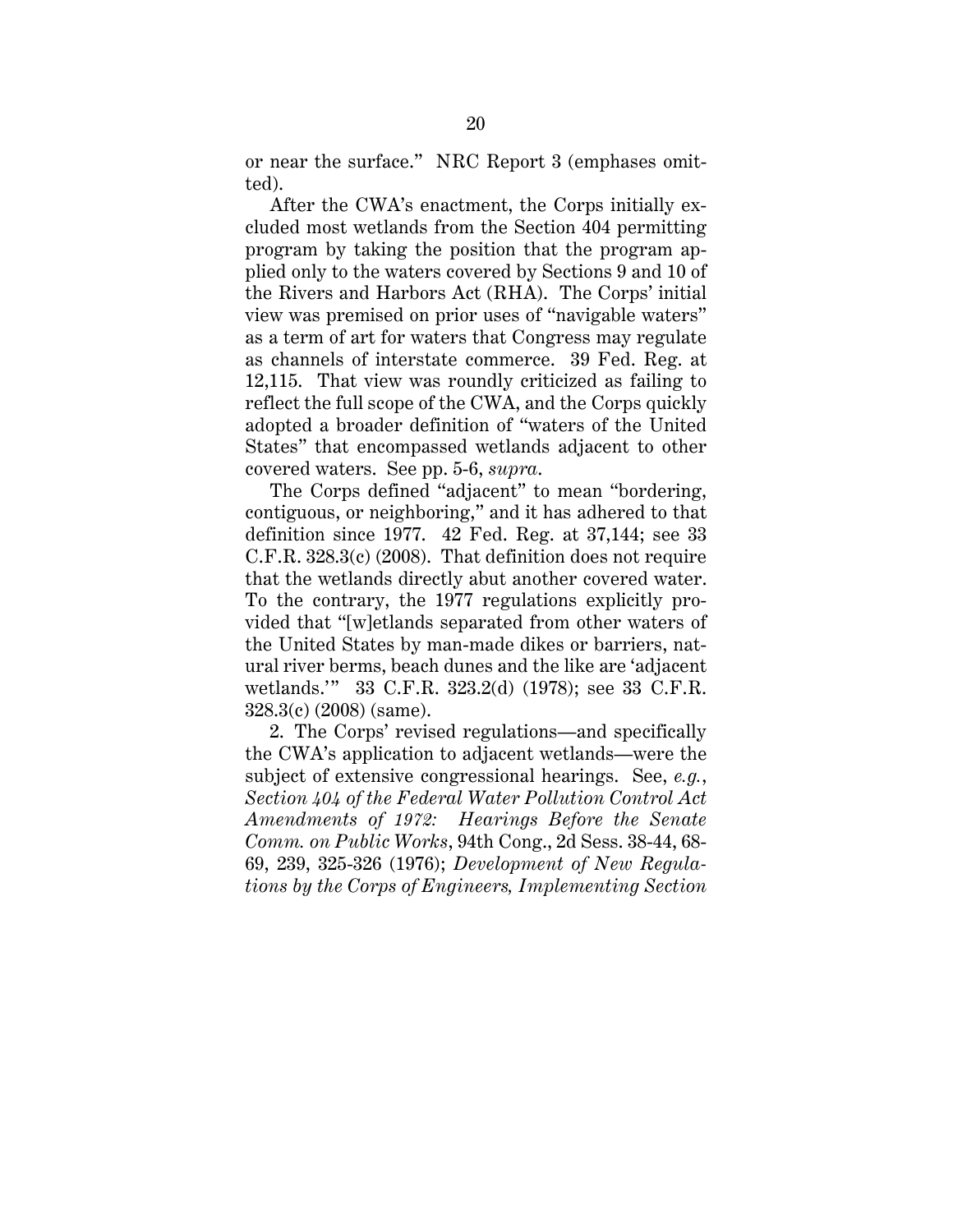or near the surface." NRC Report 3 (emphases omitted).

After the CWA's enactment, the Corps initially excluded most wetlands from the Section 404 permitting program by taking the position that the program applied only to the waters covered by Sections 9 and 10 of the Rivers and Harbors Act (RHA). The Corps' initial view was premised on prior uses of "navigable waters" as a term of art for waters that Congress may regulate as channels of interstate commerce. 39 Fed. Reg. at 12,115. That view was roundly criticized as failing to reflect the full scope of the CWA, and the Corps quickly adopted a broader definition of "waters of the United States" that encompassed wetlands adjacent to other covered waters. See pp. 5-6, *supra*.

The Corps defined "adjacent" to mean "bordering, contiguous, or neighboring," and it has adhered to that definition since 1977. 42 Fed. Reg. at 37,144; see 33 C.F.R. 328.3(c) (2008). That definition does not require that the wetlands directly abut another covered water. To the contrary, the 1977 regulations explicitly provided that "[w]etlands separated from other waters of the United States by man-made dikes or barriers, natural river berms, beach dunes and the like are 'adjacent wetlands.'" 33 C.F.R. 323.2(d) (1978); see 33 C.F.R. 328.3(c) (2008) (same).

2. The Corps' revised regulations—and specifically the CWA's application to adjacent wetlands—were the subject of extensive congressional hearings. See, *e.g.*, *Section 404 of the Federal Water Pollution Control Act Amendments of 1972: Hearings Before the Senate Comm. on Public Works*, 94th Cong., 2d Sess. 38-44, 68-69, 239, 325-326 (1976); *Development of New Regulations by the Corps of Engineers, Implementing Section*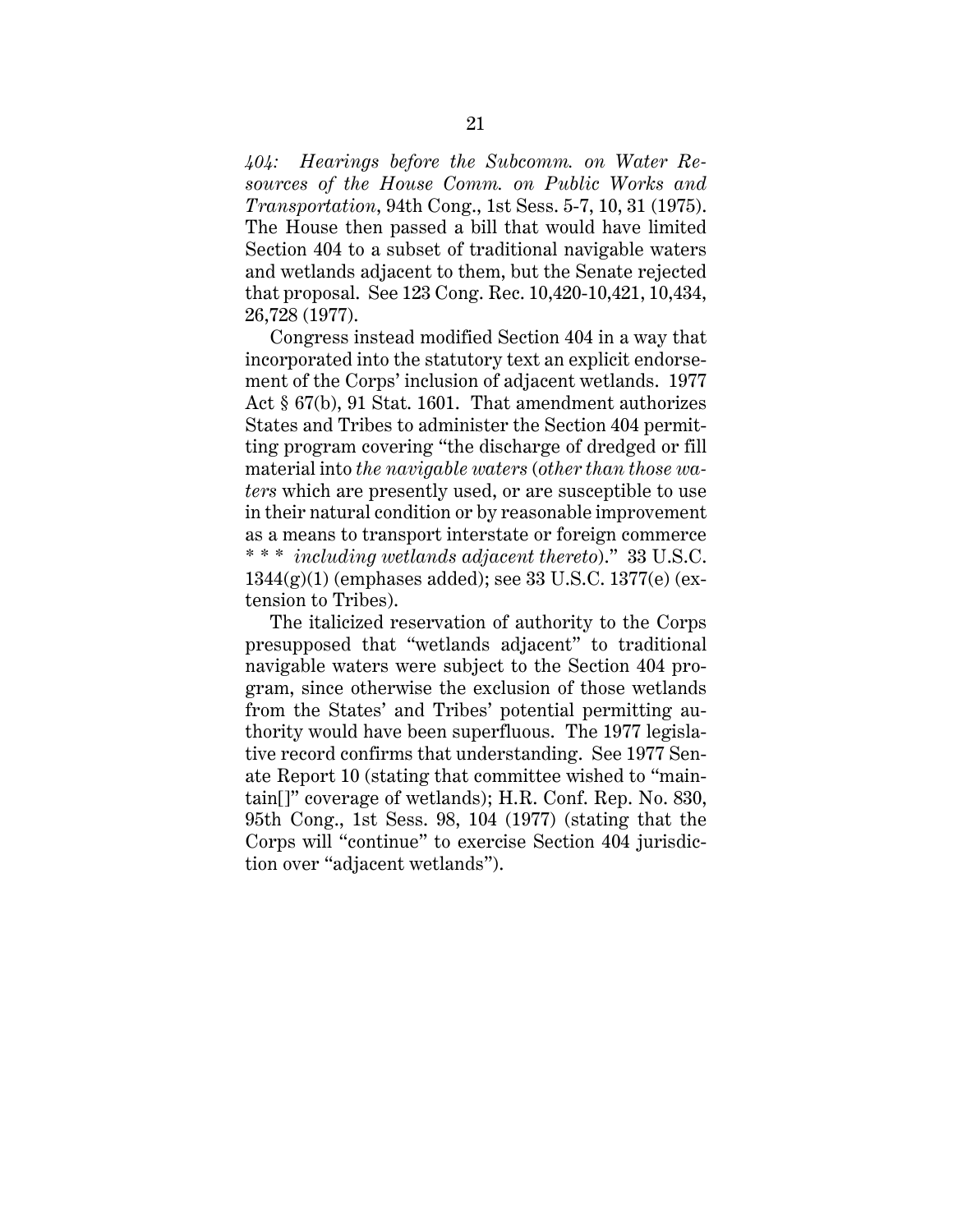*404: Hearings before the Subcomm. on Water Resources of the House Comm. on Public Works and Transportation*, 94th Cong., 1st Sess. 5-7, 10, 31 (1975). The House then passed a bill that would have limited Section 404 to a subset of traditional navigable waters and wetlands adjacent to them, but the Senate rejected that proposal. See 123 Cong. Rec. 10,420-10,421, 10,434, 26,728 (1977).

Congress instead modified Section 404 in a way that incorporated into the statutory text an explicit endorsement of the Corps' inclusion of adjacent wetlands. 1977 Act § 67(b), 91 Stat. 1601. That amendment authorizes States and Tribes to administer the Section 404 permitting program covering "the discharge of dredged or fill material into *the navigable waters* (*other than those waters* which are presently used, or are susceptible to use in their natural condition or by reasonable improvement as a means to transport interstate or foreign commerce * * * *including wetlands adjacent thereto*)." 33 U.S.C. 1344(g)(1) (emphases added); see 33 U.S.C. 1377(e) (extension to Tribes).

The italicized reservation of authority to the Corps presupposed that "wetlands adjacent" to traditional navigable waters were subject to the Section 404 program, since otherwise the exclusion of those wetlands from the States' and Tribes' potential permitting authority would have been superfluous. The 1977 legislative record confirms that understanding. See 1977 Senate Report 10 (stating that committee wished to "maintain[]" coverage of wetlands); H.R. Conf. Rep. No. 830, 95th Cong., 1st Sess. 98, 104 (1977) (stating that the Corps will "continue" to exercise Section 404 jurisdiction over "adjacent wetlands").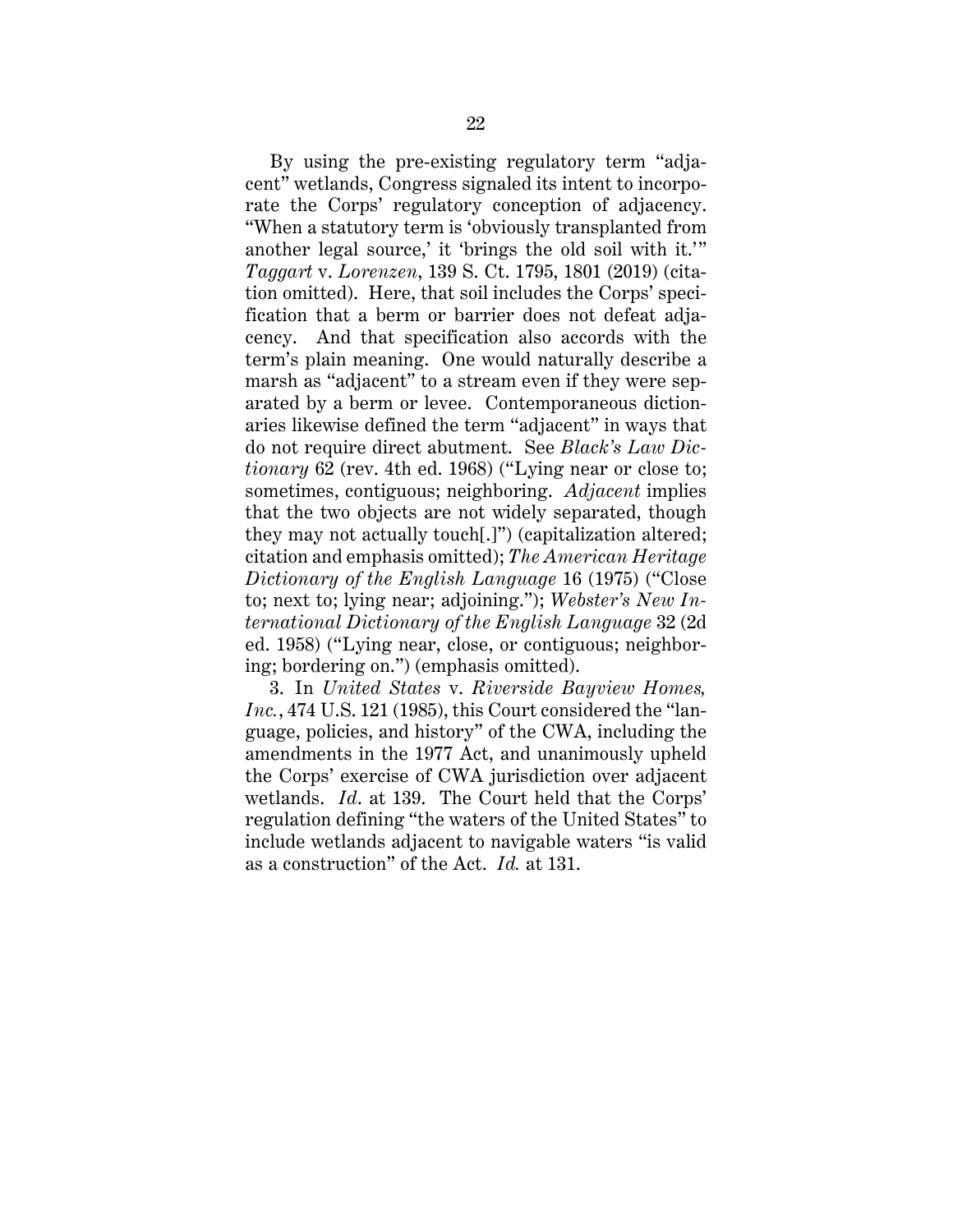By using the pre-existing regulatory term "adjacent" wetlands, Congress signaled its intent to incorporate the Corps' regulatory conception of adjacency. "When a statutory term is 'obviously transplanted from another legal source,' it 'brings the old soil with it.'" *Taggart* v. *Lorenzen*, 139 S. Ct. 1795, 1801 (2019) (citation omitted). Here, that soil includes the Corps' specification that a berm or barrier does not defeat adjacency. And that specification also accords with the term's plain meaning. One would naturally describe a marsh as "adjacent" to a stream even if they were separated by a berm or levee. Contemporaneous dictionaries likewise defined the term "adjacent" in ways that do not require direct abutment. See *Black's Law Dictionary* 62 (rev. 4th ed. 1968) ("Lying near or close to; sometimes, contiguous; neighboring. *Adjacent* implies that the two objects are not widely separated, though they may not actually touch[.]") (capitalization altered; citation and emphasis omitted); *The American Heritage Dictionary of the English Language* 16 (1975) ("Close to; next to; lying near; adjoining."); *Webster's New International Dictionary of the English Language* 32 (2d ed. 1958) ("Lying near, close, or contiguous; neighboring; bordering on.") (emphasis omitted).

3. In *United States* v. *Riverside Bayview Homes, Inc.*, 474 U.S. 121 (1985), this Court considered the "language, policies, and history" of the CWA, including the amendments in the 1977 Act, and unanimously upheld the Corps' exercise of CWA jurisdiction over adjacent wetlands. *Id.* at 139. The Court held that the Corps' regulation defining "the waters of the United States" to include wetlands adjacent to navigable waters "is valid as a construction" of the Act. *Id.* at 131.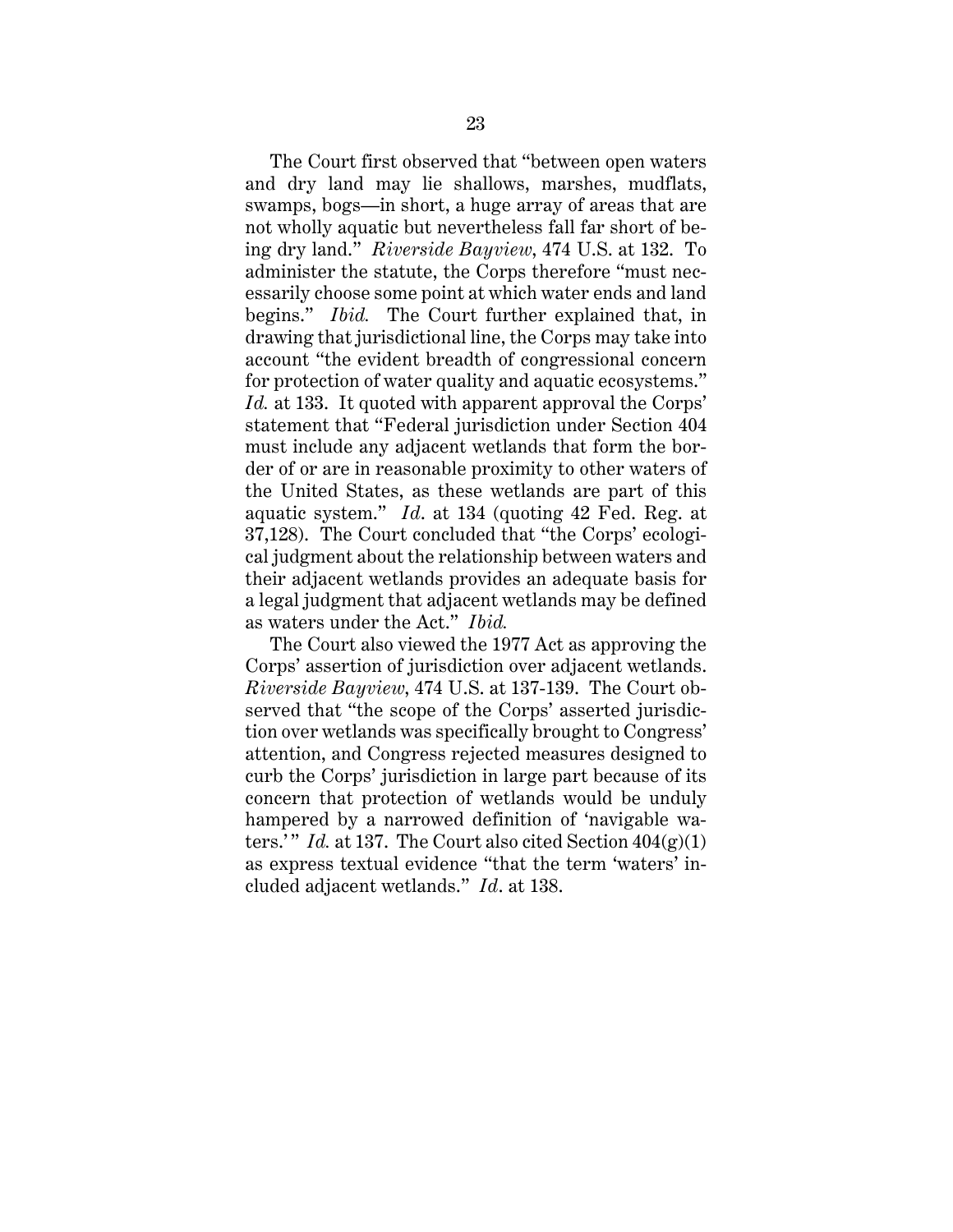The Court first observed that "between open waters and dry land may lie shallows, marshes, mudflats, swamps, bogs—in short, a huge array of areas that are not wholly aquatic but nevertheless fall far short of being dry land." *Riverside Bayview*, 474 U.S. at 132. To administer the statute, the Corps therefore "must necessarily choose some point at which water ends and land begins." *Ibid.* The Court further explained that, in drawing that jurisdictional line, the Corps may take into account "the evident breadth of congressional concern for protection of water quality and aquatic ecosystems." *Id.* at 133. It quoted with apparent approval the Corps' statement that "Federal jurisdiction under Section 404 must include any adjacent wetlands that form the border of or are in reasonable proximity to other waters of the United States, as these wetlands are part of this aquatic system." *Id*. at 134 (quoting 42 Fed. Reg. at 37,128). The Court concluded that "the Corps' ecological judgment about the relationship between waters and their adjacent wetlands provides an adequate basis for a legal judgment that adjacent wetlands may be defined as waters under the Act." *Ibid.*

The Court also viewed the 1977 Act as approving the Corps' assertion of jurisdiction over adjacent wetlands. *Riverside Bayview*, 474 U.S. at 137-139. The Court observed that "the scope of the Corps' asserted jurisdiction over wetlands was specifically brought to Congress' attention, and Congress rejected measures designed to curb the Corps' jurisdiction in large part because of its concern that protection of wetlands would be unduly hampered by a narrowed definition of 'navigable waters.'" *Id.* at 137. The Court also cited Section 404(g)(1) as express textual evidence "that the term 'waters' included adjacent wetlands." *Id*. at 138.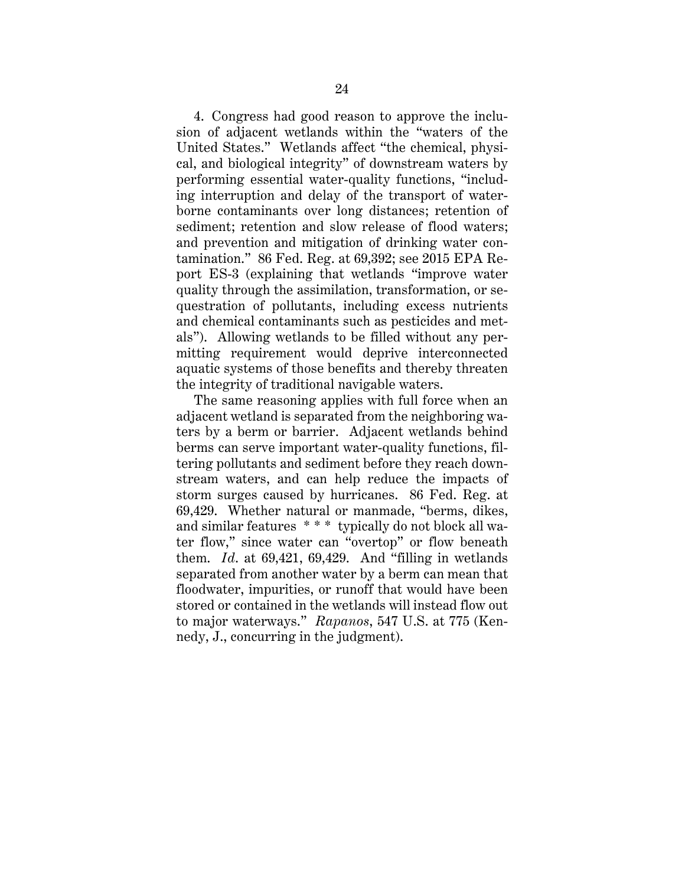4. Congress had good reason to approve the inclusion of adjacent wetlands within the "waters of the United States." Wetlands affect "the chemical, physical, and biological integrity" of downstream waters by performing essential water-quality functions, "including interruption and delay of the transport of waterborne contaminants over long distances; retention of sediment; retention and slow release of flood waters; and prevention and mitigation of drinking water contamination." 86 Fed. Reg. at 69,392; see 2015 EPA Report ES-3 (explaining that wetlands "improve water quality through the assimilation, transformation, or sequestration of pollutants, including excess nutrients and chemical contaminants such as pesticides and metals"). Allowing wetlands to be filled without any permitting requirement would deprive interconnected aquatic systems of those benefits and thereby threaten the integrity of traditional navigable waters.

The same reasoning applies with full force when an adjacent wetland is separated from the neighboring waters by a berm or barrier. Adjacent wetlands behind berms can serve important water-quality functions, filtering pollutants and sediment before they reach downstream waters, and can help reduce the impacts of storm surges caused by hurricanes. 86 Fed. Reg. at 69,429. Whether natural or manmade, "berms, dikes, and similar features * * * typically do not block all water flow," since water can "overtop" or flow beneath them. *Id*. at 69,421, 69,429. And "filling in wetlands separated from another water by a berm can mean that floodwater, impurities, or runoff that would have been stored or contained in the wetlands will instead flow out to major waterways." *Rapanos*, 547 U.S. at 775 (Kennedy, J., concurring in the judgment).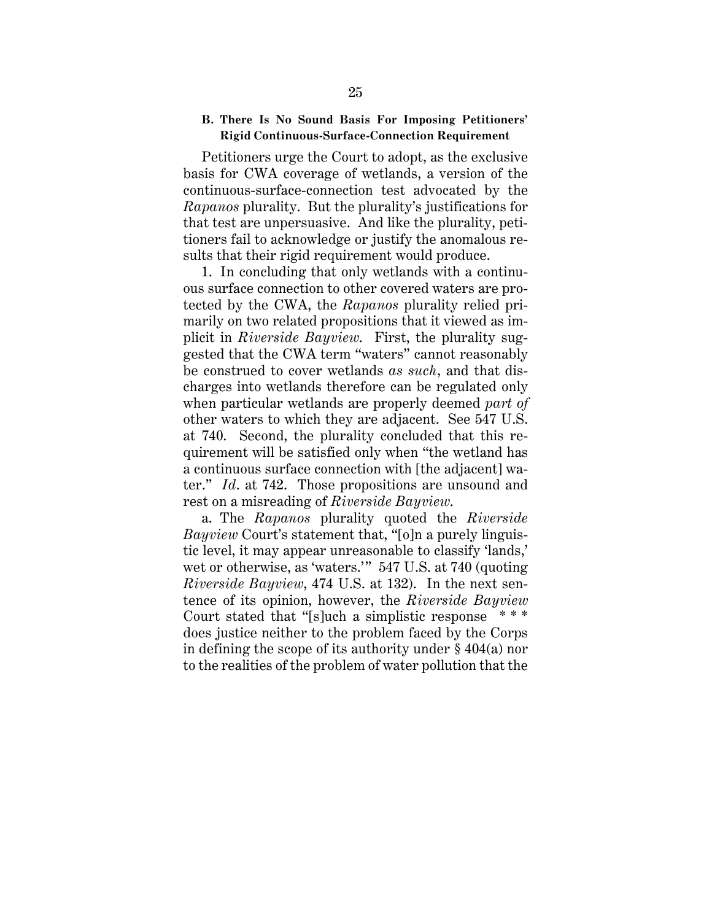### B. There Is No Sound Basis For Imposing Petitioners' Rigid Continuous-Surface-Connection Requirement

Petitioners urge the Court to adopt, as the exclusive basis for CWA coverage of wetlands, a version of the continuous-surface-connection test advocated by the *Rapanos* plurality. But the plurality's justifications for that test are unpersuasive. And like the plurality, petitioners fail to acknowledge or justify the anomalous results that their rigid requirement would produce.

1. In concluding that only wetlands with a continuous surface connection to other covered waters are protected by the CWA, the *Rapanos* plurality relied primarily on two related propositions that it viewed as implicit in *Riverside Bayview*. First, the plurality suggested that the CWA term "waters" cannot reasonably be construed to cover wetlands *as such*, and that discharges into wetlands therefore can be regulated only when particular wetlands are properly deemed *part of* other waters to which they are adjacent. See 547 U.S. at 740. Second, the plurality concluded that this requirement will be satisfied only when "the wetland has a continuous surface connection with [the adjacent] water." *Id*. at 742. Those propositions are unsound and rest on a misreading of *Riverside Bayview*.

a. The *Rapanos* plurality quoted the *Riverside Bayview* Court's statement that, "[o]n a purely linguistic level, it may appear unreasonable to classify 'lands,' wet or otherwise, as 'waters.'" 547 U.S. at 740 (quoting *Riverside Bayview*, 474 U.S. at 132). In the next sentence of its opinion, however, the *Riverside Bayview* Court stated that "[s]uch a simplistic response * * * does justice neither to the problem faced by the Corps in defining the scope of its authority under § 404(a) nor to the realities of the problem of water pollution that the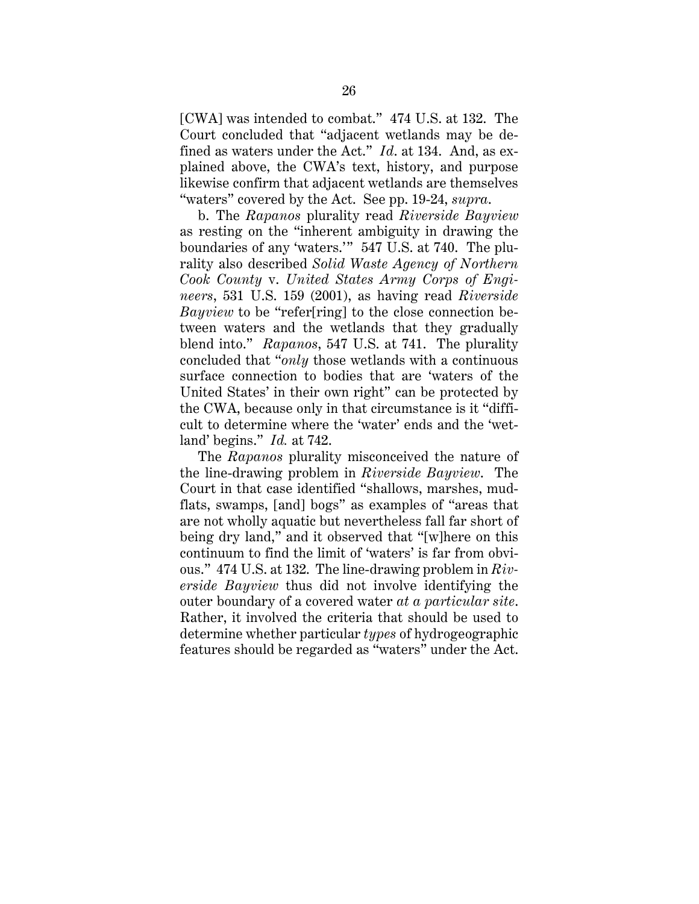[CWA] was intended to combat." 474 U.S. at 132. The Court concluded that "adjacent wetlands may be defined as waters under the Act." *Id*. at 134. And, as explained above, the CWA's text, history, and purpose likewise confirm that adjacent wetlands are themselves "waters" covered by the Act. See pp. 19-24, *supra*.

b. The *Rapanos* plurality read *Riverside Bayview* as resting on the "inherent ambiguity in drawing the boundaries of any 'waters.'" 547 U.S. at 740. The plurality also described *Solid Waste Agency of Northern Cook County* v. *United States Army Corps of Engineers*, 531 U.S. 159 (2001), as having read *Riverside Bayview* to be "refer[ring] to the close connection between waters and the wetlands that they gradually blend into." *Rapanos*, 547 U.S. at 741. The plurality concluded that "*only* those wetlands with a continuous surface connection to bodies that are 'waters of the United States' in their own right" can be protected by the CWA, because only in that circumstance is it "difficult to determine where the 'water' ends and the 'wetland' begins." *Id.* at 742.

The *Rapanos* plurality misconceived the nature of the line-drawing problem in *Riverside Bayview*. The Court in that case identified "shallows, marshes, mudflats, swamps, [and] bogs" as examples of "areas that are not wholly aquatic but nevertheless fall far short of being dry land," and it observed that "[w]here on this continuum to find the limit of 'waters' is far from obvious." 474 U.S. at 132. The line-drawing problem in *Riverside Bayview* thus did not involve identifying the outer boundary of a covered water *at a particular site*. Rather, it involved the criteria that should be used to determine whether particular *types* of hydrogeographic features should be regarded as "waters" under the Act.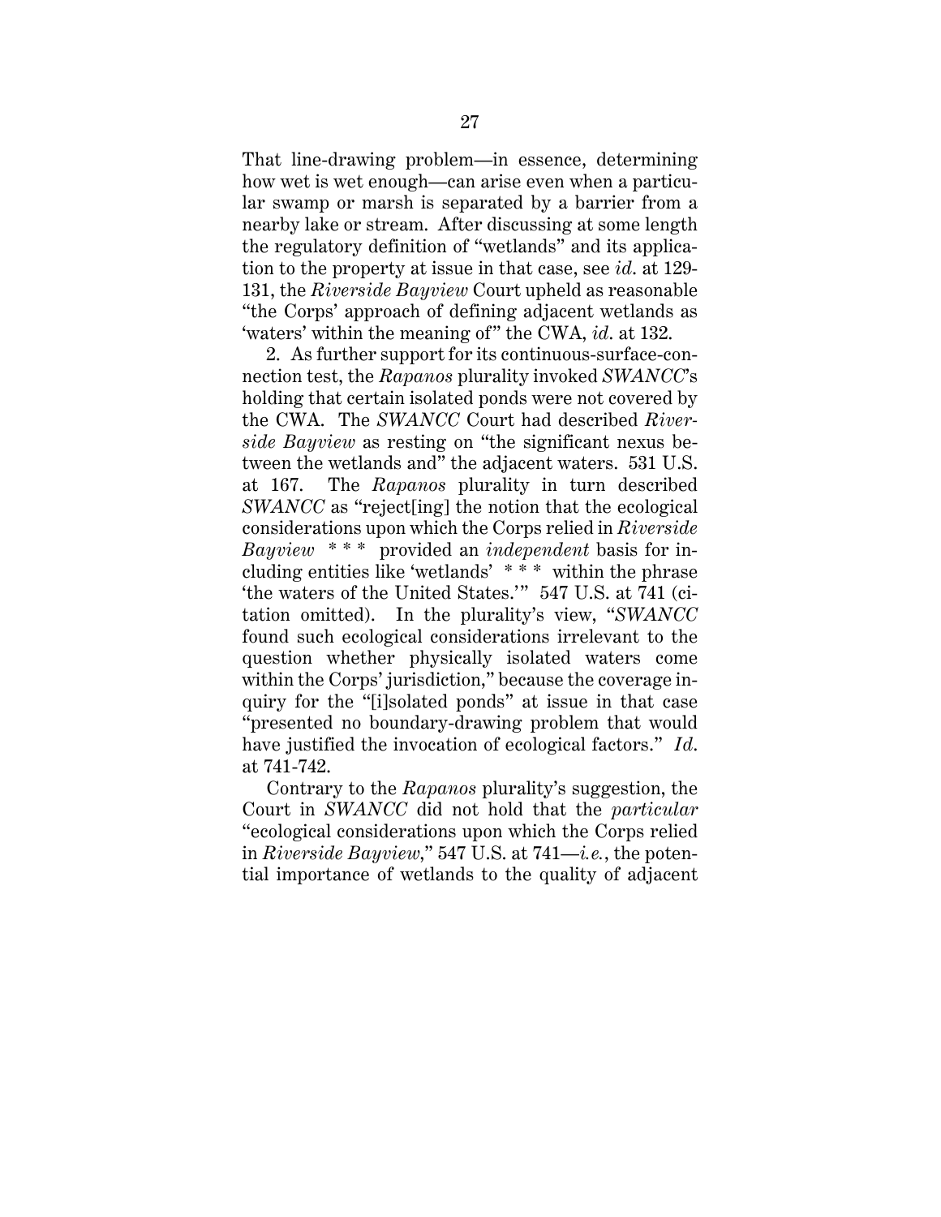That line-drawing problem—in essence, determining how wet is wet enough—can arise even when a particular swamp or marsh is separated by a barrier from a nearby lake or stream. After discussing at some length the regulatory definition of "wetlands" and its application to the property at issue in that case, see *id.* at 129-131, the *Riverside Bayview* Court upheld as reasonable "the Corps' approach of defining adjacent wetlands as 'waters' within the meaning of" the CWA, *id.* at 132.

2. As further support for its continuous-surface-connection test, the *Rapanos* plurality invoked *SWANCC*'s holding that certain isolated ponds were not covered by the CWA. The *SWANCC* Court had described *Riverside Bayview* as resting on "the significant nexus between the wetlands and" the adjacent waters. 531 U.S. at 167. The *Rapanos* plurality in turn described *SWANCC* as "reject[ing] the notion that the ecological considerations upon which the Corps relied in *Riverside Bayview* * * * provided an *independent* basis for including entities like 'wetlands' * * * within the phrase 'the waters of the United States.'" 547 U.S. at 741 (citation omitted). In the plurality's view, "*SWANCC* found such ecological considerations irrelevant to the question whether physically isolated waters come within the Corps' jurisdiction," because the coverage inquiry for the "[i]solated ponds" at issue in that case "presented no boundary-drawing problem that would have justified the invocation of ecological factors." *Id.* at 741-742.

Contrary to the *Rapanos* plurality's suggestion, the Court in *SWANCC* did not hold that the *particular* "ecological considerations upon which the Corps relied in *Riverside Bayview*," 547 U.S. at 741—*i.e.*, the potential importance of wetlands to the quality of adjacent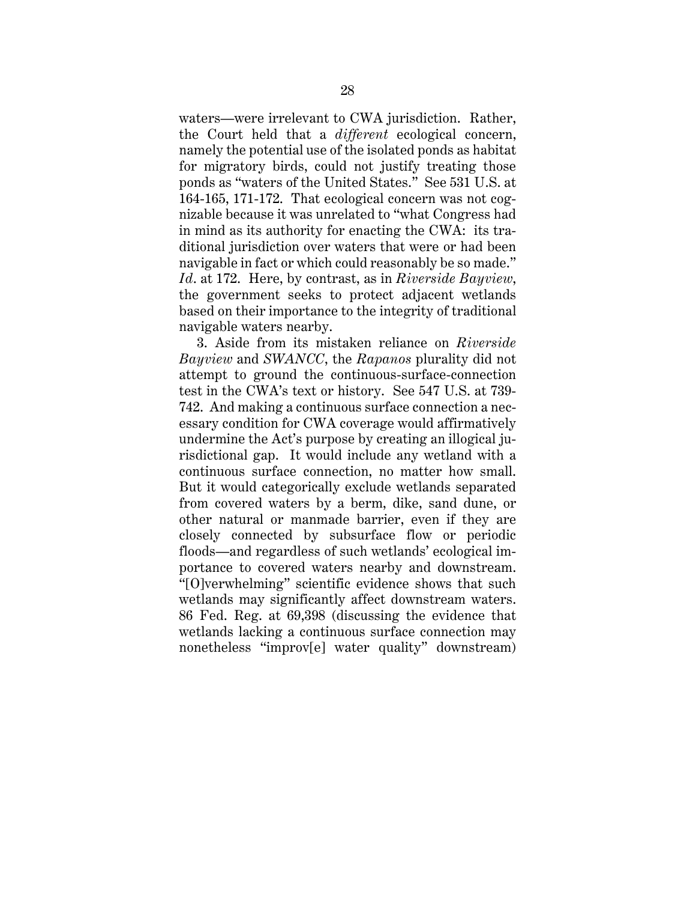waters—were irrelevant to CWA jurisdiction. Rather, the Court held that a *different* ecological concern, namely the potential use of the isolated ponds as habitat for migratory birds, could not justify treating those ponds as "waters of the United States." See 531 U.S. at 164-165, 171-172. That ecological concern was not cognizable because it was unrelated to "what Congress had in mind as its authority for enacting the CWA: its traditional jurisdiction over waters that were or had been navigable in fact or which could reasonably be so made." *Id*. at 172. Here, by contrast, as in *Riverside Bayview*, the government seeks to protect adjacent wetlands based on their importance to the integrity of traditional navigable waters nearby.

3. Aside from its mistaken reliance on *Riverside Bayview* and *SWANCC*, the *Rapanos* plurality did not attempt to ground the continuous-surface-connection test in the CWA's text or history. See 547 U.S. at 739-742. And making a continuous surface connection a necessary condition for CWA coverage would affirmatively undermine the Act's purpose by creating an illogical jurisdictional gap. It would include any wetland with a continuous surface connection, no matter how small. But it would categorically exclude wetlands separated from covered waters by a berm, dike, sand dune, or other natural or manmade barrier, even if they are closely connected by subsurface flow or periodic floods—and regardless of such wetlands' ecological importance to covered waters nearby and downstream. "[O]verwhelming" scientific evidence shows that such wetlands may significantly affect downstream waters. 86 Fed. Reg. at 69,398 (discussing the evidence that wetlands lacking a continuous surface connection may nonetheless "improv[e] water quality" downstream)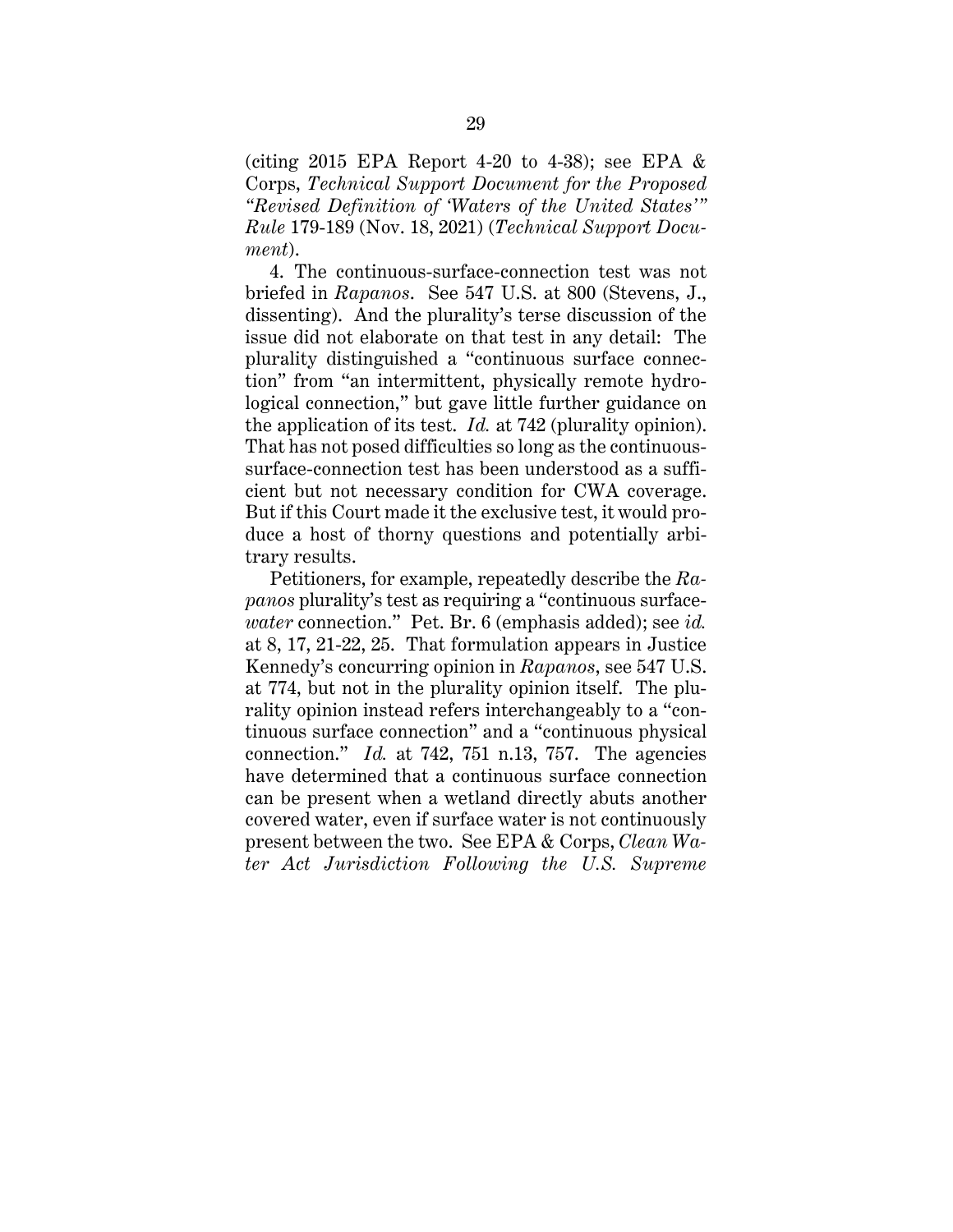(citing 2015 EPA Report 4-20 to 4-38); see EPA & Corps, *Technical Support Document for the Proposed "Revised Definition of 'Waters of the United States'" Rule* 179-189 (Nov. 18, 2021) (*Technical Support Document*).

4. The continuous-surface-connection test was not briefed in *Rapanos*. See 547 U.S. at 800 (Stevens, J., dissenting). And the plurality's terse discussion of the issue did not elaborate on that test in any detail: The plurality distinguished a "continuous surface connection" from "an intermittent, physically remote hydrological connection," but gave little further guidance on the application of its test. *Id.* at 742 (plurality opinion). That has not posed difficulties so long as the continuous-surface-connection test has been understood as a sufficient but not necessary condition for CWA coverage. But if this Court made it the exclusive test, it would produce a host of thorny questions and potentially arbitrary results.

Petitioners, for example, repeatedly describe the *Rapanos* plurality's test as requiring a "continuous surface-*water* connection." Pet. Br. 6 (emphasis added); see *id.* at 8, 17, 21-22, 25. That formulation appears in Justice Kennedy's concurring opinion in *Rapanos*, see 547 U.S. at 774, but not in the plurality opinion itself. The plurality opinion instead refers interchangeably to a "continuous surface connection" and a "continuous physical connection." *Id.* at 742, 751 n.13, 757. The agencies have determined that a continuous surface connection can be present when a wetland directly abuts another covered water, even if surface water is not continuously present between the two. See EPA & Corps, *Clean Water Act Jurisdiction Following the U.S. Supreme*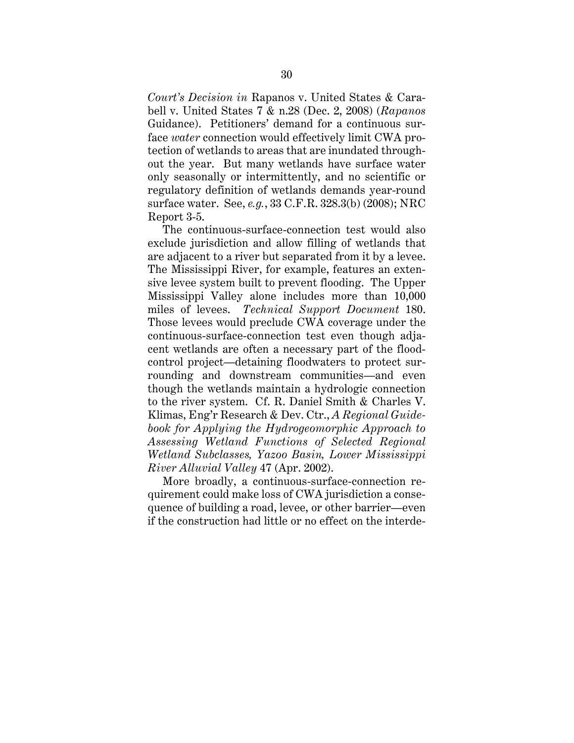*Court's Decision in* Rapanos v. United States & Carabell v. United States 7 & n.28 (Dec. 2, 2008) (*Rapanos* Guidance). Petitioners' demand for a continuous surface *water* connection would effectively limit CWA protection of wetlands to areas that are inundated throughout the year. But many wetlands have surface water only seasonally or intermittently, and no scientific or regulatory definition of wetlands demands year-round surface water. See, *e.g.*, 33 C.F.R. 328.3(b) (2008); NRC Report 3-5.

The continuous-surface-connection test would also exclude jurisdiction and allow filling of wetlands that are adjacent to a river but separated from it by a levee. The Mississippi River, for example, features an extensive levee system built to prevent flooding. The Upper Mississippi Valley alone includes more than 10,000 miles of levees. *Technical Support Document* 180. Those levees would preclude CWA coverage under the continuous-surface-connection test even though adjacent wetlands are often a necessary part of the flood-control project—detaining floodwaters to protect surrounding and downstream communities—and even though the wetlands maintain a hydrologic connection to the river system. Cf. R. Daniel Smith & Charles V. Klimas, Eng'r Research & Dev. Ctr., *A Regional Guidebook for Applying the Hydrogeomorphic Approach to Assessing Wetland Functions of Selected Regional Wetland Subclasses, Yazoo Basin, Lower Mississippi River Alluvial Valley* 47 (Apr. 2002).

More broadly, a continuous-surface-connection requirement could make loss of CWA jurisdiction a consequence of building a road, levee, or other barrier—even if the construction had little or no effect on the interde-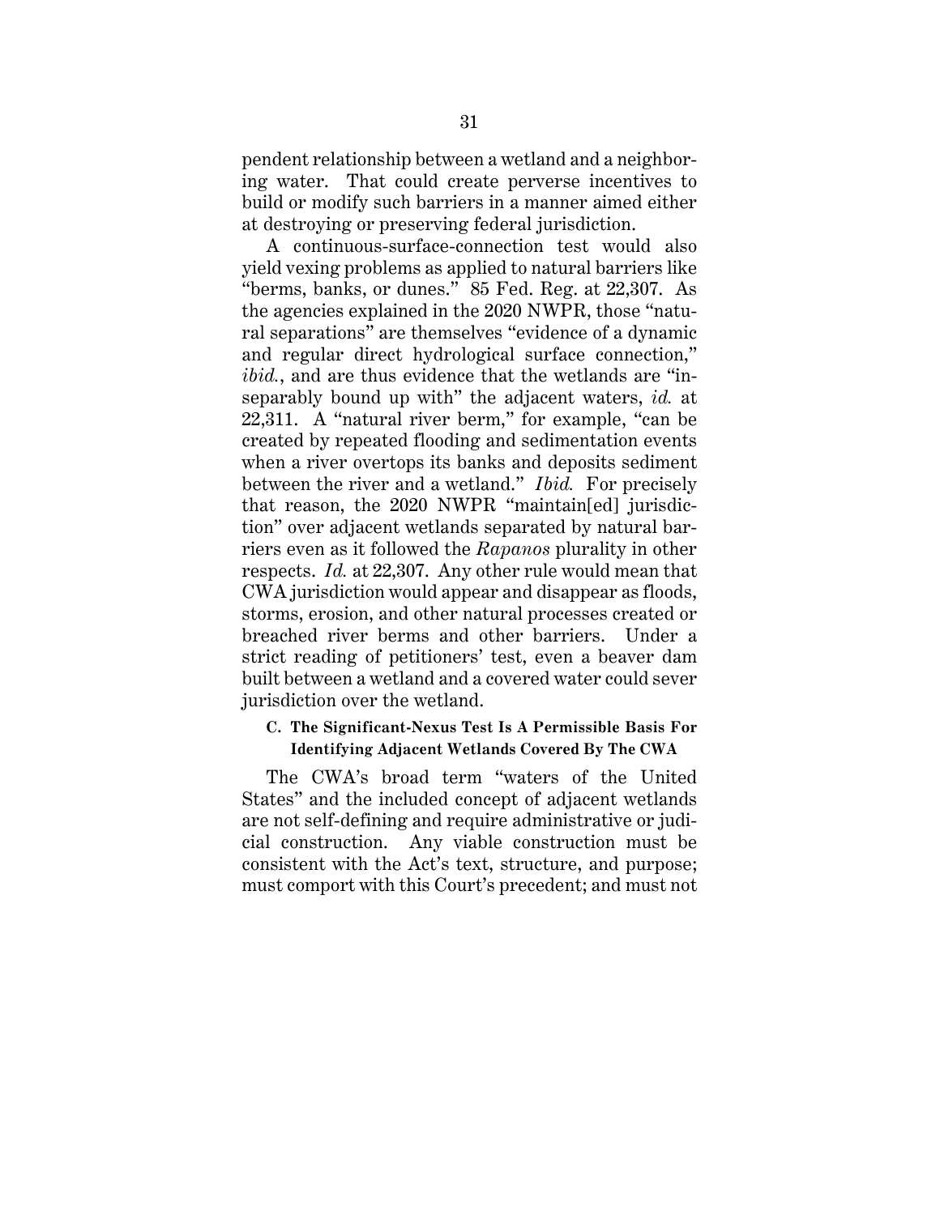pendent relationship between a wetland and a neighboring water. That could create perverse incentives to build or modify such barriers in a manner aimed either at destroying or preserving federal jurisdiction.

A continuous-surface-connection test would also yield vexing problems as applied to natural barriers like "berms, banks, or dunes." 85 Fed. Reg. at 22,307. As the agencies explained in the 2020 NWPR, those "natural separations" are themselves "evidence of a dynamic and regular direct hydrological surface connection," *ibid.*, and are thus evidence that the wetlands are "inseparably bound up with" the adjacent waters, *id.* at 22,311. A "natural river berm," for example, "can be created by repeated flooding and sedimentation events when a river overtops its banks and deposits sediment between the river and a wetland." *Ibid.* For precisely that reason, the 2020 NWPR "maintain[ed] jurisdiction" over adjacent wetlands separated by natural barriers even as it followed the *Rapanos* plurality in other respects. *Id.* at 22,307. Any other rule would mean that CWA jurisdiction would appear and disappear as floods, storms, erosion, and other natural processes created or breached river berms and other barriers. Under a strict reading of petitioners' test, even a beaver dam built between a wetland and a covered water could sever jurisdiction over the wetland.

### C. The Significant-Nexus Test Is A Permissible Basis For Identifying Adjacent Wetlands Covered By The CWA

The CWA's broad term "waters of the United States" and the included concept of adjacent wetlands are not self-defining and require administrative or judicial construction. Any viable construction must be consistent with the Act's text, structure, and purpose; must comport with this Court's precedent; and must not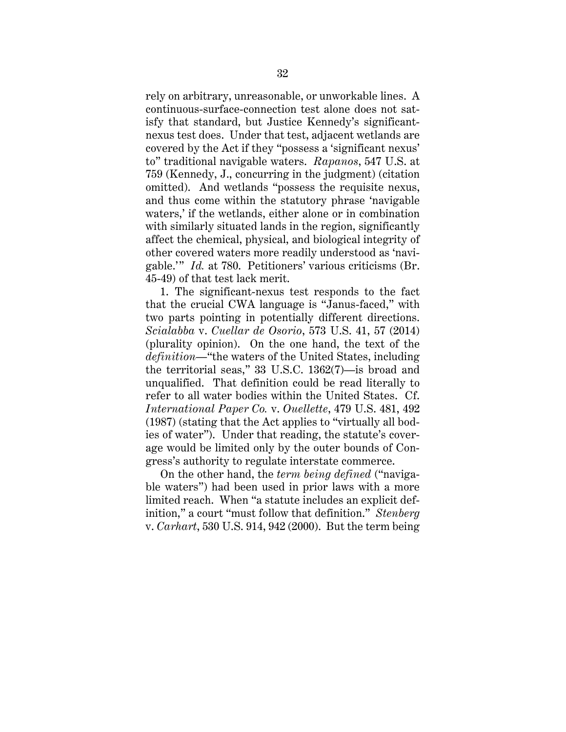rely on arbitrary, unreasonable, or unworkable lines. A continuous-surface-connection test alone does not satisfy that standard, but Justice Kennedy's significant-nexus test does. Under that test, adjacent wetlands are covered by the Act if they "possess a 'significant nexus' to" traditional navigable waters. *Rapanos*, 547 U.S. at 759 (Kennedy, J., concurring in the judgment) (citation omitted). And wetlands "possess the requisite nexus, and thus come within the statutory phrase 'navigable waters,' if the wetlands, either alone or in combination with similarly situated lands in the region, significantly affect the chemical, physical, and biological integrity of other covered waters more readily understood as 'navigable.'" *Id.* at 780. Petitioners' various criticisms (Br. 45-49) of that test lack merit.

1. The significant-nexus test responds to the fact that the crucial CWA language is "Janus-faced," with two parts pointing in potentially different directions. *Scialabba* v. *Cuellar de Osorio*, 573 U.S. 41, 57 (2014) (plurality opinion). On the one hand, the text of the *definition*—"the waters of the United States, including the territorial seas," 33 U.S.C. 1362(7)—is broad and unqualified. That definition could be read literally to refer to all water bodies within the United States. Cf. *International Paper Co.* v. *Ouellette*, 479 U.S. 481, 492 (1987) (stating that the Act applies to "virtually all bodies of water"). Under that reading, the statute's coverage would be limited only by the outer bounds of Congress's authority to regulate interstate commerce.

On the other hand, the *term being defined* ("navigable waters") had been used in prior laws with a more limited reach. When "a statute includes an explicit definition," a court "must follow that definition." *Stenberg* v. *Carhart*, 530 U.S. 914, 942 (2000). But the term being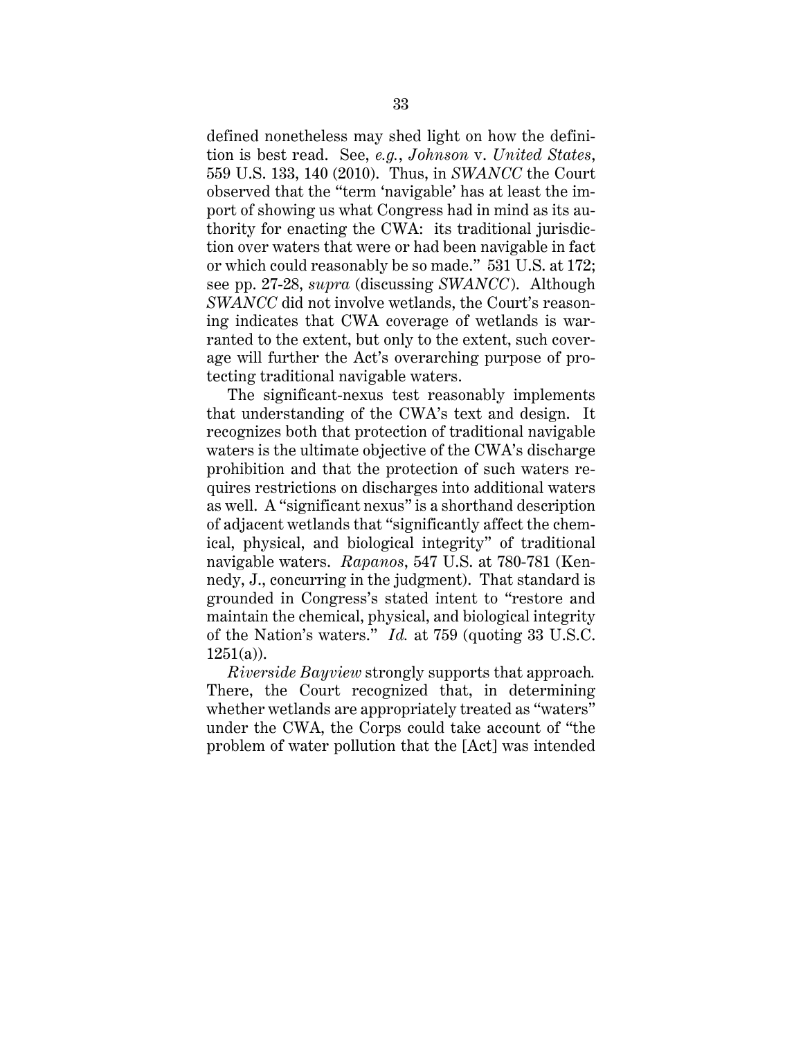defined nonetheless may shed light on how the definition is best read. See, *e.g.*, *Johnson* v. *United States*, 559 U.S. 133, 140 (2010). Thus, in *SWANCC* the Court observed that the "term 'navigable' has at least the import of showing us what Congress had in mind as its authority for enacting the CWA: its traditional jurisdiction over waters that were or had been navigable in fact or which could reasonably be so made." 531 U.S. at 172; see pp. 27-28, *supra* (discussing *SWANCC*). Although *SWANCC* did not involve wetlands, the Court's reasoning indicates that CWA coverage of wetlands is warranted to the extent, but only to the extent, such coverage will further the Act's overarching purpose of protecting traditional navigable waters.

The significant-nexus test reasonably implements that understanding of the CWA's text and design. It recognizes both that protection of traditional navigable waters is the ultimate objective of the CWA's discharge prohibition and that the protection of such waters requires restrictions on discharges into additional waters as well. A "significant nexus" is a shorthand description of adjacent wetlands that "significantly affect the chemical, physical, and biological integrity" of traditional navigable waters. *Rapanos*, 547 U.S. at 780-781 (Kennedy, J., concurring in the judgment). That standard is grounded in Congress's stated intent to "restore and maintain the chemical, physical, and biological integrity of the Nation's waters." *Id.* at 759 (quoting 33 U.S.C. 1251(a)).

*Riverside Bayview* strongly supports that approach. There, the Court recognized that, in determining whether wetlands are appropriately treated as "waters" under the CWA, the Corps could take account of "the problem of water pollution that the [Act] was intended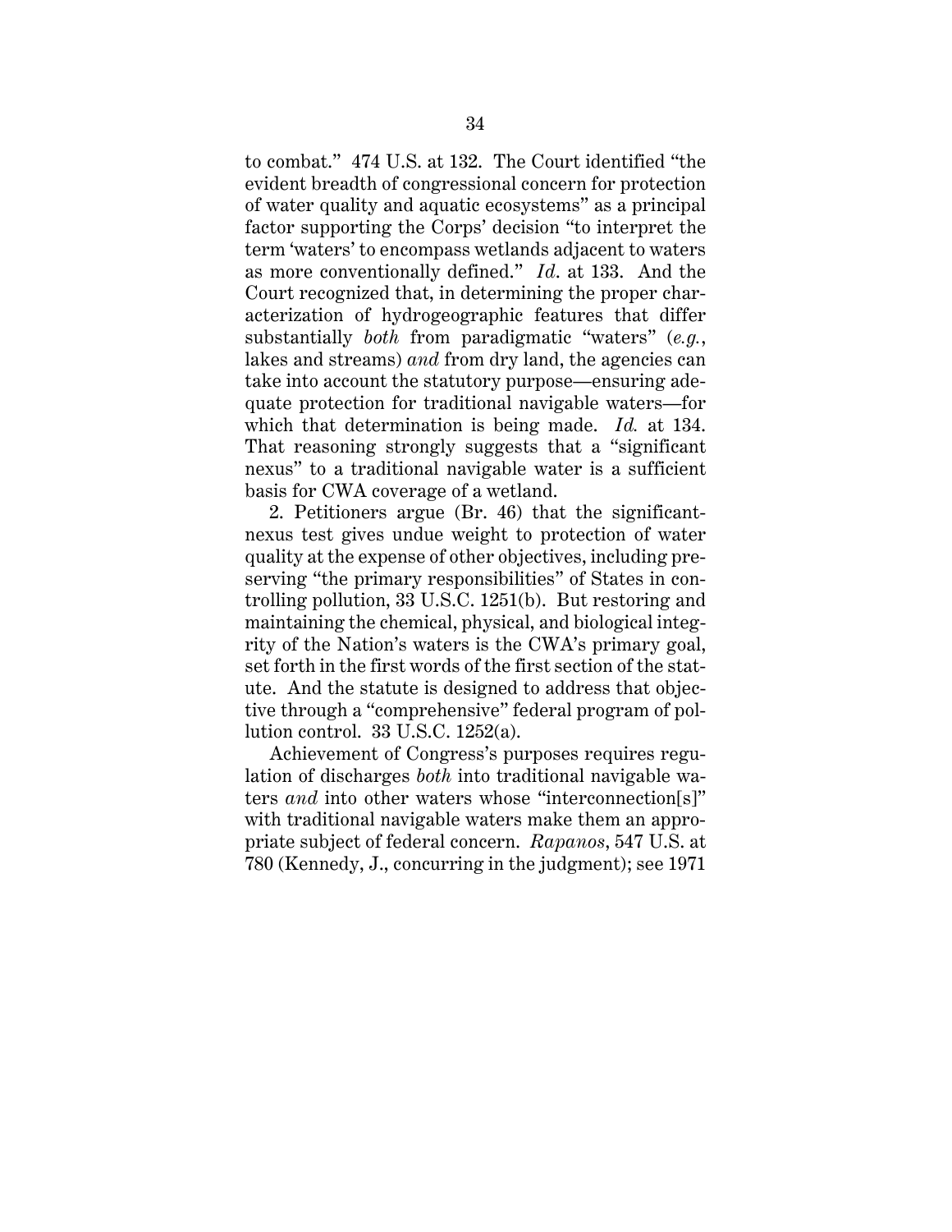to combat." 474 U.S. at 132. The Court identified "the evident breadth of congressional concern for protection of water quality and aquatic ecosystems" as a principal factor supporting the Corps' decision "to interpret the term 'waters' to encompass wetlands adjacent to waters as more conventionally defined." *Id.* at 133. And the Court recognized that, in determining the proper characterization of hydrogeographic features that differ substantially *both* from paradigmatic "waters" (*e.g.*, lakes and streams) *and* from dry land, the agencies can take into account the statutory purpose—ensuring adequate protection for traditional navigable waters—for which that determination is being made. *Id.* at 134. That reasoning strongly suggests that a "significant nexus" to a traditional navigable water is a sufficient basis for CWA coverage of a wetland.

2. Petitioners argue (Br. 46) that the significant-nexus test gives undue weight to protection of water quality at the expense of other objectives, including preserving "the primary responsibilities" of States in controlling pollution, 33 U.S.C. 1251(b). But restoring and maintaining the chemical, physical, and biological integrity of the Nation's waters is the CWA's primary goal, set forth in the first words of the first section of the statute. And the statute is designed to address that objective through a "comprehensive" federal program of pollution control. 33 U.S.C. 1252(a).

Achievement of Congress's purposes requires regulation of discharges *both* into traditional navigable waters *and* into other waters whose "interconnection[s]" with traditional navigable waters make them an appropriate subject of federal concern. *Rapanos*, 547 U.S. at 780 (Kennedy, J., concurring in the judgment); see 1971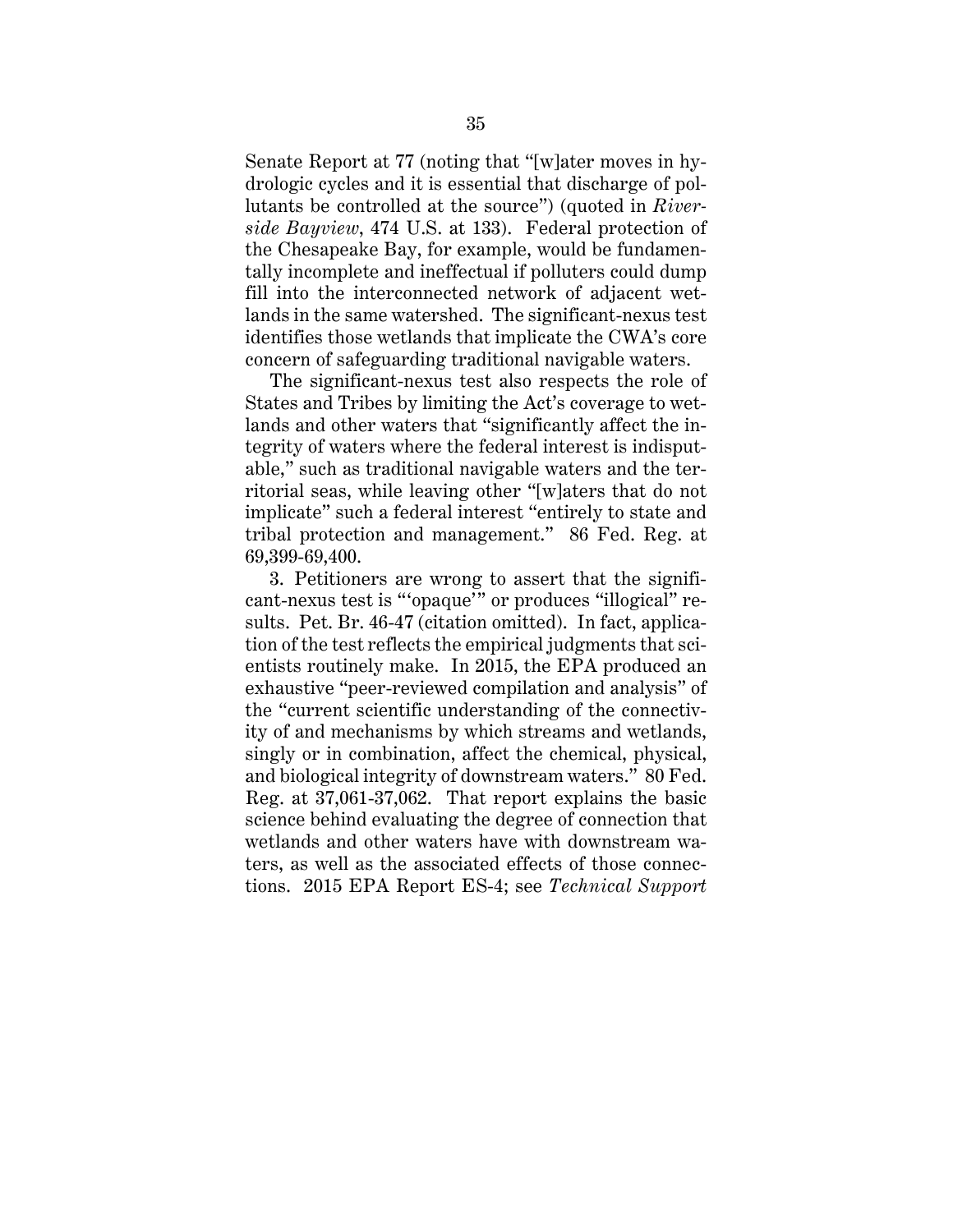Senate Report at 77 (noting that "[w]ater moves in hydrologic cycles and it is essential that discharge of pollutants be controlled at the source") (quoted in *Riverside Bayview*, 474 U.S. at 133). Federal protection of the Chesapeake Bay, for example, would be fundamentally incomplete and ineffectual if polluters could dump fill into the interconnected network of adjacent wetlands in the same watershed. The significant-nexus test identifies those wetlands that implicate the CWA's core concern of safeguarding traditional navigable waters.

The significant-nexus test also respects the role of States and Tribes by limiting the Act's coverage to wetlands and other waters that "significantly affect the integrity of waters where the federal interest is indisputable," such as traditional navigable waters and the territorial seas, while leaving other "[w]aters that do not implicate" such a federal interest "entirely to state and tribal protection and management." 86 Fed. Reg. at 69,399-69,400.

3. Petitioners are wrong to assert that the significant-nexus test is "'opaque'" or produces "illogical" results. Pet. Br. 46-47 (citation omitted). In fact, application of the test reflects the empirical judgments that scientists routinely make. In 2015, the EPA produced an exhaustive "peer-reviewed compilation and analysis" of the "current scientific understanding of the connectivity of and mechanisms by which streams and wetlands, singly or in combination, affect the chemical, physical, and biological integrity of downstream waters." 80 Fed. Reg. at 37,061-37,062. That report explains the basic science behind evaluating the degree of connection that wetlands and other waters have with downstream waters, as well as the associated effects of those connections. 2015 EPA Report ES-4; see *Technical Support*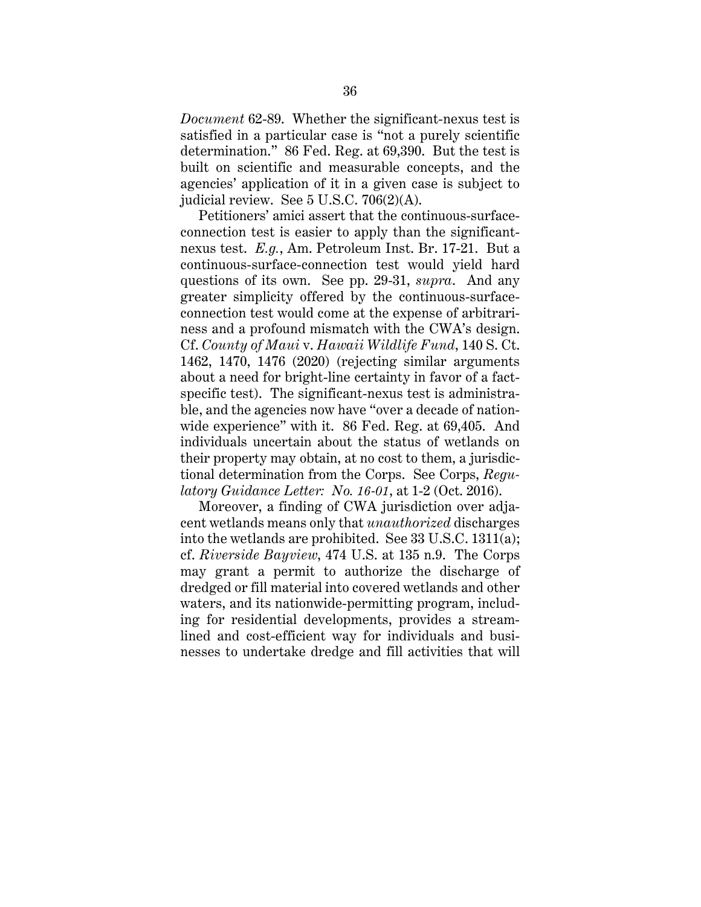*Document* 62-89. Whether the significant-nexus test is satisfied in a particular case is "not a purely scientific determination." 86 Fed. Reg. at 69,390. But the test is built on scientific and measurable concepts, and the agencies' application of it in a given case is subject to judicial review. See 5 U.S.C. 706(2)(A).

Petitioners' amici assert that the continuous-surface-connection test is easier to apply than the significant-nexus test. *E.g.*, Am. Petroleum Inst. Br. 17-21. But a continuous-surface-connection test would yield hard questions of its own. See pp. 29-31, *supra*. And any greater simplicity offered by the continuous-surface-connection test would come at the expense of arbitrariness and a profound mismatch with the CWA's design. Cf. *County of Maui* v. *Hawaii Wildlife Fund*, 140 S. Ct. 1462, 1470, 1476 (2020) (rejecting similar arguments about a need for bright-line certainty in favor of a fact-specific test). The significant-nexus test is administrable, and the agencies now have "over a decade of nationwide experience" with it. 86 Fed. Reg. at 69,405. And individuals uncertain about the status of wetlands on their property may obtain, at no cost to them, a jurisdictional determination from the Corps. See Corps, *Regulatory Guidance Letter: No. 16-01*, at 1-2 (Oct. 2016).

Moreover, a finding of CWA jurisdiction over adjacent wetlands means only that *unauthorized* discharges into the wetlands are prohibited. See 33 U.S.C. 1311(a); cf. *Riverside Bayview*, 474 U.S. at 135 n.9. The Corps may grant a permit to authorize the discharge of dredged or fill material into covered wetlands and other waters, and its nationwide-permitting program, including for residential developments, provides a streamlined and cost-efficient way for individuals and businesses to undertake dredge and fill activities that will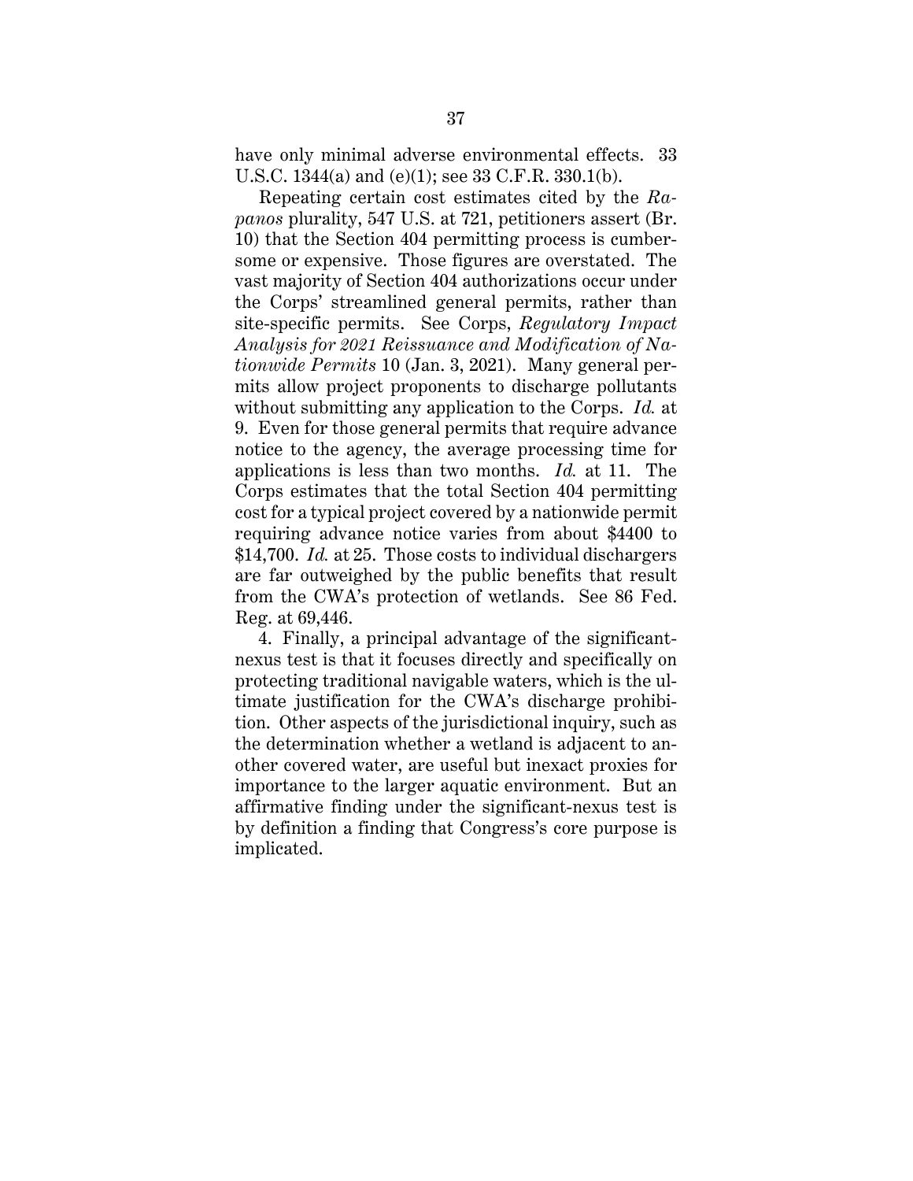have only minimal adverse environmental effects. 33 U.S.C. 1344(a) and (e)(1); see 33 C.F.R. 330.1(b).

Repeating certain cost estimates cited by the *Rapanos* plurality, 547 U.S. at 721, petitioners assert (Br. 10) that the Section 404 permitting process is cumbersome or expensive. Those figures are overstated. The vast majority of Section 404 authorizations occur under the Corps' streamlined general permits, rather than site-specific permits. See Corps, *Regulatory Impact Analysis for 2021 Reissuance and Modification of Nationwide Permits* 10 (Jan. 3, 2021). Many general permits allow project proponents to discharge pollutants without submitting any application to the Corps. *Id.* at 9. Even for those general permits that require advance notice to the agency, the average processing time for applications is less than two months. *Id.* at 11. The Corps estimates that the total Section 404 permitting cost for a typical project covered by a nationwide permit requiring advance notice varies from about $4400 to $14,700. *Id.* at 25. Those costs to individual dischargers are far outweighed by the public benefits that result from the CWA's protection of wetlands. See 86 Fed. Reg. at 69,446.

4. Finally, a principal advantage of the significant-nexus test is that it focuses directly and specifically on protecting traditional navigable waters, which is the ultimate justification for the CWA's discharge prohibition. Other aspects of the jurisdictional inquiry, such as the determination whether a wetland is adjacent to another covered water, are useful but inexact proxies for importance to the larger aquatic environment. But an affirmative finding under the significant-nexus test is by definition a finding that Congress's core purpose is implicated.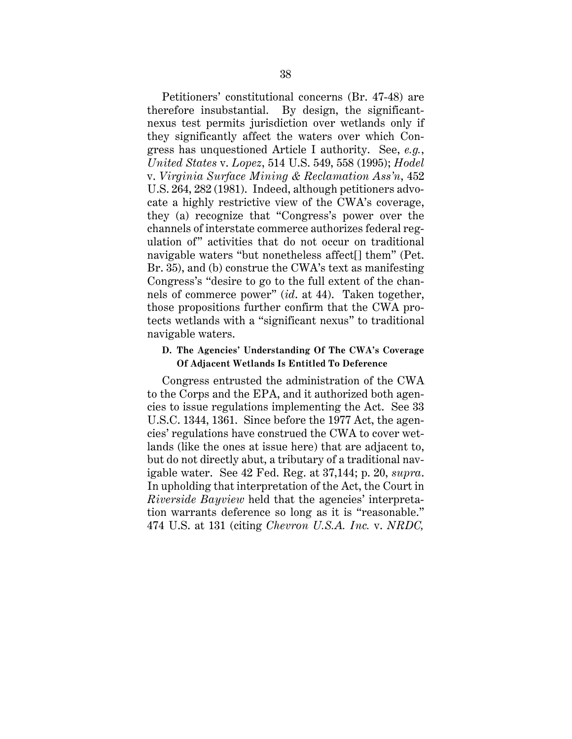Petitioners' constitutional concerns (Br. 47-48) are therefore insubstantial. By design, the significant-nexus test permits jurisdiction over wetlands only if they significantly affect the waters over which Congress has unquestioned Article I authority. See, *e.g.*, *United States* v. *Lopez*, 514 U.S. 549, 558 (1995); *Hodel* v. *Virginia Surface Mining & Reclamation Ass'n*, 452 U.S. 264, 282 (1981). Indeed, although petitioners advocate a highly restrictive view of the CWA's coverage, they (a) recognize that "Congress's power over the channels of interstate commerce authorizes federal regulation of" activities that do not occur on traditional navigable waters "but nonetheless affect[] them" (Pet. Br. 35), and (b) construe the CWA's text as manifesting Congress's "desire to go to the full extent of the channels of commerce power" (*id*. at 44). Taken together, those propositions further confirm that the CWA protects wetlands with a "significant nexus" to traditional navigable waters.

#### D. The Agencies' Understanding Of The CWA's Coverage Of Adjacent Wetlands Is Entitled To Deference

Congress entrusted the administration of the CWA to the Corps and the EPA, and it authorized both agencies to issue regulations implementing the Act. See 33 U.S.C. 1344, 1361. Since before the 1977 Act, the agencies' regulations have construed the CWA to cover wetlands (like the ones at issue here) that are adjacent to, but do not directly abut, a tributary of a traditional navigable water. See 42 Fed. Reg. at 37,144; p. 20, *supra*. In upholding that interpretation of the Act, the Court in *Riverside Bayview* held that the agencies' interpretation warrants deference so long as it is "reasonable." 474 U.S. at 131 (citing *Chevron U.S.A. Inc.* v. *NRDC,*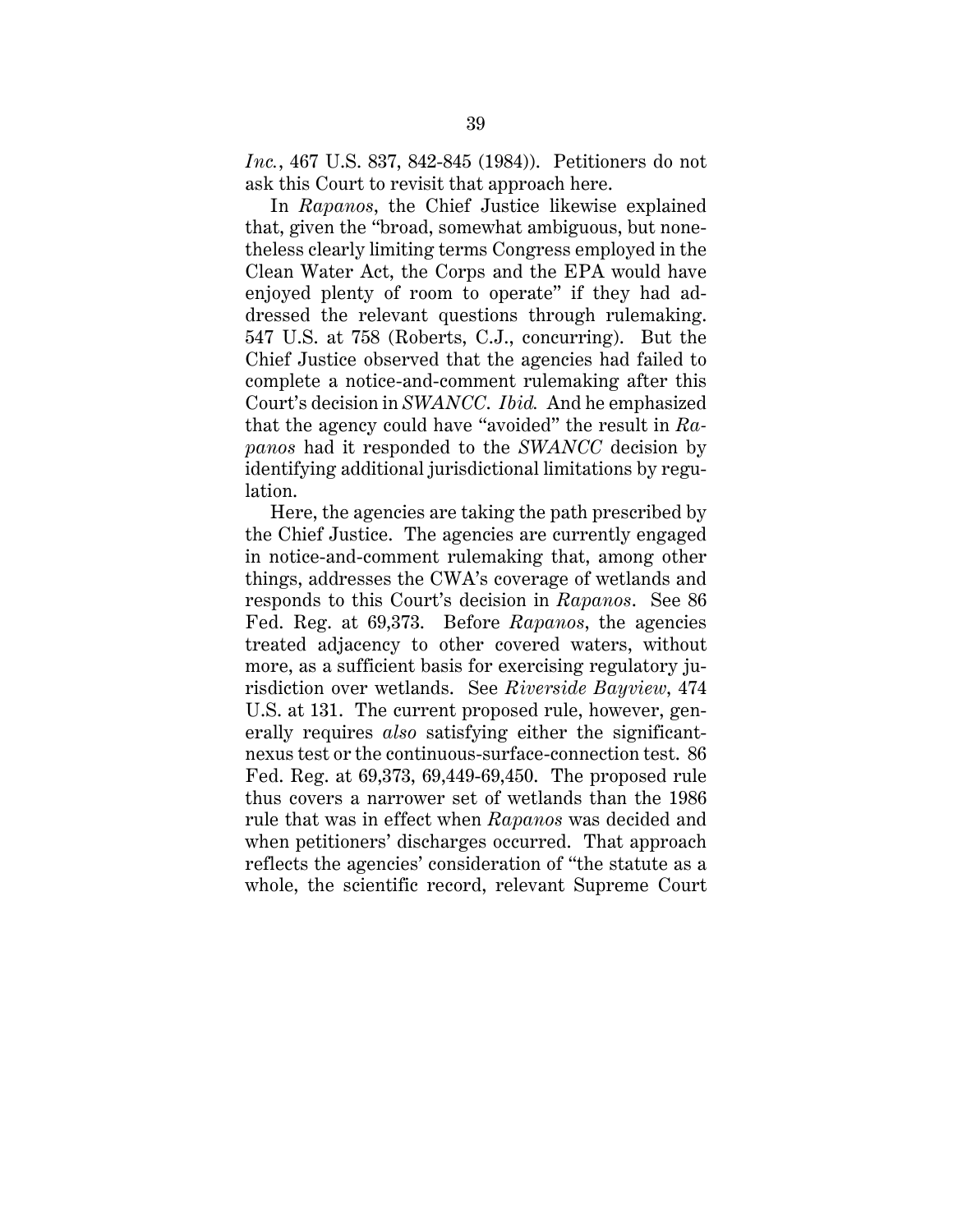*Inc.*, 467 U.S. 837, 842-845 (1984)). Petitioners do not ask this Court to revisit that approach here.

In *Rapanos*, the Chief Justice likewise explained that, given the "broad, somewhat ambiguous, but nonetheless clearly limiting terms Congress employed in the Clean Water Act, the Corps and the EPA would have enjoyed plenty of room to operate" if they had addressed the relevant questions through rulemaking. 547 U.S. at 758 (Roberts, C.J., concurring). But the Chief Justice observed that the agencies had failed to complete a notice-and-comment rulemaking after this Court's decision in *SWANCC*. *Ibid.* And he emphasized that the agency could have "avoided" the result in *Rapanos* had it responded to the *SWANCC* decision by identifying additional jurisdictional limitations by regulation.

Here, the agencies are taking the path prescribed by the Chief Justice. The agencies are currently engaged in notice-and-comment rulemaking that, among other things, addresses the CWA's coverage of wetlands and responds to this Court's decision in *Rapanos*. See 86 Fed. Reg. at 69,373. Before *Rapanos*, the agencies treated adjacency to other covered waters, without more, as a sufficient basis for exercising regulatory jurisdiction over wetlands. See *Riverside Bayview*, 474 U.S. at 131. The current proposed rule, however, generally requires *also* satisfying either the significant-nexus test or the continuous-surface-connection test. 86 Fed. Reg. at 69,373, 69,449-69,450. The proposed rule thus covers a narrower set of wetlands than the 1986 rule that was in effect when *Rapanos* was decided and when petitioners' discharges occurred. That approach reflects the agencies' consideration of "the statute as a whole, the scientific record, relevant Supreme Court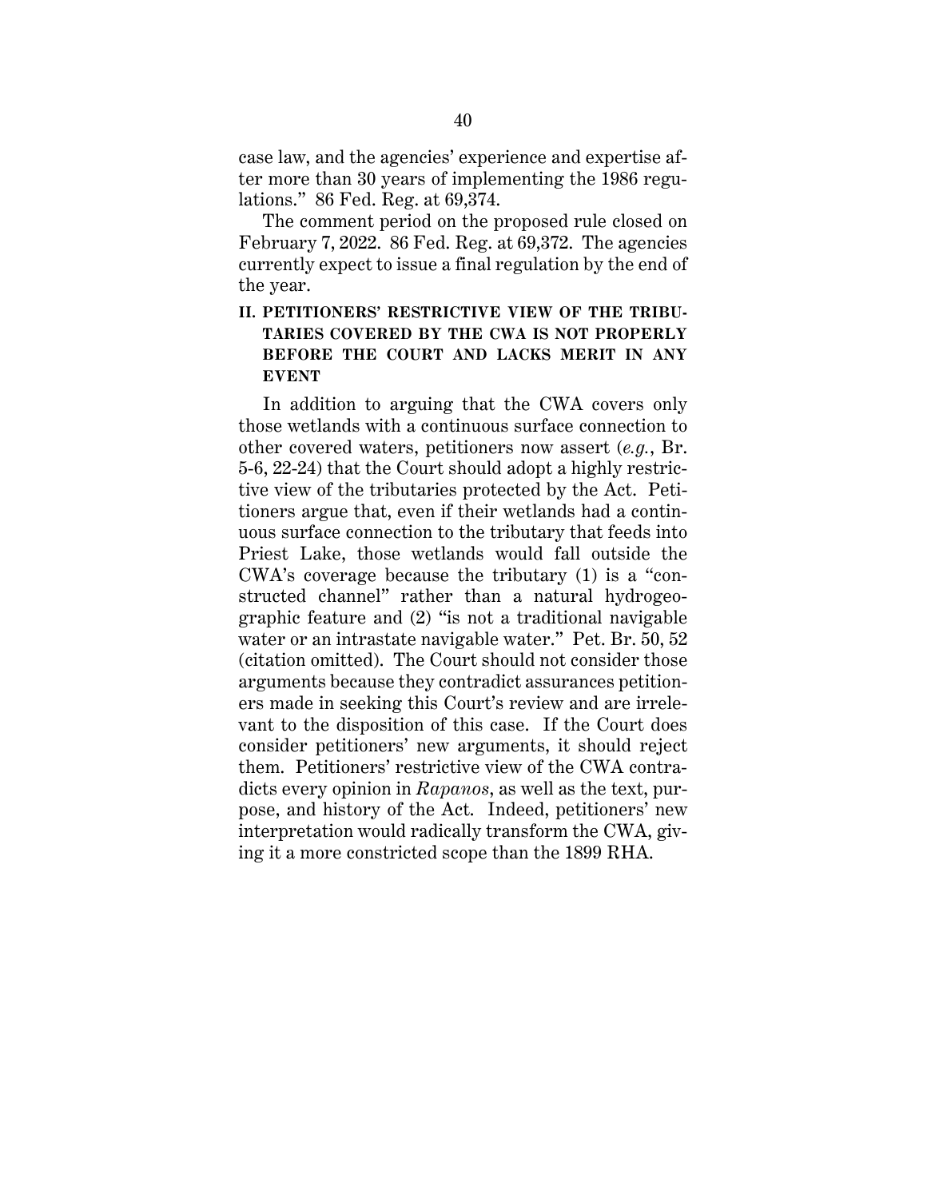case law, and the agencies' experience and expertise after more than 30 years of implementing the 1986 regulations." 86 Fed. Reg. at 69,374.

The comment period on the proposed rule closed on February 7, 2022. 86 Fed. Reg. at 69,372. The agencies currently expect to issue a final regulation by the end of the year.

## II. PETITIONERS' RESTRICTIVE VIEW OF THE TRIBUTARIES COVERED BY THE CWA IS NOT PROPERLY BEFORE THE COURT AND LACKS MERIT IN ANY EVENT

In addition to arguing that the CWA covers only those wetlands with a continuous surface connection to other covered waters, petitioners now assert (*e.g.*, Br. 5-6, 22-24) that the Court should adopt a highly restrictive view of the tributaries protected by the Act. Petitioners argue that, even if their wetlands had a continuous surface connection to the tributary that feeds into Priest Lake, those wetlands would fall outside the CWA's coverage because the tributary (1) is a "constructed channel" rather than a natural hydrogeographic feature and (2) "is not a traditional navigable water or an intrastate navigable water." Pet. Br. 50, 52 (citation omitted). The Court should not consider those arguments because they contradict assurances petitioners made in seeking this Court's review and are irrelevant to the disposition of this case. If the Court does consider petitioners' new arguments, it should reject them. Petitioners' restrictive view of the CWA contradicts every opinion in *Rapanos*, as well as the text, purpose, and history of the Act. Indeed, petitioners' new interpretation would radically transform the CWA, giving it a more constricted scope than the 1899 RHA.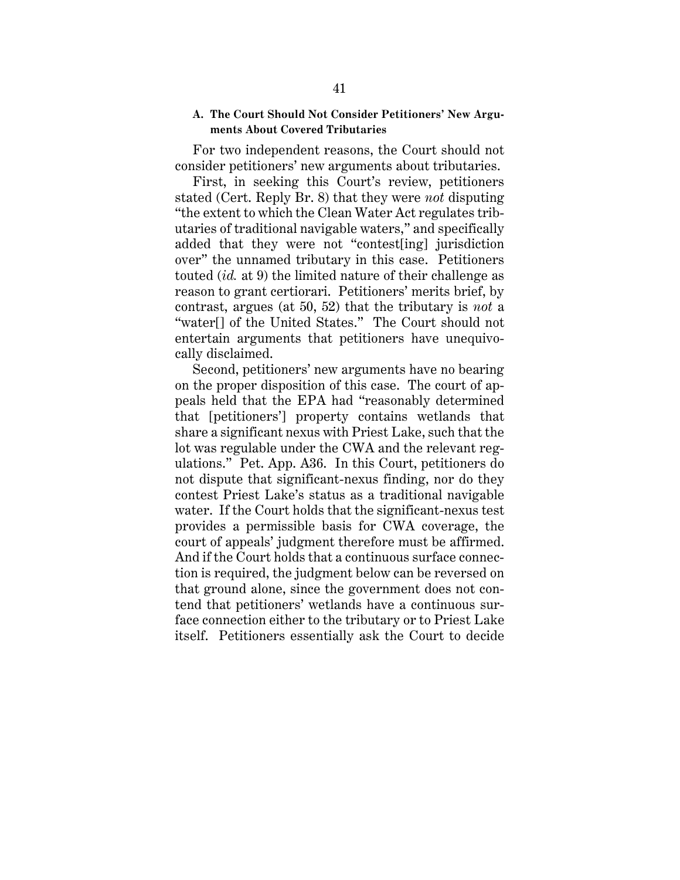### A. The Court Should Not Consider Petitioners' New Arguments About Covered Tributaries

For two independent reasons, the Court should not consider petitioners' new arguments about tributaries.

First, in seeking this Court's review, petitioners stated (Cert. Reply Br. 8) that they were *not* disputing "the extent to which the Clean Water Act regulates tributaries of traditional navigable waters," and specifically added that they were not "contest[ing] jurisdiction over" the unnamed tributary in this case. Petitioners touted (*id.* at 9) the limited nature of their challenge as reason to grant certiorari. Petitioners' merits brief, by contrast, argues (at 50, 52) that the tributary is *not* a "water[] of the United States." The Court should not entertain arguments that petitioners have unequivocally disclaimed.

Second, petitioners' new arguments have no bearing on the proper disposition of this case. The court of appeals held that the EPA had "reasonably determined that [petitioners'] property contains wetlands that share a significant nexus with Priest Lake, such that the lot was regulable under the CWA and the relevant regulations." Pet. App. A36. In this Court, petitioners do not dispute that significant-nexus finding, nor do they contest Priest Lake's status as a traditional navigable water. If the Court holds that the significant-nexus test provides a permissible basis for CWA coverage, the court of appeals' judgment therefore must be affirmed. And if the Court holds that a continuous surface connection is required, the judgment below can be reversed on that ground alone, since the government does not contend that petitioners' wetlands have a continuous surface connection either to the tributary or to Priest Lake itself. Petitioners essentially ask the Court to decide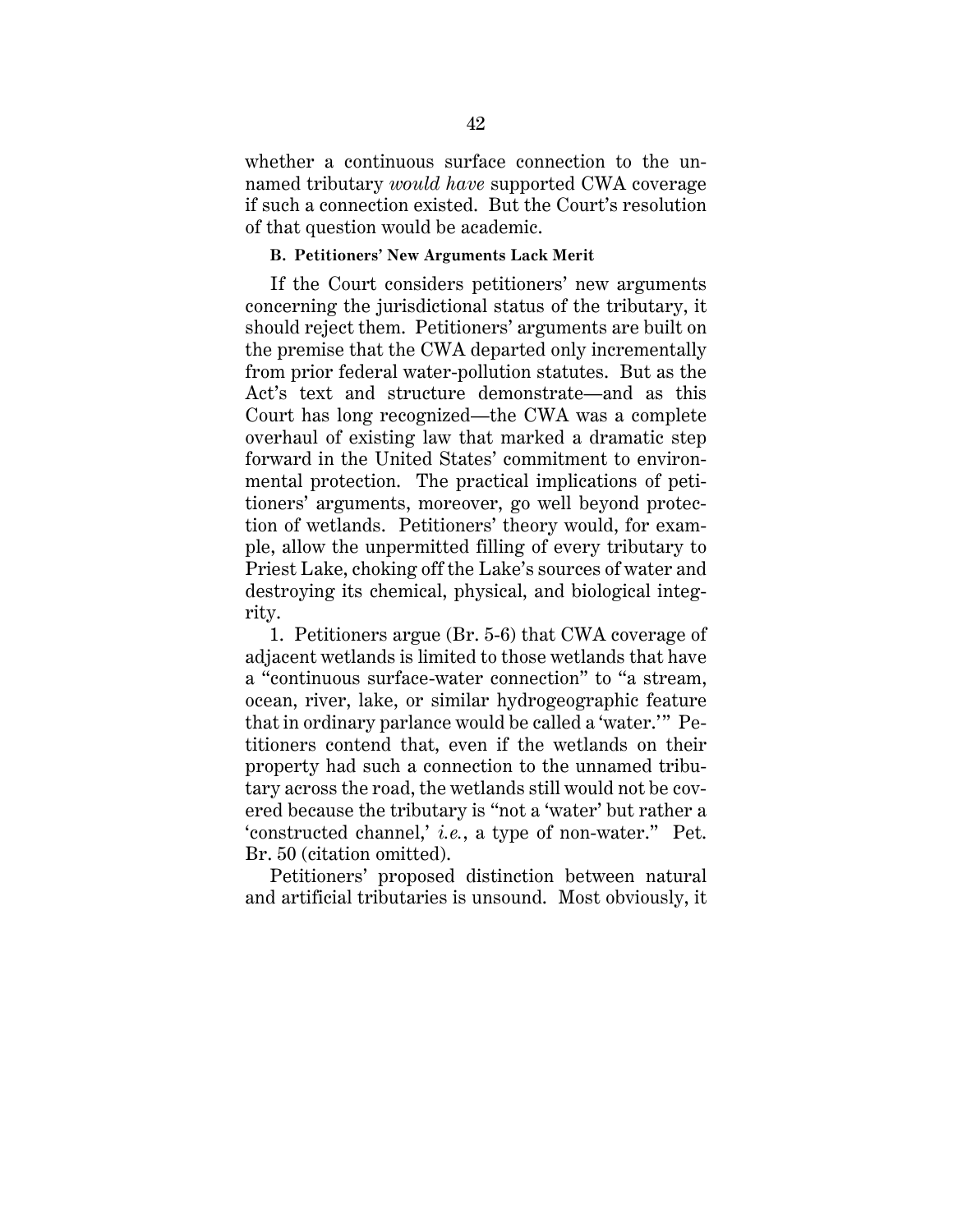whether a continuous surface connection to the unnamed tributary *would have* supported CWA coverage if such a connection existed. But the Court's resolution of that question would be academic.

### B. Petitioners' New Arguments Lack Merit

If the Court considers petitioners' new arguments concerning the jurisdictional status of the tributary, it should reject them. Petitioners' arguments are built on the premise that the CWA departed only incrementally from prior federal water-pollution statutes. But as the Act's text and structure demonstrate—and as this Court has long recognized—the CWA was a complete overhaul of existing law that marked a dramatic step forward in the United States' commitment to environmental protection. The practical implications of petitioners' arguments, moreover, go well beyond protection of wetlands. Petitioners' theory would, for example, allow the unpermitted filling of every tributary to Priest Lake, choking off the Lake's sources of water and destroying its chemical, physical, and biological integrity.

1. Petitioners argue (Br. 5-6) that CWA coverage of adjacent wetlands is limited to those wetlands that have a "continuous surface-water connection" to "a stream, ocean, river, lake, or similar hydrogeographic feature that in ordinary parlance would be called a 'water.'" Petitioners contend that, even if the wetlands on their property had such a connection to the unnamed tributary across the road, the wetlands still would not be covered because the tributary is "not a 'water' but rather a 'constructed channel,' *i.e.*, a type of non-water." Pet. Br. 50 (citation omitted).

Petitioners' proposed distinction between natural and artificial tributaries is unsound. Most obviously, it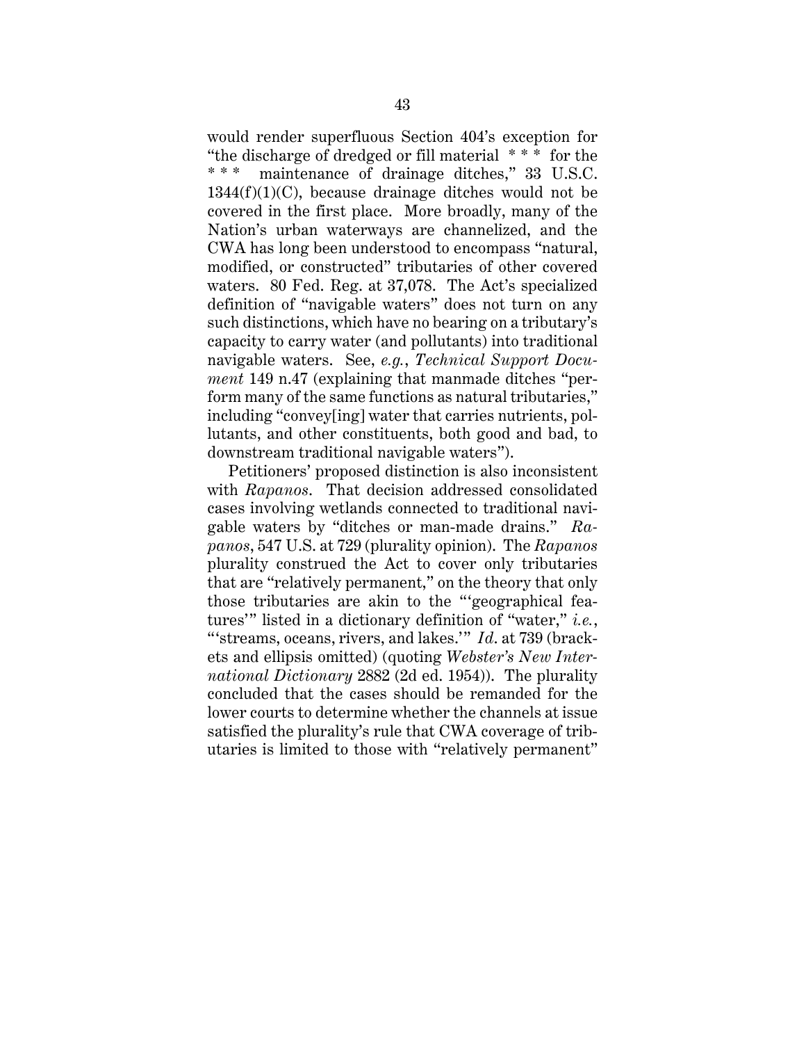would render superfluous Section 404's exception for "the discharge of dredged or fill material * * * for the * * * maintenance of drainage ditches," 33 U.S.C. 1344(f)(1)(C), because drainage ditches would not be covered in the first place. More broadly, many of the Nation's urban waterways are channelized, and the CWA has long been understood to encompass "natural, modified, or constructed" tributaries of other covered waters. 80 Fed. Reg. at 37,078. The Act's specialized definition of "navigable waters" does not turn on any such distinctions, which have no bearing on a tributary's capacity to carry water (and pollutants) into traditional navigable waters. See, *e.g.*, *Technical Support Document* 149 n.47 (explaining that manmade ditches "perform many of the same functions as natural tributaries," including "convey[ing] water that carries nutrients, pollutants, and other constituents, both good and bad, to downstream traditional navigable waters").

Petitioners' proposed distinction is also inconsistent with *Rapanos*. That decision addressed consolidated cases involving wetlands connected to traditional navigable waters by "ditches or man-made drains." *Rapanos*, 547 U.S. at 729 (plurality opinion). The *Rapanos* plurality construed the Act to cover only tributaries that are "relatively permanent," on the theory that only those tributaries are akin to the "'geographical features'" listed in a dictionary definition of "water," *i.e.*, "'streams, oceans, rivers, and lakes.'" *Id.* at 739 (brackets and ellipsis omitted) (quoting *Webster's New International Dictionary* 2882 (2d ed. 1954)). The plurality concluded that the cases should be remanded for the lower courts to determine whether the channels at issue satisfied the plurality's rule that CWA coverage of tributaries is limited to those with "relatively permanent"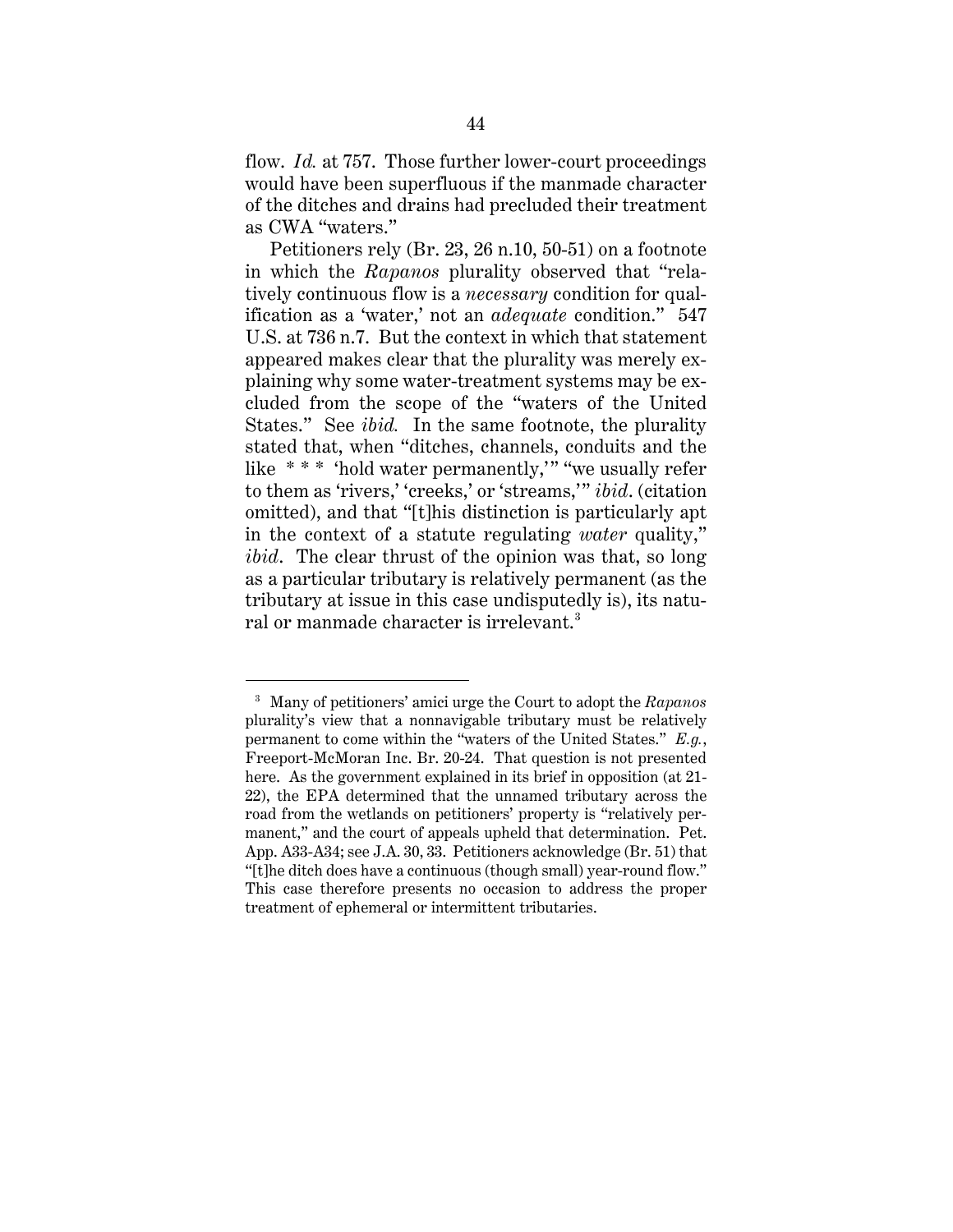flow. *Id.* at 757. Those further lower-court proceedings would have been superfluous if the manmade character of the ditches and drains had precluded their treatment as CWA "waters."

Petitioners rely (Br. 23, 26 n.10, 50-51) on a footnote in which the *Rapanos* plurality observed that "relatively continuous flow is a *necessary* condition for qualification as a 'water,' not an *adequate* condition." 547 U.S. at 736 n.7. But the context in which that statement appeared makes clear that the plurality was merely explaining why some water-treatment systems may be excluded from the scope of the "waters of the United States." See *ibid.* In the same footnote, the plurality stated that, when "ditches, channels, conduits and the like * * * 'hold water permanently,'" "we usually refer to them as 'rivers,' 'creeks,' or 'streams,'" *ibid*. (citation omitted), and that "[t]his distinction is particularly apt in the context of a statute regulating *water* quality," *ibid*. The clear thrust of the opinion was that, so long as a particular tributary is relatively permanent (as the tributary at issue in this case undisputedly is), its natural or manmade character is irrelevant.[3]

---

[3] Many of petitioners' amici urge the Court to adopt the *Rapanos* plurality's view that a nonnavigable tributary must be relatively permanent to come within the "waters of the United States." *E.g.*, Freeport-McMoran Inc. Br. 20-24. That question is not presented here. As the government explained in its brief in opposition (at 21-22), the EPA determined that the unnamed tributary across the road from the wetlands on petitioners' property is "relatively permanent," and the court of appeals upheld that determination. Pet. App. A33-A34; see J.A. 30, 33. Petitioners acknowledge (Br. 51) that "[t]he ditch does have a continuous (though small) year-round flow." This case therefore presents no occasion to address the proper treatment of ephemeral or intermittent tributaries.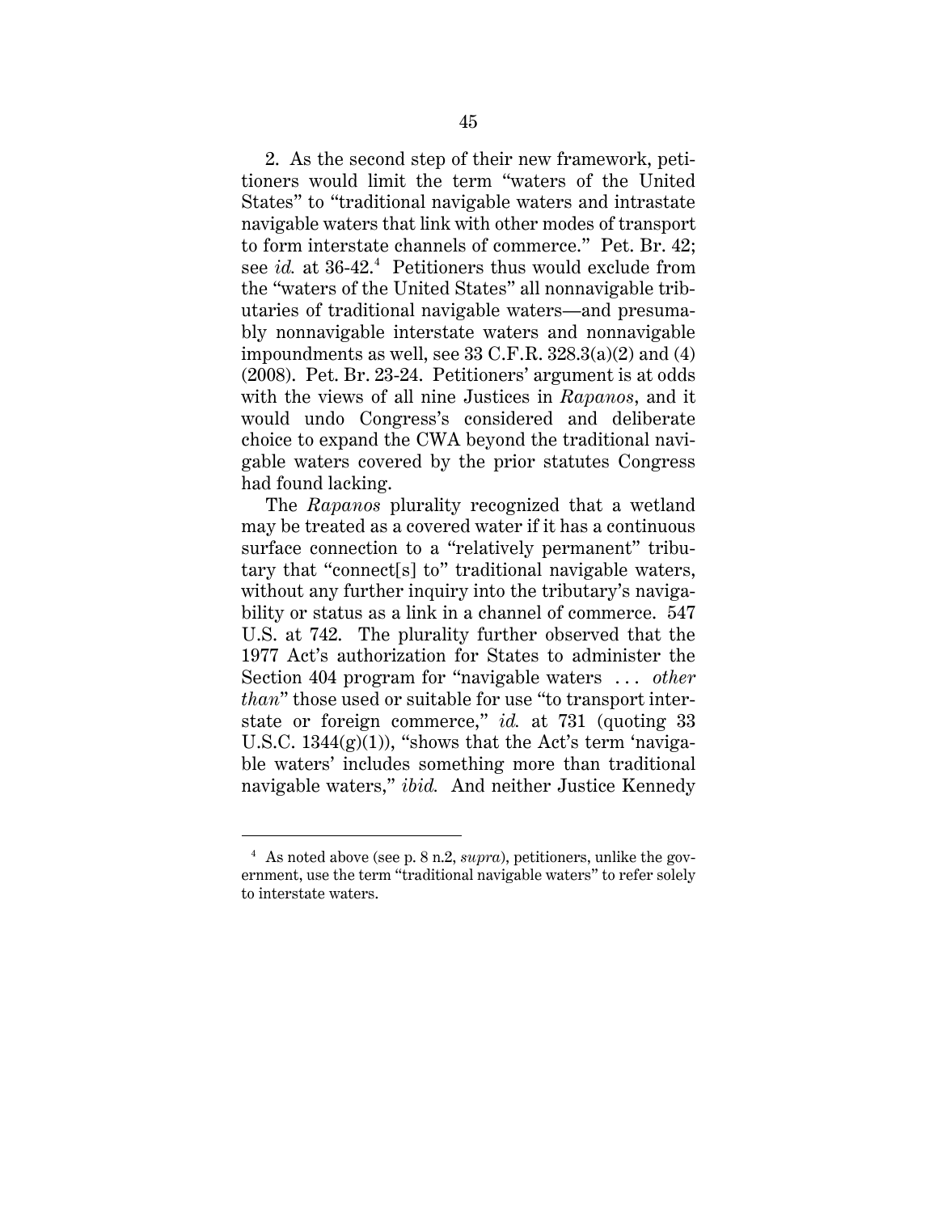2. As the second step of their new framework, petitioners would limit the term "waters of the United States" to "traditional navigable waters and intrastate navigable waters that link with other modes of transport to form interstate channels of commerce." Pet. Br. 42; see *id.* at 36-42.[4] Petitioners thus would exclude from the "waters of the United States" all nonnavigable tributaries of traditional navigable waters—and presumably nonnavigable interstate waters and nonnavigable impoundments as well, see 33 C.F.R. 328.3(a)(2) and (4) (2008). Pet. Br. 23-24. Petitioners' argument is at odds with the views of all nine Justices in *Rapanos*, and it would undo Congress's considered and deliberate choice to expand the CWA beyond the traditional navigable waters covered by the prior statutes Congress had found lacking.

The *Rapanos* plurality recognized that a wetland may be treated as a covered water if it has a continuous surface connection to a "relatively permanent" tributary that "connect[s] to" traditional navigable waters, without any further inquiry into the tributary's navigability or status as a link in a channel of commerce. 547 U.S. at 742. The plurality further observed that the 1977 Act's authorization for States to administer the Section 404 program for "navigable waters . . . *other than*" those used or suitable for use "to transport interstate or foreign commerce," *id.* at 731 (quoting 33 U.S.C. 1344(g)(1)), "shows that the Act's term 'navigable waters' includes something more than traditional navigable waters," *ibid.* And neither Justice Kennedy

---

[4] As noted above (see p. 8 n.2, *supra*), petitioners, unlike the government, use the term "traditional navigable waters" to refer solely to interstate waters.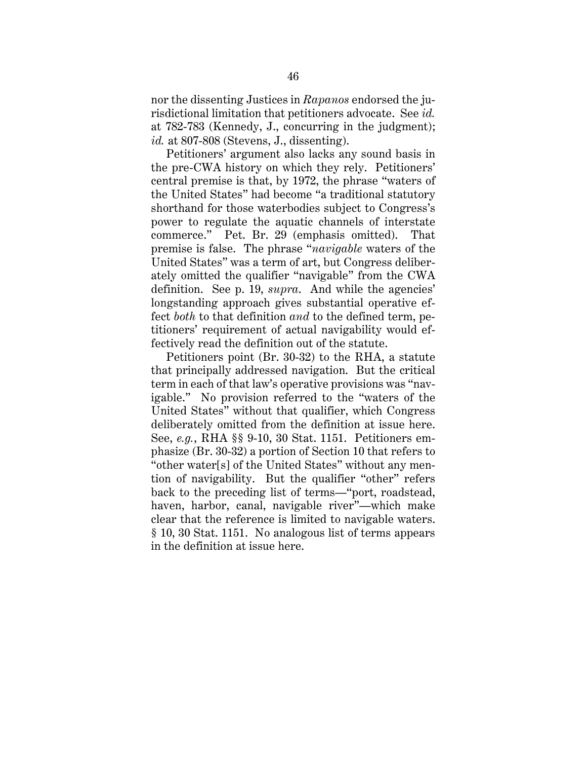nor the dissenting Justices in *Rapanos* endorsed the jurisdictional limitation that petitioners advocate. See *id.* at 782-783 (Kennedy, J., concurring in the judgment); *id.* at 807-808 (Stevens, J., dissenting).

Petitioners' argument also lacks any sound basis in the pre-CWA history on which they rely. Petitioners' central premise is that, by 1972, the phrase "waters of the United States" had become "a traditional statutory shorthand for those waterbodies subject to Congress's power to regulate the aquatic channels of interstate commerce." Pet. Br. 29 (emphasis omitted). That premise is false. The phrase "*navigable* waters of the United States" was a term of art, but Congress deliberately omitted the qualifier "navigable" from the CWA definition. See p. 19, *supra*. And while the agencies' longstanding approach gives substantial operative effect *both* to that definition *and* to the defined term, petitioners' requirement of actual navigability would effectively read the definition out of the statute.

Petitioners point (Br. 30-32) to the RHA, a statute that principally addressed navigation. But the critical term in each of that law's operative provisions was "navigable." No provision referred to the "waters of the United States" without that qualifier, which Congress deliberately omitted from the definition at issue here. See, *e.g.*, RHA §§ 9-10, 30 Stat. 1151. Petitioners emphasize (Br. 30-32) a portion of Section 10 that refers to "other water[s] of the United States" without any mention of navigability. But the qualifier "other" refers back to the preceding list of terms—"port, roadstead, haven, harbor, canal, navigable river"—which make clear that the reference is limited to navigable waters. § 10, 30 Stat. 1151. No analogous list of terms appears in the definition at issue here.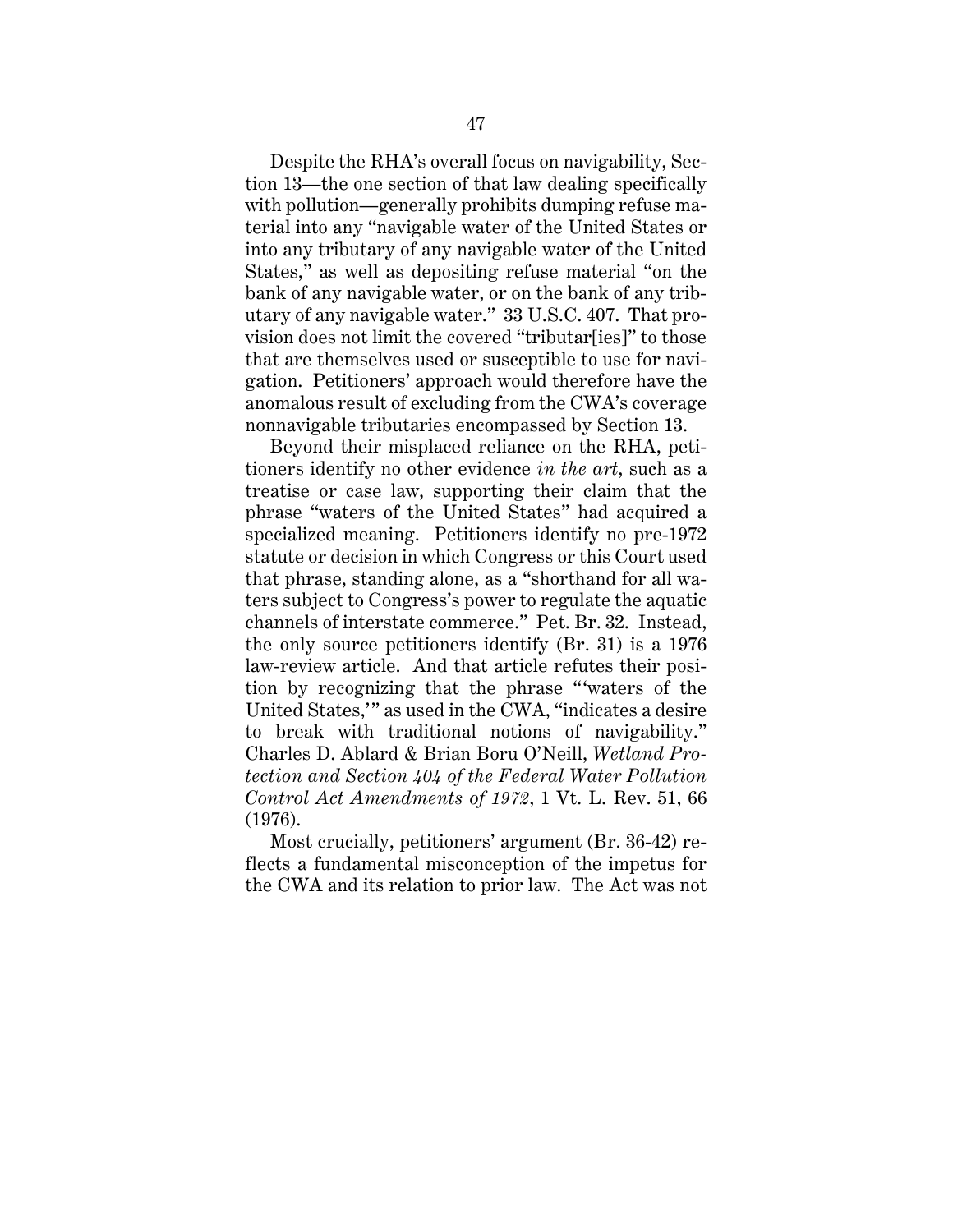Despite the RHA's overall focus on navigability, Section 13—the one section of that law dealing specifically with pollution—generally prohibits dumping refuse material into any "navigable water of the United States or into any tributary of any navigable water of the United States," as well as depositing refuse material "on the bank of any navigable water, or on the bank of any tributary of any navigable water." 33 U.S.C. 407. That provision does not limit the covered "tributar[ies]" to those that are themselves used or susceptible to use for navigation. Petitioners' approach would therefore have the anomalous result of excluding from the CWA's coverage nonnavigable tributaries encompassed by Section 13.

Beyond their misplaced reliance on the RHA, petitioners identify no other evidence *in the art*, such as a treatise or case law, supporting their claim that the phrase "waters of the United States" had acquired a specialized meaning. Petitioners identify no pre-1972 statute or decision in which Congress or this Court used that phrase, standing alone, as a "shorthand for all waters subject to Congress's power to regulate the aquatic channels of interstate commerce." Pet. Br. 32. Instead, the only source petitioners identify (Br. 31) is a 1976 law-review article. And that article refutes their position by recognizing that the phrase "'waters of the United States,'" as used in the CWA, "indicates a desire to break with traditional notions of navigability." Charles D. Ablard & Brian Boru O'Neill, *Wetland Protection and Section 404 of the Federal Water Pollution Control Act Amendments of 1972*, 1 Vt. L. Rev. 51, 66 (1976).

Most crucially, petitioners' argument (Br. 36-42) reflects a fundamental misconception of the impetus for the CWA and its relation to prior law. The Act was not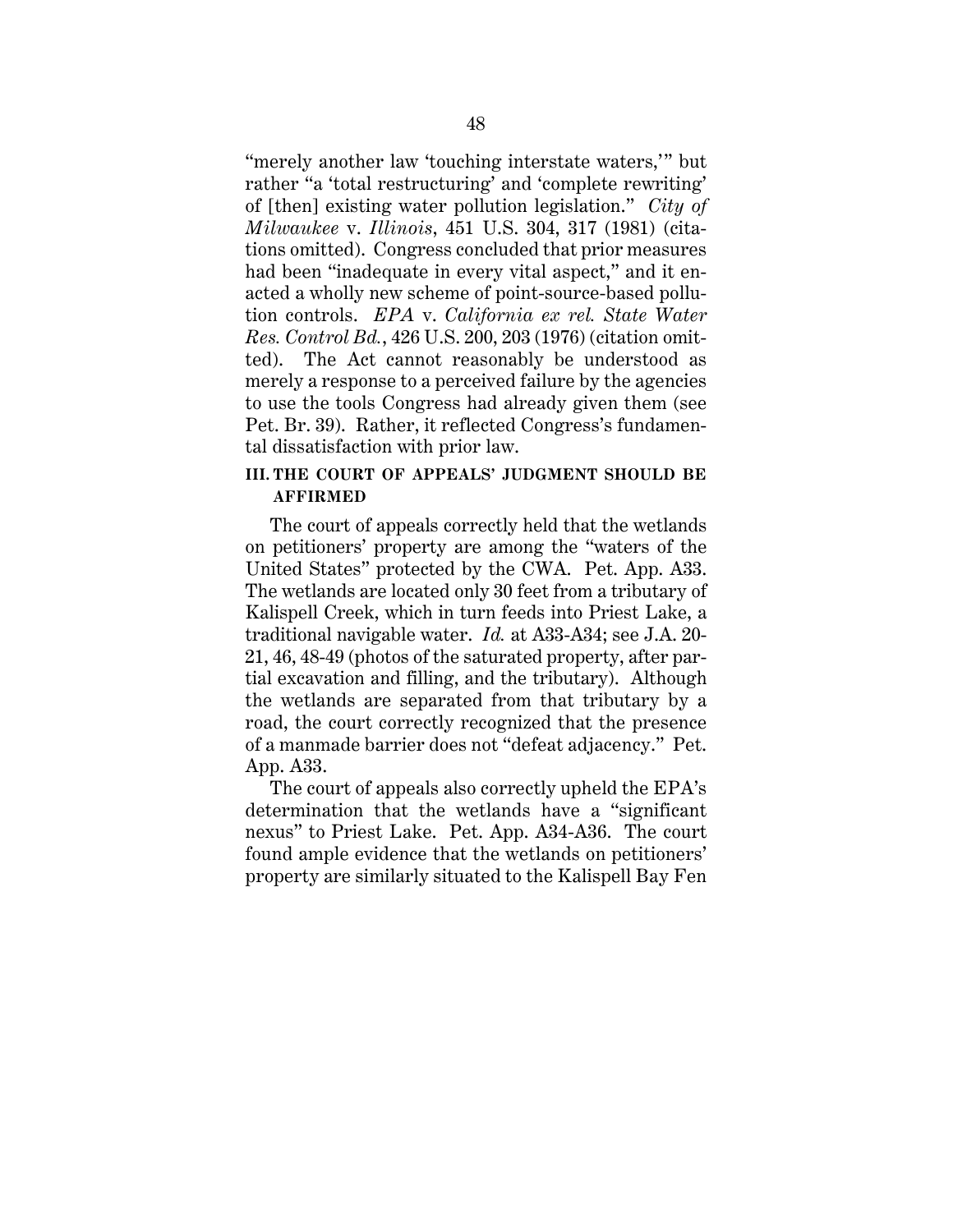"merely another law 'touching interstate waters,'" but rather "a 'total restructuring' and 'complete rewriting' of [then] existing water pollution legislation." *City of Milwaukee* v. *Illinois*, 451 U.S. 304, 317 (1981) (citations omitted). Congress concluded that prior measures had been "inadequate in every vital aspect," and it enacted a wholly new scheme of point-source-based pollution controls. *EPA* v. *California ex rel. State Water Res. Control Bd.*, 426 U.S. 200, 203 (1976) (citation omitted). The Act cannot reasonably be understood as merely a response to a perceived failure by the agencies to use the tools Congress had already given them (see Pet. Br. 39). Rather, it reflected Congress's fundamental dissatisfaction with prior law.

## III. THE COURT OF APPEALS' JUDGMENT SHOULD BE AFFIRMED

The court of appeals correctly held that the wetlands on petitioners' property are among the "waters of the United States" protected by the CWA. Pet. App. A33. The wetlands are located only 30 feet from a tributary of Kalispell Creek, which in turn feeds into Priest Lake, a traditional navigable water. *Id.* at A33-A34; see J.A. 20-21, 46, 48-49 (photos of the saturated property, after partial excavation and filling, and the tributary). Although the wetlands are separated from that tributary by a road, the court correctly recognized that the presence of a manmade barrier does not "defeat adjacency." Pet. App. A33.

The court of appeals also correctly upheld the EPA's determination that the wetlands have a "significant nexus" to Priest Lake. Pet. App. A34-A36. The court found ample evidence that the wetlands on petitioners' property are similarly situated to the Kalispell Bay Fen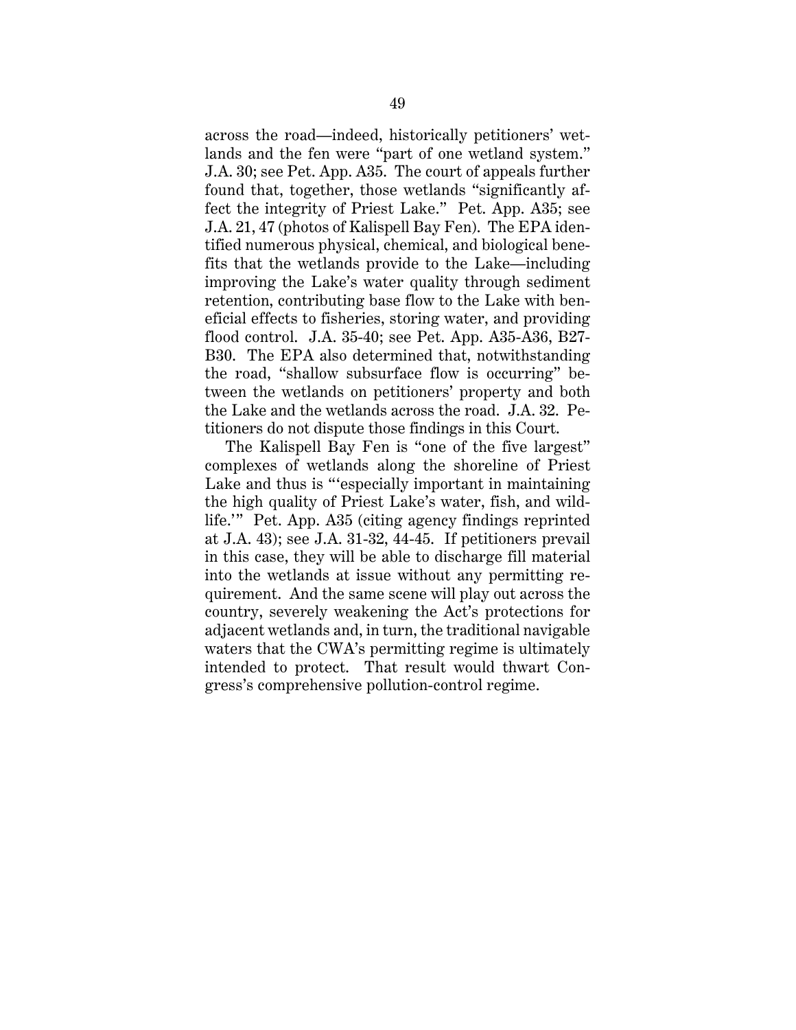across the road—indeed, historically petitioners' wetlands and the fen were "part of one wetland system." J.A. 30; see Pet. App. A35. The court of appeals further found that, together, those wetlands "significantly affect the integrity of Priest Lake." Pet. App. A35; see J.A. 21, 47 (photos of Kalispell Bay Fen). The EPA identified numerous physical, chemical, and biological benefits that the wetlands provide to the Lake—including improving the Lake's water quality through sediment retention, contributing base flow to the Lake with beneficial effects to fisheries, storing water, and providing flood control. J.A. 35-40; see Pet. App. A35-A36, B27-B30. The EPA also determined that, notwithstanding the road, "shallow subsurface flow is occurring" between the wetlands on petitioners' property and both the Lake and the wetlands across the road. J.A. 32. Petitioners do not dispute those findings in this Court.

The Kalispell Bay Fen is "one of the five largest" complexes of wetlands along the shoreline of Priest Lake and thus is "'especially important in maintaining the high quality of Priest Lake's water, fish, and wildlife.'" Pet. App. A35 (citing agency findings reprinted at J.A. 43); see J.A. 31-32, 44-45. If petitioners prevail in this case, they will be able to discharge fill material into the wetlands at issue without any permitting requirement. And the same scene will play out across the country, severely weakening the Act's protections for adjacent wetlands and, in turn, the traditional navigable waters that the CWA's permitting regime is ultimately intended to protect. That result would thwart Congress's comprehensive pollution-control regime.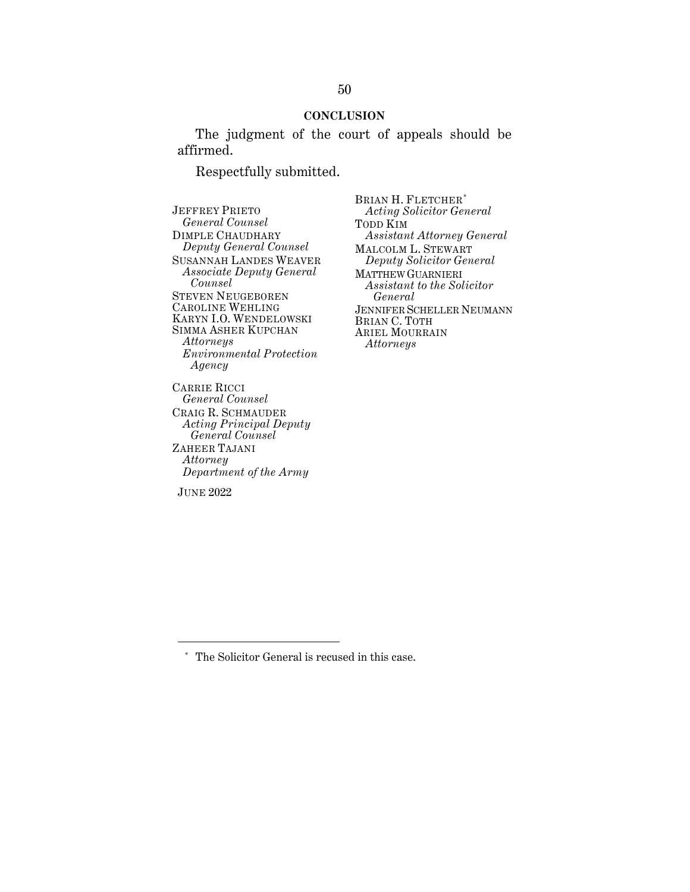## CONCLUSION

The judgment of the court of appeals should be affirmed.

Respectfully submitted.

BRIAN H. FLETCHER*
*Acting Solicitor General*
TODD KIM
*Assistant Attorney General*
MALCOLM L. STEWART
*Deputy Solicitor General*
MATTHEW GUARNIERI
*Assistant to the Solicitor General*
JENNIFER SCHELLER NEUMANN
BRIAN C. TOTH
ARIEL MOURRAIN
*Attorneys*

JEFFREY PRIETO
*General Counsel*
DIMPLE CHAUDHARY
*Deputy General Counsel*
SUSANNAH LANDES WEAVER
*Associate Deputy General Counsel*
STEVEN NEUGEBOREN
CAROLINE WEHLING
KARYN I.O. WENDELOWSKI
SIMMA ASHER KUPCHAN
*Attorneys*
*Environmental Protection Agency*

CARRIE RICCI
*General Counsel*
CRAIG R. SCHMAUDER
*Acting Principal Deputy General Counsel*
ZAHEER TAJANI
*Attorney*
*Department of the Army*

JUNE 2022

---

[*] The Solicitor General is recused in this case.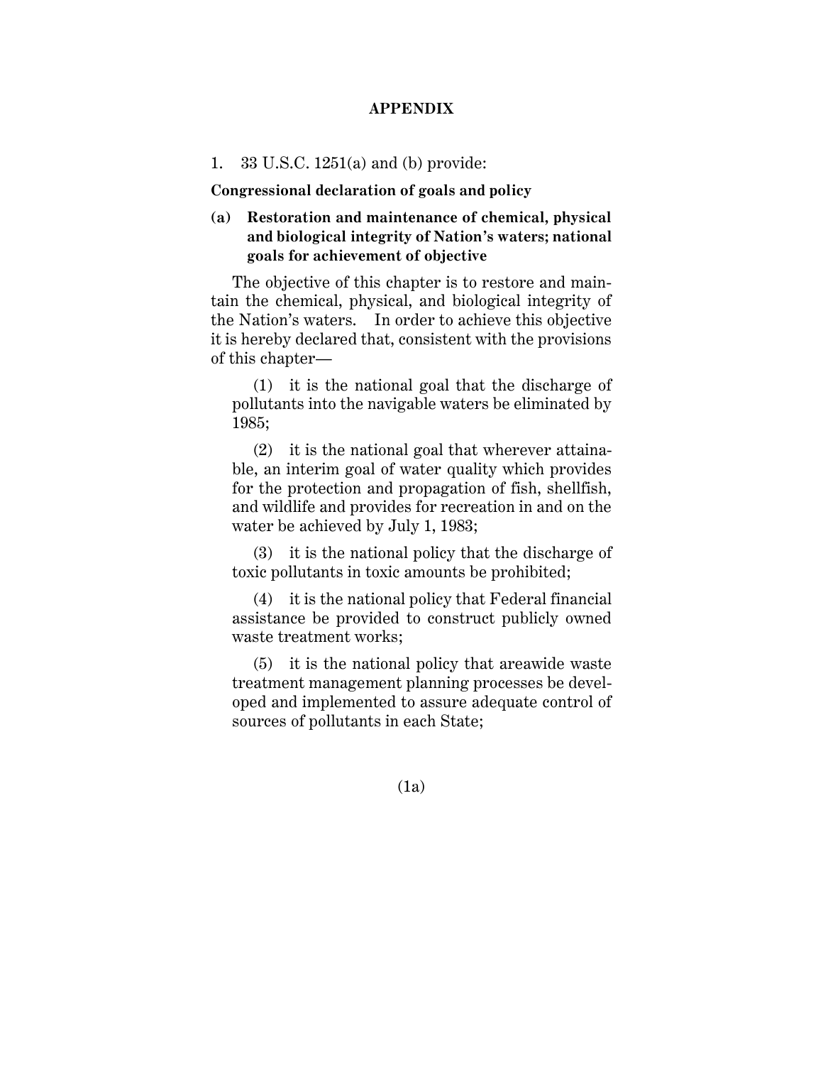# APPENDIX

1. 33 U.S.C. 1251(a) and (b) provide:

**Congressional declaration of goals and policy**

**(a) Restoration and maintenance of chemical, physical and biological integrity of Nation's waters; national goals for achievement of objective**

The objective of this chapter is to restore and maintain the chemical, physical, and biological integrity of the Nation's waters. In order to achieve this objective it is hereby declared that, consistent with the provisions of this chapter—

(1) it is the national goal that the discharge of pollutants into the navigable waters be eliminated by 1985;

(2) it is the national goal that wherever attainable, an interim goal of water quality which provides for the protection and propagation of fish, shellfish, and wildlife and provides for recreation in and on the water be achieved by July 1, 1983;

(3) it is the national policy that the discharge of toxic pollutants in toxic amounts be prohibited;

(4) it is the national policy that Federal financial assistance be provided to construct publicly owned waste treatment works;

(5) it is the national policy that areawide waste treatment management planning processes be developed and implemented to assure adequate control of sources of pollutants in each State;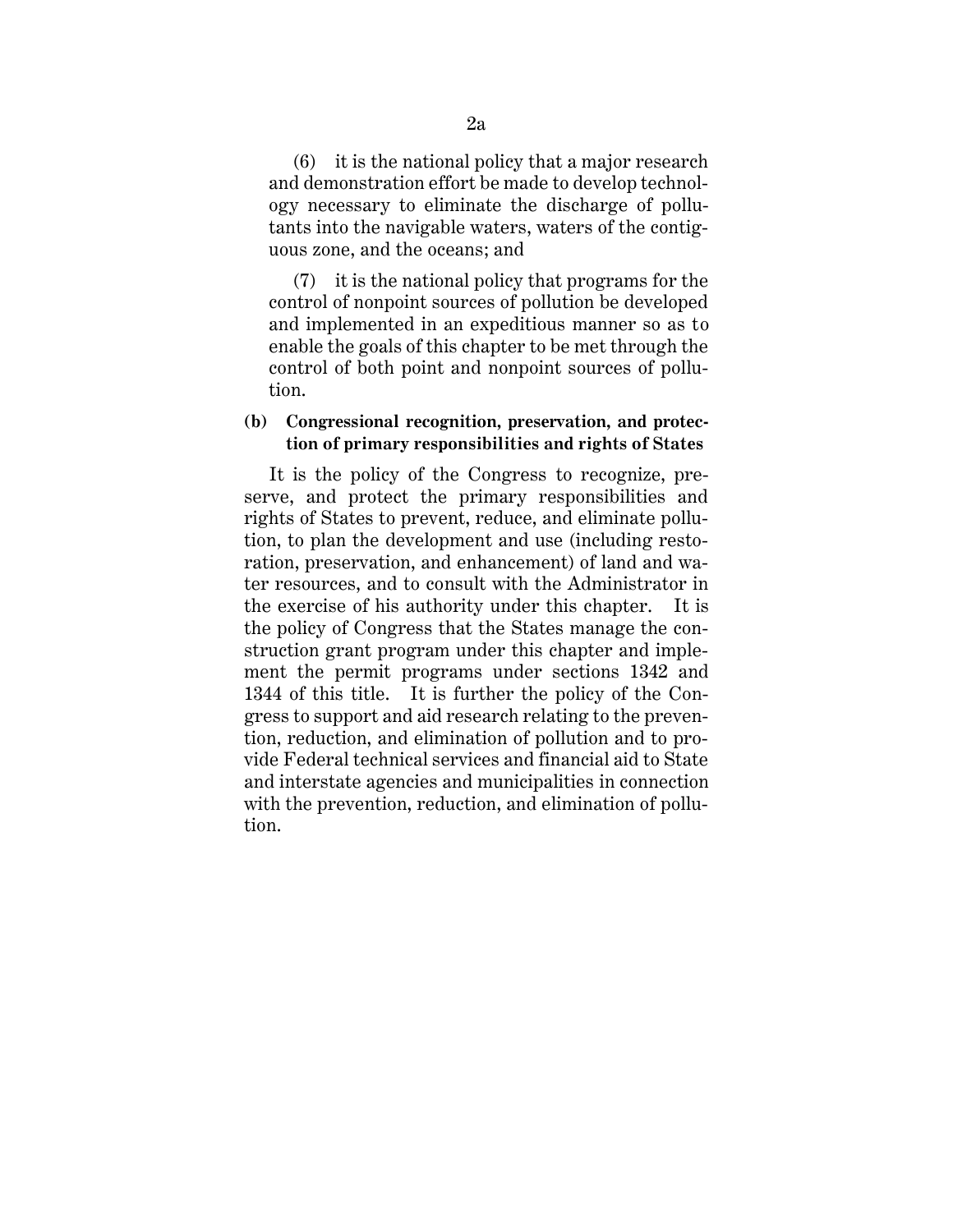(6) it is the national policy that a major research and demonstration effort be made to develop technology necessary to eliminate the discharge of pollutants into the navigable waters, waters of the contiguous zone, and the oceans; and

(7) it is the national policy that programs for the control of nonpoint sources of pollution be developed and implemented in an expeditious manner so as to enable the goals of this chapter to be met through the control of both point and nonpoint sources of pollution.

**(b) Congressional recognition, preservation, and protection of primary responsibilities and rights of States**

It is the policy of the Congress to recognize, preserve, and protect the primary responsibilities and rights of States to prevent, reduce, and eliminate pollution, to plan the development and use (including restoration, preservation, and enhancement) of land and water resources, and to consult with the Administrator in the exercise of his authority under this chapter. It is the policy of Congress that the States manage the construction grant program under this chapter and implement the permit programs under sections 1342 and 1344 of this title. It is further the policy of the Congress to support and aid research relating to the prevention, reduction, and elimination of pollution and to provide Federal technical services and financial aid to State and interstate agencies and municipalities in connection with the prevention, reduction, and elimination of pollution.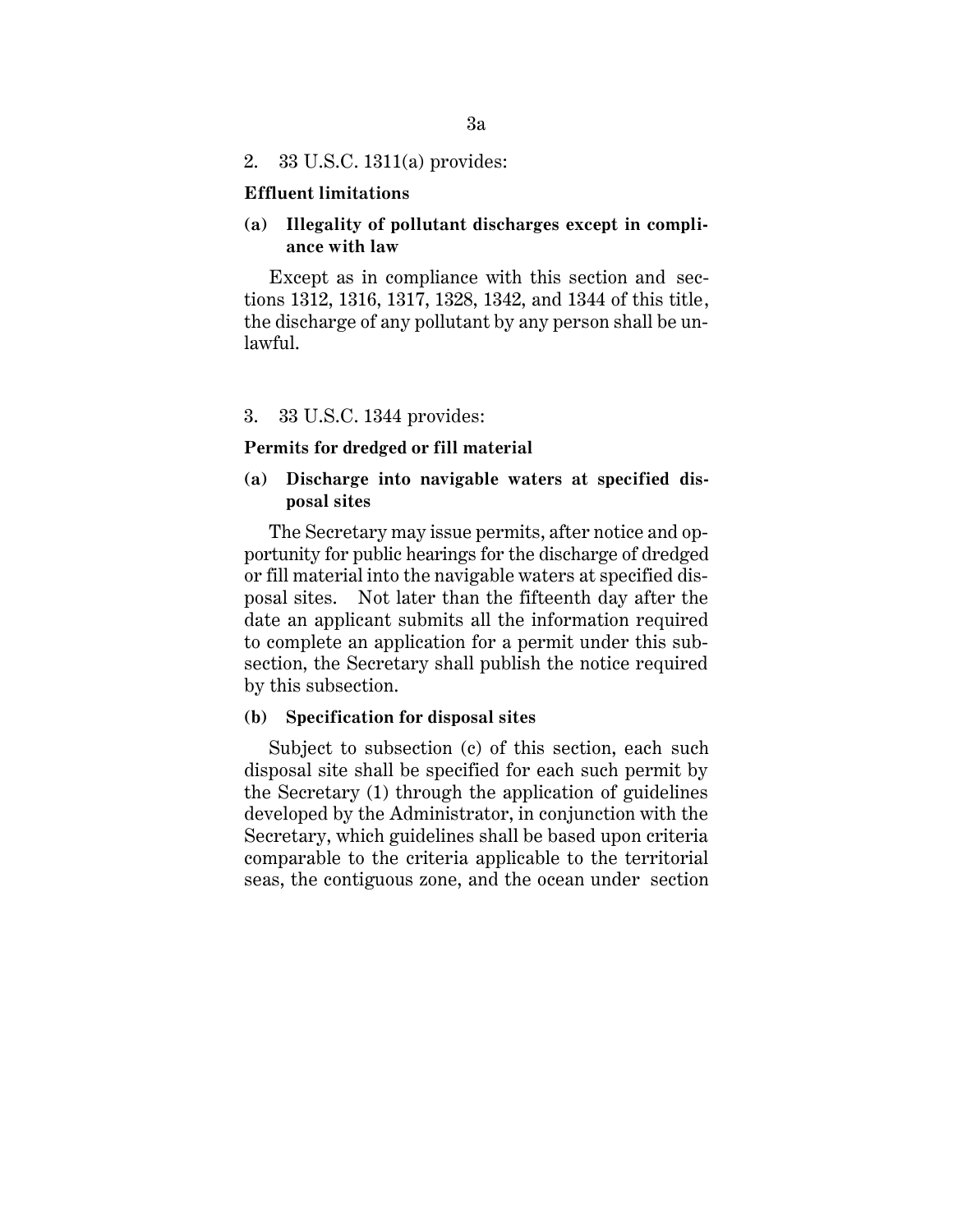2. 33 U.S.C. 1311(a) provides:

**Effluent limitations**

**(a) Illegality of pollutant discharges except in compliance with law**

Except as in compliance with this section and sections 1312, 1316, 1317, 1328, 1342, and 1344 of this title, the discharge of any pollutant by any person shall be unlawful.

3. 33 U.S.C. 1344 provides:

**Permits for dredged or fill material**

**(a) Discharge into navigable waters at specified disposal sites**

The Secretary may issue permits, after notice and opportunity for public hearings for the discharge of dredged or fill material into the navigable waters at specified disposal sites. Not later than the fifteenth day after the date an applicant submits all the information required to complete an application for a permit under this subsection, the Secretary shall publish the notice required by this subsection.

**(b) Specification for disposal sites**

Subject to subsection (c) of this section, each such disposal site shall be specified for each such permit by the Secretary (1) through the application of guidelines developed by the Administrator, in conjunction with the Secretary, which guidelines shall be based upon criteria comparable to the criteria applicable to the territorial seas, the contiguous zone, and the ocean under section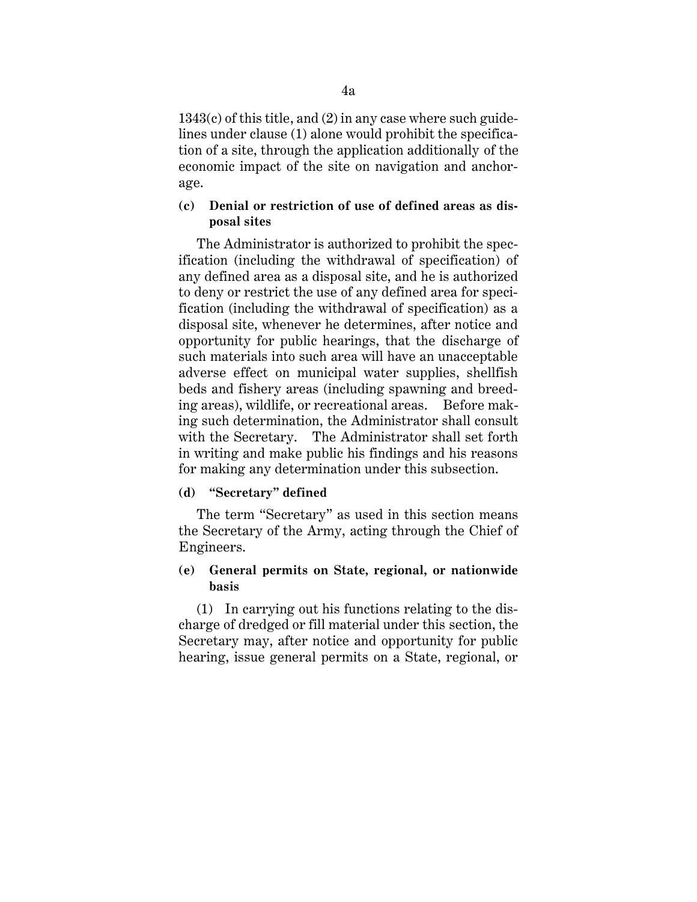1343(c) of this title, and (2) in any case where such guidelines under clause (1) alone would prohibit the specification of a site, through the application additionally of the economic impact of the site on navigation and anchorage.

**(c) Denial or restriction of use of defined areas as disposal sites**

The Administrator is authorized to prohibit the specification (including the withdrawal of specification) of any defined area as a disposal site, and he is authorized to deny or restrict the use of any defined area for specification (including the withdrawal of specification) as a disposal site, whenever he determines, after notice and opportunity for public hearings, that the discharge of such materials into such area will have an unacceptable adverse effect on municipal water supplies, shellfish beds and fishery areas (including spawning and breeding areas), wildlife, or recreational areas. Before making such determination, the Administrator shall consult with the Secretary. The Administrator shall set forth in writing and make public his findings and his reasons for making any determination under this subsection.

**(d) "Secretary" defined**

The term "Secretary" as used in this section means the Secretary of the Army, acting through the Chief of Engineers.

**(e) General permits on State, regional, or nationwide basis**

(1) In carrying out his functions relating to the discharge of dredged or fill material under this section, the Secretary may, after notice and opportunity for public hearing, issue general permits on a State, regional, or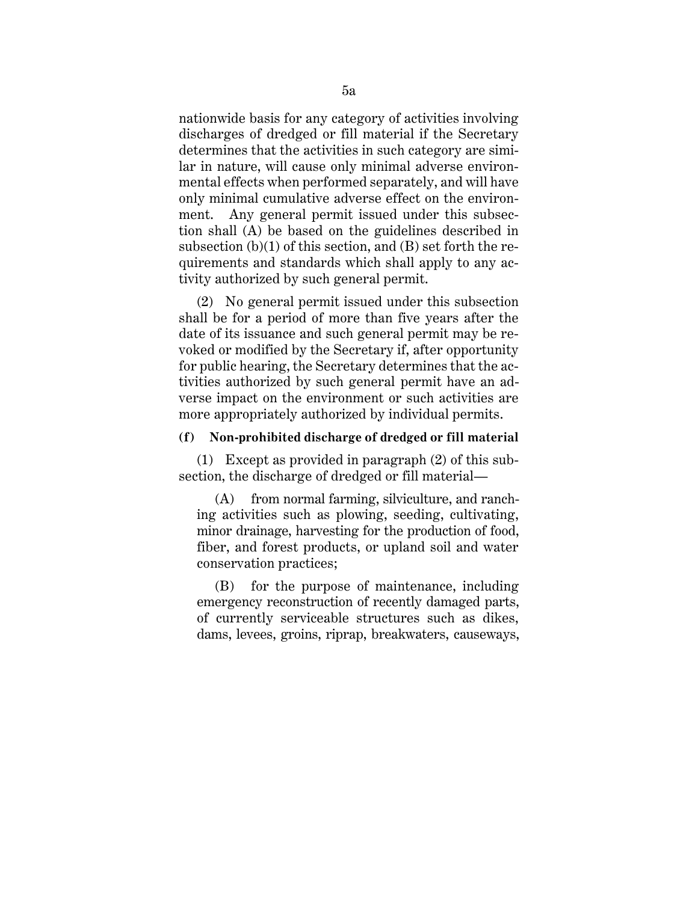nationwide basis for any category of activities involving discharges of dredged or fill material if the Secretary determines that the activities in such category are similar in nature, will cause only minimal adverse environmental effects when performed separately, and will have only minimal cumulative adverse effect on the environment. Any general permit issued under this subsection shall (A) be based on the guidelines described in subsection (b)(1) of this section, and (B) set forth the requirements and standards which shall apply to any activity authorized by such general permit.

(2) No general permit issued under this subsection shall be for a period of more than five years after the date of its issuance and such general permit may be revoked or modified by the Secretary if, after opportunity for public hearing, the Secretary determines that the activities authorized by such general permit have an adverse impact on the environment or such activities are more appropriately authorized by individual permits.

**(f) Non-prohibited discharge of dredged or fill material**

(1) Except as provided in paragraph (2) of this subsection, the discharge of dredged or fill material—

(A) from normal farming, silviculture, and ranching activities such as plowing, seeding, cultivating, minor drainage, harvesting for the production of food, fiber, and forest products, or upland soil and water conservation practices;

(B) for the purpose of maintenance, including emergency reconstruction of recently damaged parts, of currently serviceable structures such as dikes, dams, levees, groins, riprap, breakwaters, causeways,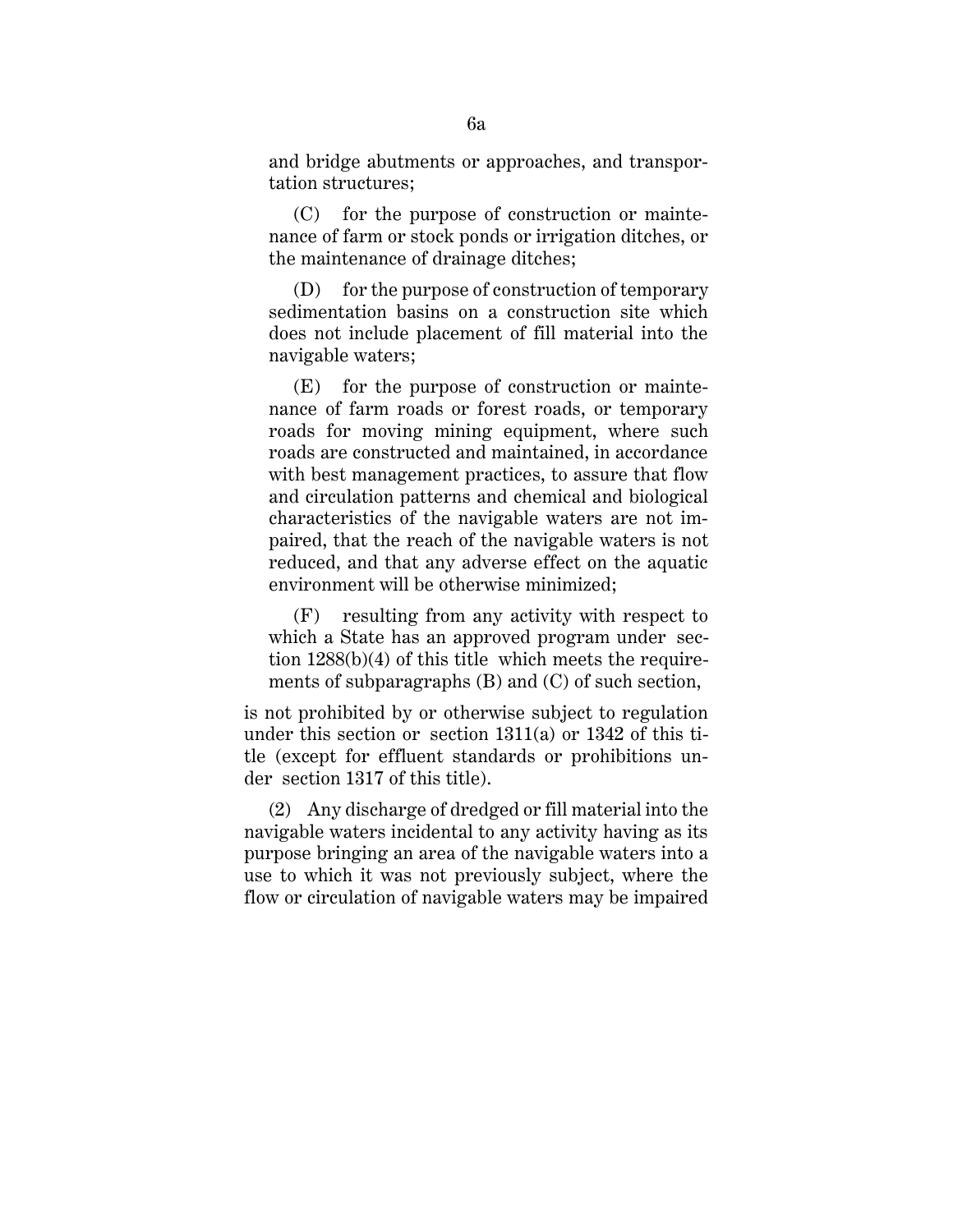and bridge abutments or approaches, and transportation structures;

(C) for the purpose of construction or maintenance of farm or stock ponds or irrigation ditches, or the maintenance of drainage ditches;

(D) for the purpose of construction of temporary sedimentation basins on a construction site which does not include placement of fill material into the navigable waters;

(E) for the purpose of construction or maintenance of farm roads or forest roads, or temporary roads for moving mining equipment, where such roads are constructed and maintained, in accordance with best management practices, to assure that flow and circulation patterns and chemical and biological characteristics of the navigable waters are not impaired, that the reach of the navigable waters is not reduced, and that any adverse effect on the aquatic environment will be otherwise minimized;

(F) resulting from any activity with respect to which a State has an approved program under section 1288(b)(4) of this title which meets the requirements of subparagraphs (B) and (C) of such section,

is not prohibited by or otherwise subject to regulation under this section or section 1311(a) or 1342 of this title (except for effluent standards or prohibitions under section 1317 of this title).

(2) Any discharge of dredged or fill material into the navigable waters incidental to any activity having as its purpose bringing an area of the navigable waters into a use to which it was not previously subject, where the flow or circulation of navigable waters may be impaired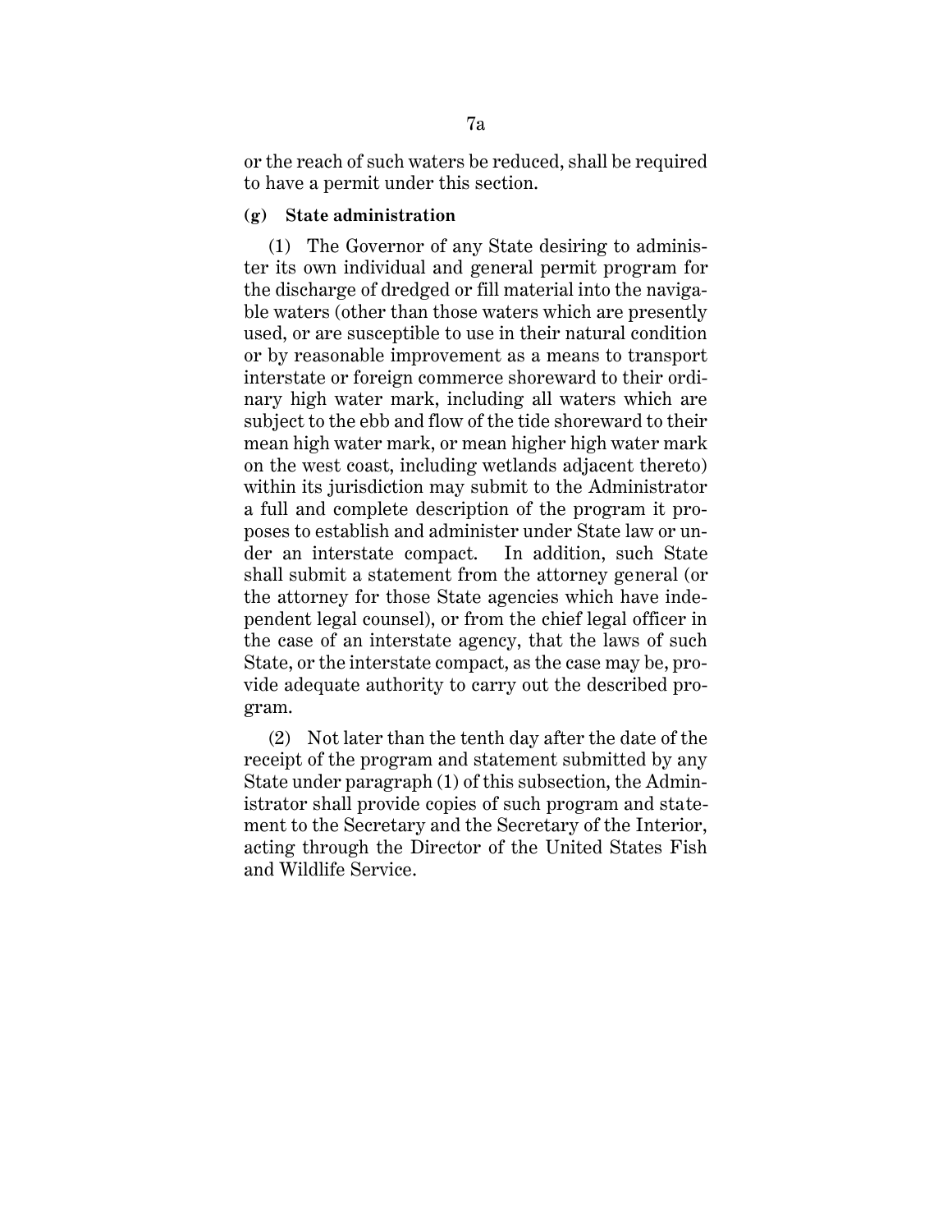or the reach of such waters be reduced, shall be required to have a permit under this section.

**(g) State administration**

(1) The Governor of any State desiring to administer its own individual and general permit program for the discharge of dredged or fill material into the navigable waters (other than those waters which are presently used, or are susceptible to use in their natural condition or by reasonable improvement as a means to transport interstate or foreign commerce shoreward to their ordinary high water mark, including all waters which are subject to the ebb and flow of the tide shoreward to their mean high water mark, or mean higher high water mark on the west coast, including wetlands adjacent thereto) within its jurisdiction may submit to the Administrator a full and complete description of the program it proposes to establish and administer under State law or under an interstate compact. In addition, such State shall submit a statement from the attorney general (or the attorney for those State agencies which have independent legal counsel), or from the chief legal officer in the case of an interstate agency, that the laws of such State, or the interstate compact, as the case may be, provide adequate authority to carry out the described program.

(2) Not later than the tenth day after the date of the receipt of the program and statement submitted by any State under paragraph (1) of this subsection, the Administrator shall provide copies of such program and statement to the Secretary and the Secretary of the Interior, acting through the Director of the United States Fish and Wildlife Service.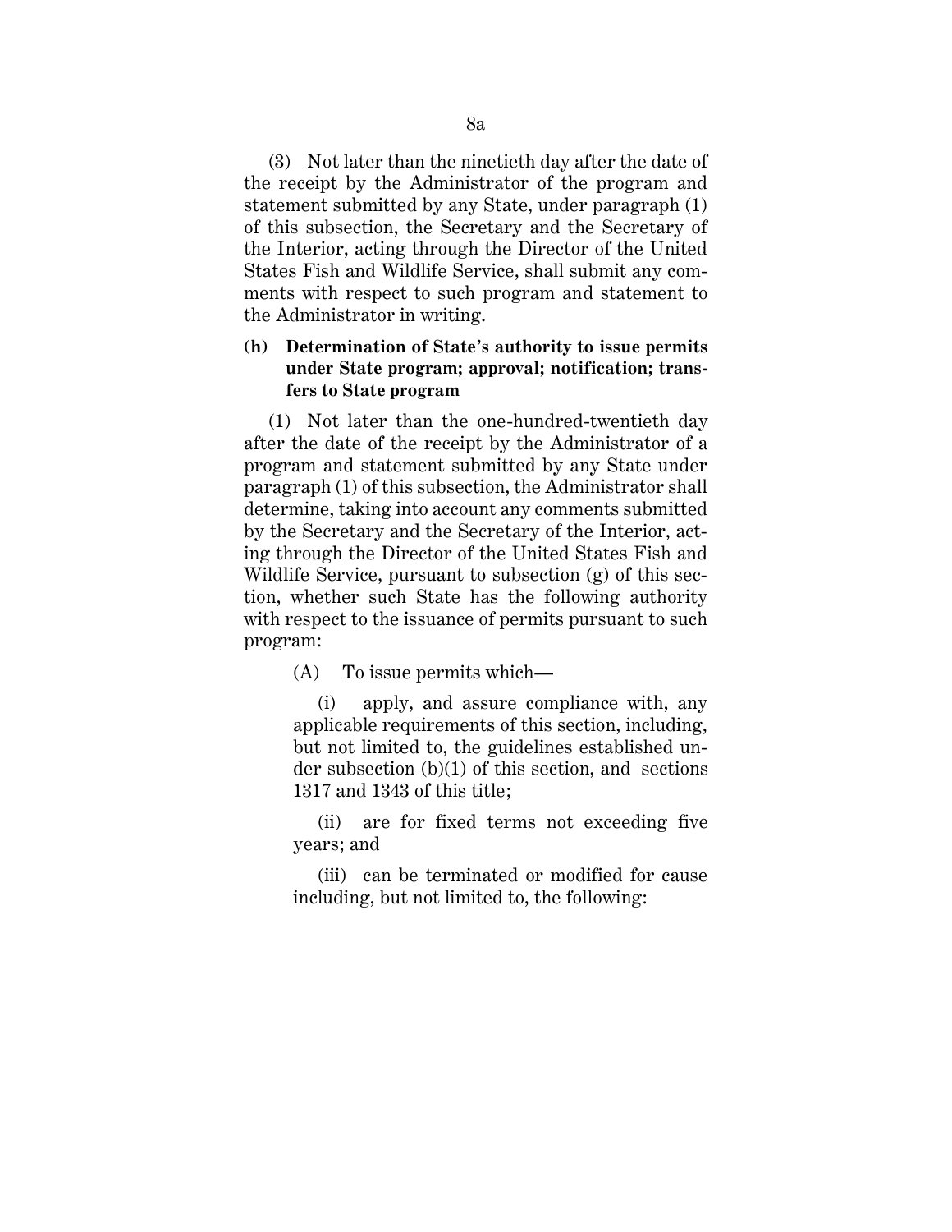(3) Not later than the ninetieth day after the date of the receipt by the Administrator of the program and statement submitted by any State, under paragraph (1) of this subsection, the Secretary and the Secretary of the Interior, acting through the Director of the United States Fish and Wildlife Service, shall submit any comments with respect to such program and statement to the Administrator in writing.

**(h) Determination of State's authority to issue permits under State program; approval; notification; transfers to State program**

(1) Not later than the one-hundred-twentieth day after the date of the receipt by the Administrator of a program and statement submitted by any State under paragraph (1) of this subsection, the Administrator shall determine, taking into account any comments submitted by the Secretary and the Secretary of the Interior, acting through the Director of the United States Fish and Wildlife Service, pursuant to subsection (g) of this section, whether such State has the following authority with respect to the issuance of permits pursuant to such program:

(A) To issue permits which—

(i) apply, and assure compliance with, any applicable requirements of this section, including, but not limited to, the guidelines established under subsection (b)(1) of this section, and sections 1317 and 1343 of this title;

(ii) are for fixed terms not exceeding five years; and

(iii) can be terminated or modified for cause including, but not limited to, the following: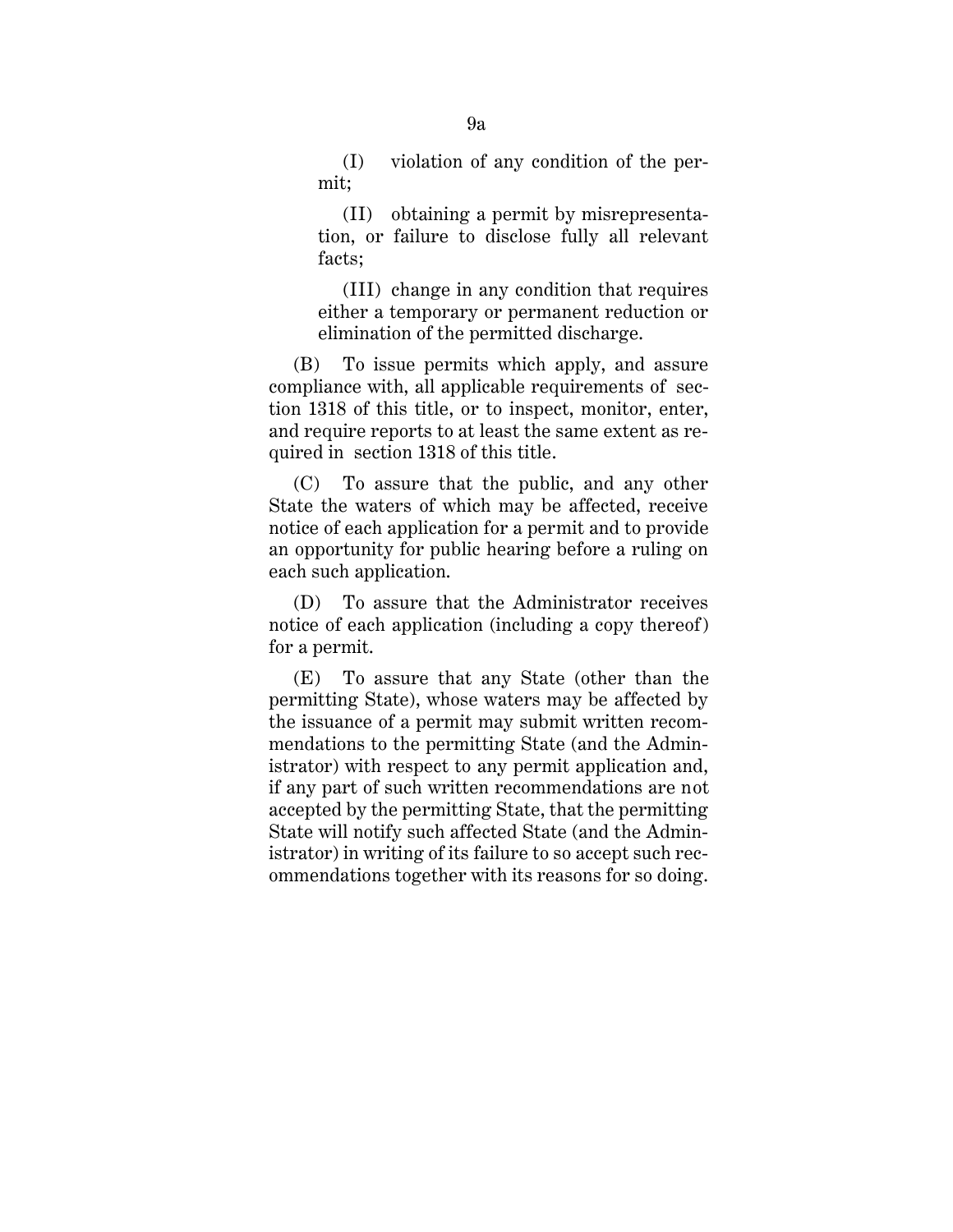(I) violation of any condition of the permit;

(II) obtaining a permit by misrepresentation, or failure to disclose fully all relevant facts;

(III) change in any condition that requires either a temporary or permanent reduction or elimination of the permitted discharge.

(B) To issue permits which apply, and assure compliance with, all applicable requirements of section 1318 of this title, or to inspect, monitor, enter, and require reports to at least the same extent as required in section 1318 of this title.

(C) To assure that the public, and any other State the waters of which may be affected, receive notice of each application for a permit and to provide an opportunity for public hearing before a ruling on each such application.

(D) To assure that the Administrator receives notice of each application (including a copy thereof) for a permit.

(E) To assure that any State (other than the permitting State), whose waters may be affected by the issuance of a permit may submit written recommendations to the permitting State (and the Administrator) with respect to any permit application and, if any part of such written recommendations are not accepted by the permitting State, that the permitting State will notify such affected State (and the Administrator) in writing of its failure to so accept such recommendations together with its reasons for so doing.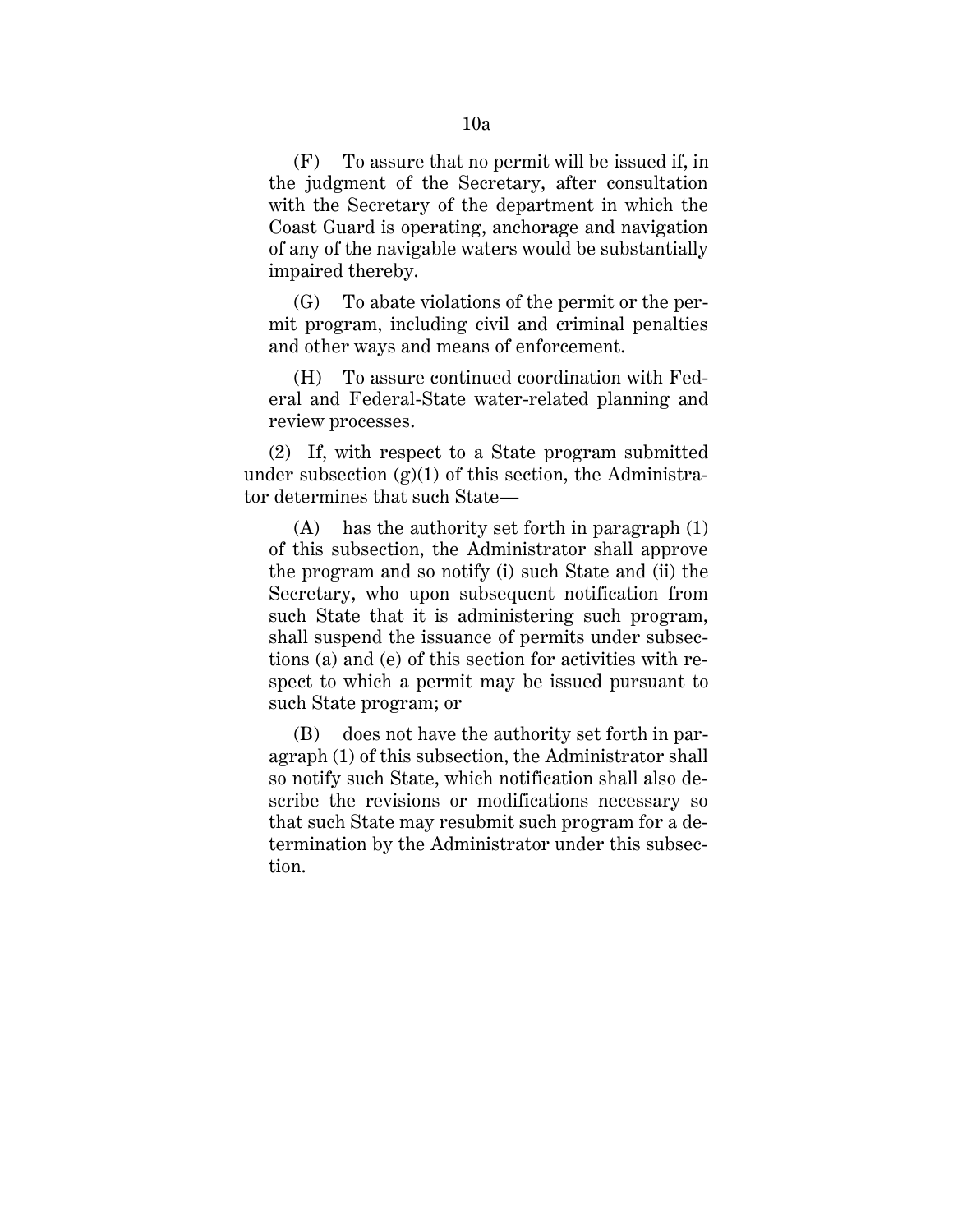(F) To assure that no permit will be issued if, in the judgment of the Secretary, after consultation with the Secretary of the department in which the Coast Guard is operating, anchorage and navigation of any of the navigable waters would be substantially impaired thereby.

(G) To abate violations of the permit or the permit program, including civil and criminal penalties and other ways and means of enforcement.

(H) To assure continued coordination with Federal and Federal-State water-related planning and review processes.

(2) If, with respect to a State program submitted under subsection (g)(1) of this section, the Administrator determines that such State—

(A) has the authority set forth in paragraph (1) of this subsection, the Administrator shall approve the program and so notify (i) such State and (ii) the Secretary, who upon subsequent notification from such State that it is administering such program, shall suspend the issuance of permits under subsections (a) and (e) of this section for activities with respect to which a permit may be issued pursuant to such State program; or

(B) does not have the authority set forth in paragraph (1) of this subsection, the Administrator shall so notify such State, which notification shall also describe the revisions or modifications necessary so that such State may resubmit such program for a determination by the Administrator under this subsection.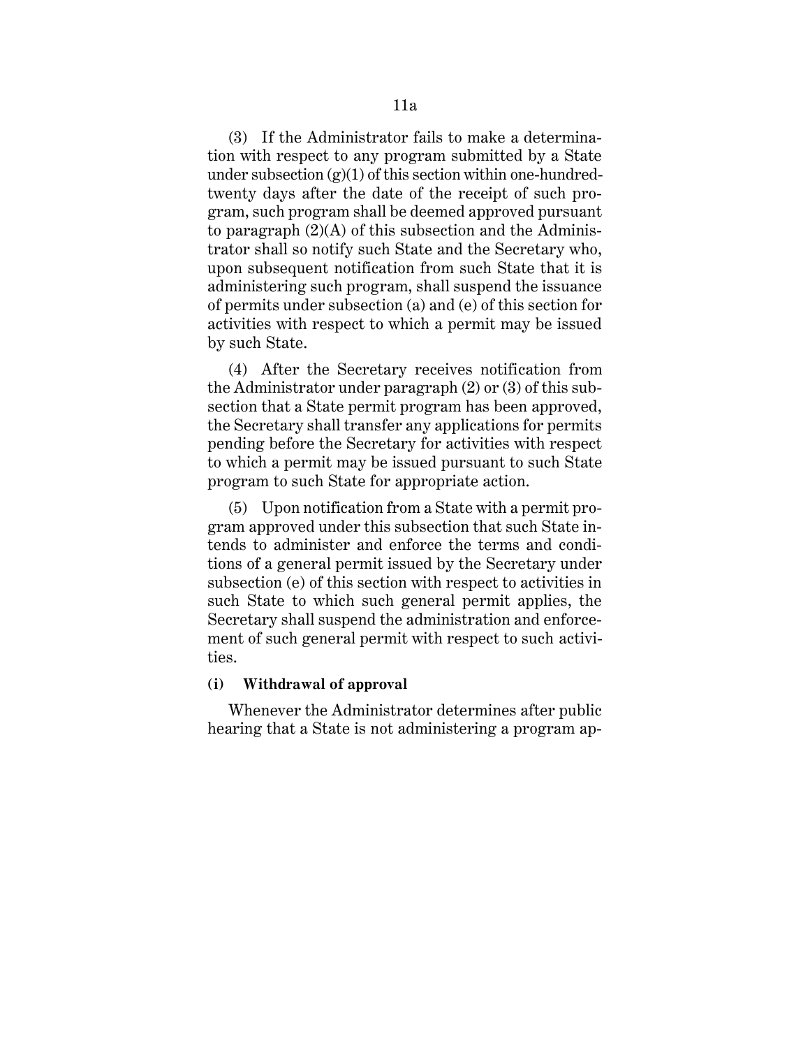(3) If the Administrator fails to make a determination with respect to any program submitted by a State under subsection (g)(1) of this section within one-hundred-twenty days after the date of the receipt of such program, such program shall be deemed approved pursuant to paragraph (2)(A) of this subsection and the Administrator shall so notify such State and the Secretary who, upon subsequent notification from such State that it is administering such program, shall suspend the issuance of permits under subsection (a) and (e) of this section for activities with respect to which a permit may be issued by such State.

(4) After the Secretary receives notification from the Administrator under paragraph (2) or (3) of this subsection that a State permit program has been approved, the Secretary shall transfer any applications for permits pending before the Secretary for activities with respect to which a permit may be issued pursuant to such State program to such State for appropriate action.

(5) Upon notification from a State with a permit program approved under this subsection that such State intends to administer and enforce the terms and conditions of a general permit issued by the Secretary under subsection (e) of this section with respect to activities in such State to which such general permit applies, the Secretary shall suspend the administration and enforcement of such general permit with respect to such activities.

**(i) Withdrawal of approval**

Whenever the Administrator determines after public hearing that a State is not administering a program ap-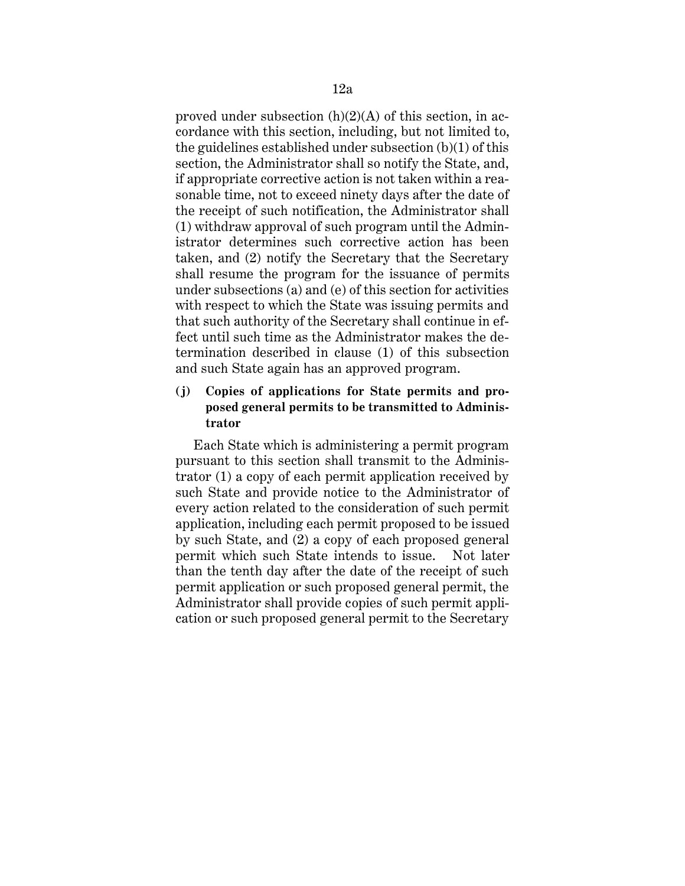proved under subsection (h)(2)(A) of this section, in accordance with this section, including, but not limited to, the guidelines established under subsection (b)(1) of this section, the Administrator shall so notify the State, and, if appropriate corrective action is not taken within a reasonable time, not to exceed ninety days after the date of the receipt of such notification, the Administrator shall (1) withdraw approval of such program until the Administrator determines such corrective action has been taken, and (2) notify the Secretary that the Secretary shall resume the program for the issuance of permits under subsections (a) and (e) of this section for activities with respect to which the State was issuing permits and that such authority of the Secretary shall continue in effect until such time as the Administrator makes the determination described in clause (1) of this subsection and such State again has an approved program.

**(j) Copies of applications for State permits and proposed general permits to be transmitted to Administrator**

Each State which is administering a permit program pursuant to this section shall transmit to the Administrator (1) a copy of each permit application received by such State and provide notice to the Administrator of every action related to the consideration of such permit application, including each permit proposed to be issued by such State, and (2) a copy of each proposed general permit which such State intends to issue. Not later than the tenth day after the date of the receipt of such permit application or such proposed general permit, the Administrator shall provide copies of such permit application or such proposed general permit to the Secretary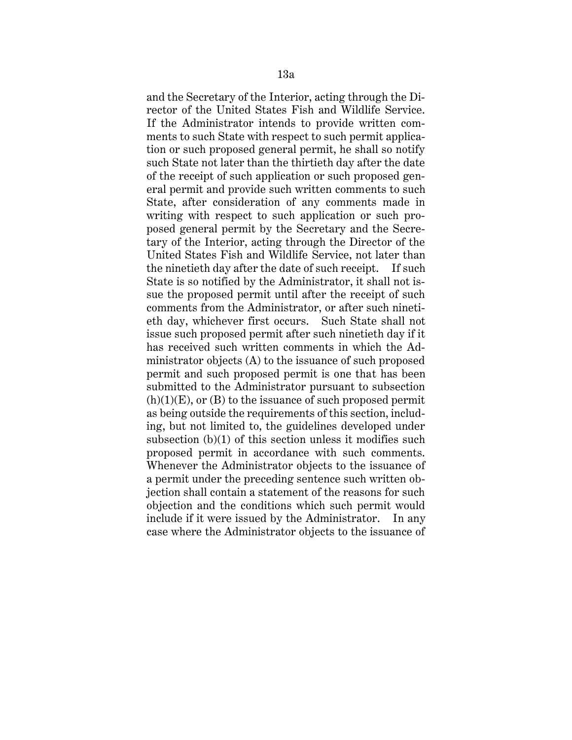and the Secretary of the Interior, acting through the Director of the United States Fish and Wildlife Service. If the Administrator intends to provide written comments to such State with respect to such permit application or such proposed general permit, he shall so notify such State not later than the thirtieth day after the date of the receipt of such application or such proposed general permit and provide such written comments to such State, after consideration of any comments made in writing with respect to such application or such proposed general permit by the Secretary and the Secretary of the Interior, acting through the Director of the United States Fish and Wildlife Service, not later than the ninetieth day after the date of such receipt. If such State is so notified by the Administrator, it shall not issue the proposed permit until after the receipt of such comments from the Administrator, or after such ninetieth day, whichever first occurs. Such State shall not issue such proposed permit after such ninetieth day if it has received such written comments in which the Administrator objects (A) to the issuance of such proposed permit and such proposed permit is one that has been submitted to the Administrator pursuant to subsection (h)(1)(E), or (B) to the issuance of such proposed permit as being outside the requirements of this section, including, but not limited to, the guidelines developed under subsection (b)(1) of this section unless it modifies such proposed permit in accordance with such comments. Whenever the Administrator objects to the issuance of a permit under the preceding sentence such written objection shall contain a statement of the reasons for such objection and the conditions which such permit would include if it were issued by the Administrator. In any case where the Administrator objects to the issuance of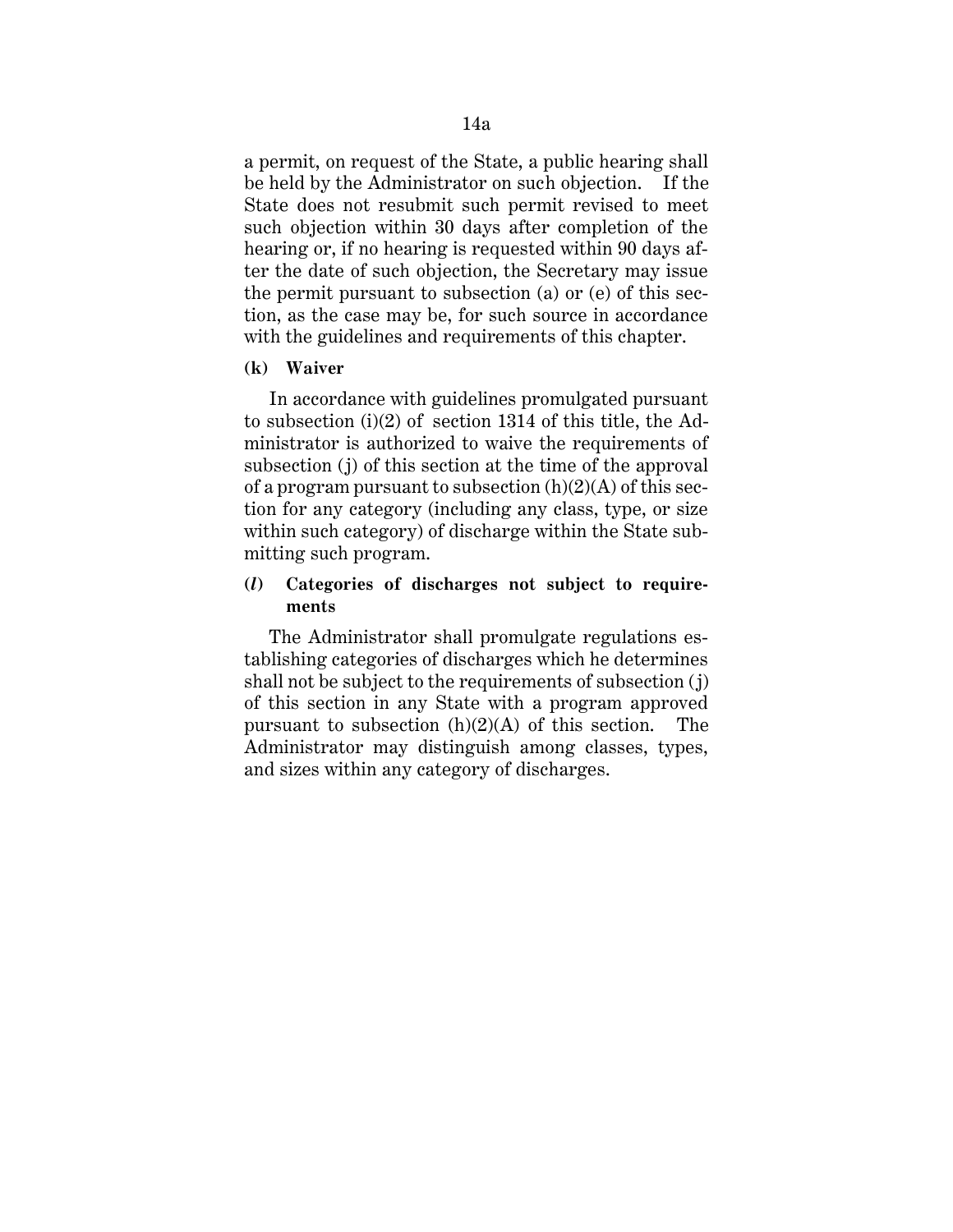a permit, on request of the State, a public hearing shall be held by the Administrator on such objection. If the State does not resubmit such permit revised to meet such objection within 30 days after completion of the hearing or, if no hearing is requested within 90 days after the date of such objection, the Secretary may issue the permit pursuant to subsection (a) or (e) of this section, as the case may be, for such source in accordance with the guidelines and requirements of this chapter.

**(k) Waiver**

In accordance with guidelines promulgated pursuant to subsection (i)(2) of section 1314 of this title, the Administrator is authorized to waive the requirements of subsection (j) of this section at the time of the approval of a program pursuant to subsection (h)(2)(A) of this section for any category (including any class, type, or size within such category) of discharge within the State submitting such program.

**(*l*) Categories of discharges not subject to requirements**

The Administrator shall promulgate regulations establishing categories of discharges which he determines shall not be subject to the requirements of subsection (j) of this section in any State with a program approved pursuant to subsection (h)(2)(A) of this section. The Administrator may distinguish among classes, types, and sizes within any category of discharges.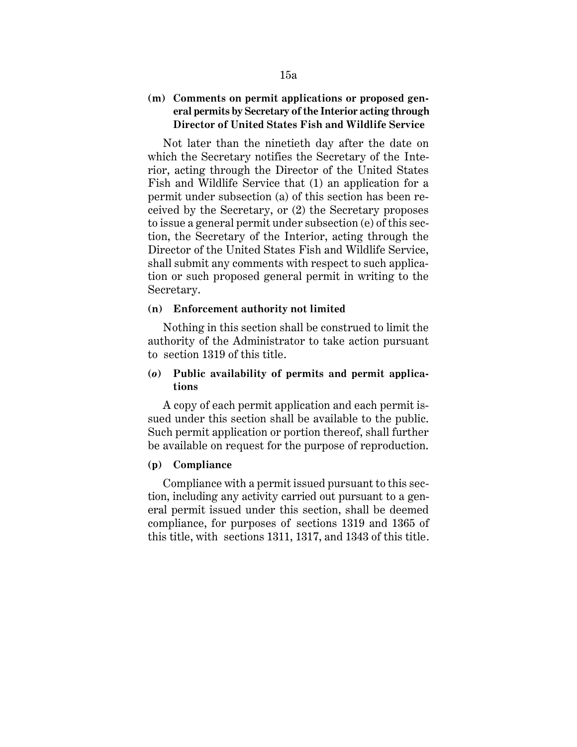**(m) Comments on permit applications or proposed general permits by Secretary of the Interior acting through Director of United States Fish and Wildlife Service**

Not later than the ninetieth day after the date on which the Secretary notifies the Secretary of the Interior, acting through the Director of the United States Fish and Wildlife Service that (1) an application for a permit under subsection (a) of this section has been received by the Secretary, or (2) the Secretary proposes to issue a general permit under subsection (e) of this section, the Secretary of the Interior, acting through the Director of the United States Fish and Wildlife Service, shall submit any comments with respect to such application or such proposed general permit in writing to the Secretary.

**(n) Enforcement authority not limited**

Nothing in this section shall be construed to limit the authority of the Administrator to take action pursuant to section 1319 of this title.

**(*o*) Public availability of permits and permit applications**

A copy of each permit application and each permit issued under this section shall be available to the public. Such permit application or portion thereof, shall further be available on request for the purpose of reproduction.

**(p) Compliance**

Compliance with a permit issued pursuant to this section, including any activity carried out pursuant to a general permit issued under this section, shall be deemed compliance, for purposes of sections 1319 and 1365 of this title, with sections 1311, 1317, and 1343 of this title.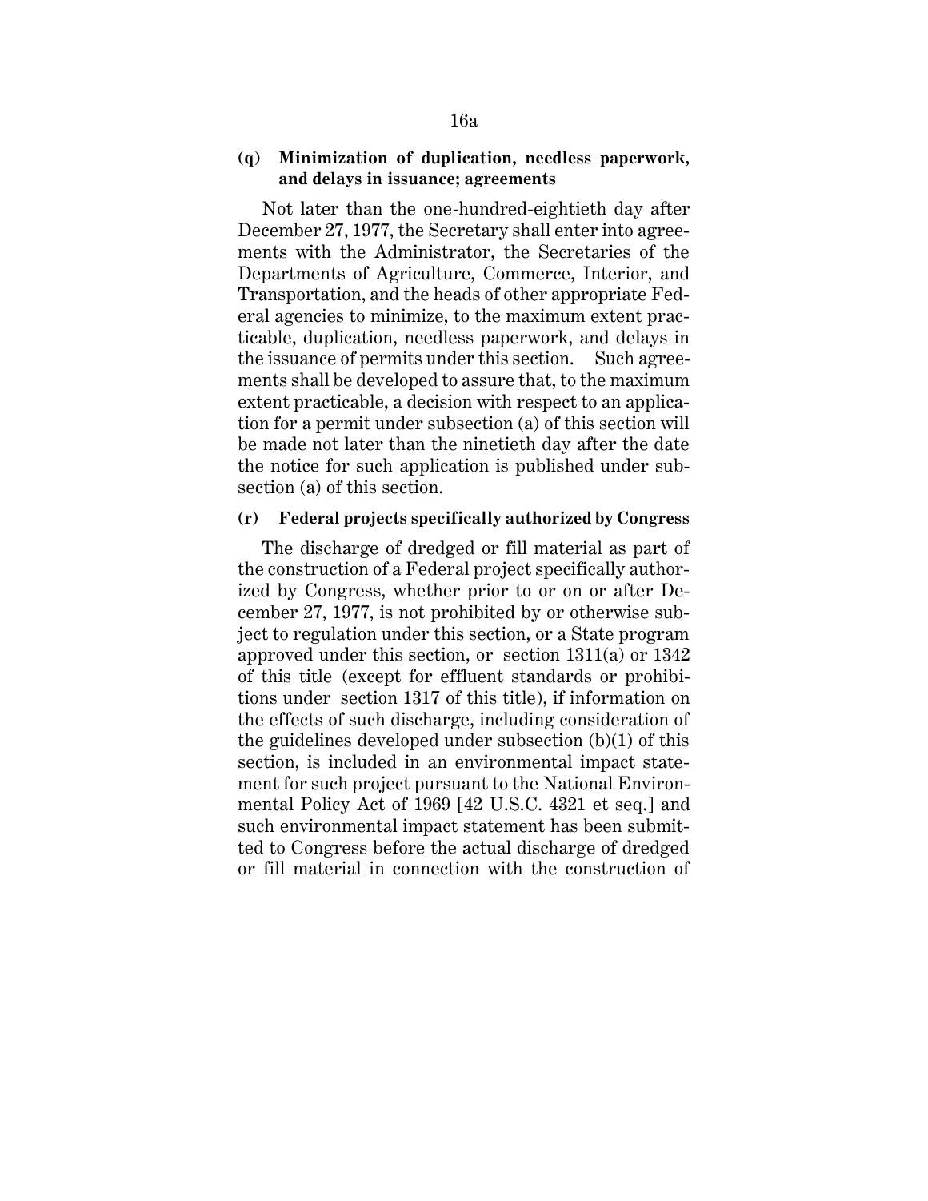**(q) Minimization of duplication, needless paperwork, and delays in issuance; agreements**

Not later than the one-hundred-eightieth day after December 27, 1977, the Secretary shall enter into agreements with the Administrator, the Secretaries of the Departments of Agriculture, Commerce, Interior, and Transportation, and the heads of other appropriate Federal agencies to minimize, to the maximum extent practicable, duplication, needless paperwork, and delays in the issuance of permits under this section. Such agreements shall be developed to assure that, to the maximum extent practicable, a decision with respect to an application for a permit under subsection (a) of this section will be made not later than the ninetieth day after the date the notice for such application is published under subsection (a) of this section.

**(r) Federal projects specifically authorized by Congress**

The discharge of dredged or fill material as part of the construction of a Federal project specifically authorized by Congress, whether prior to or on or after December 27, 1977, is not prohibited by or otherwise subject to regulation under this section, or a State program approved under this section, or section 1311(a) or 1342 of this title (except for effluent standards or prohibitions under section 1317 of this title), if information on the effects of such discharge, including consideration of the guidelines developed under subsection (b)(1) of this section, is included in an environmental impact statement for such project pursuant to the National Environmental Policy Act of 1969 [42 U.S.C. 4321 et seq.] and such environmental impact statement has been submitted to Congress before the actual discharge of dredged or fill material in connection with the construction of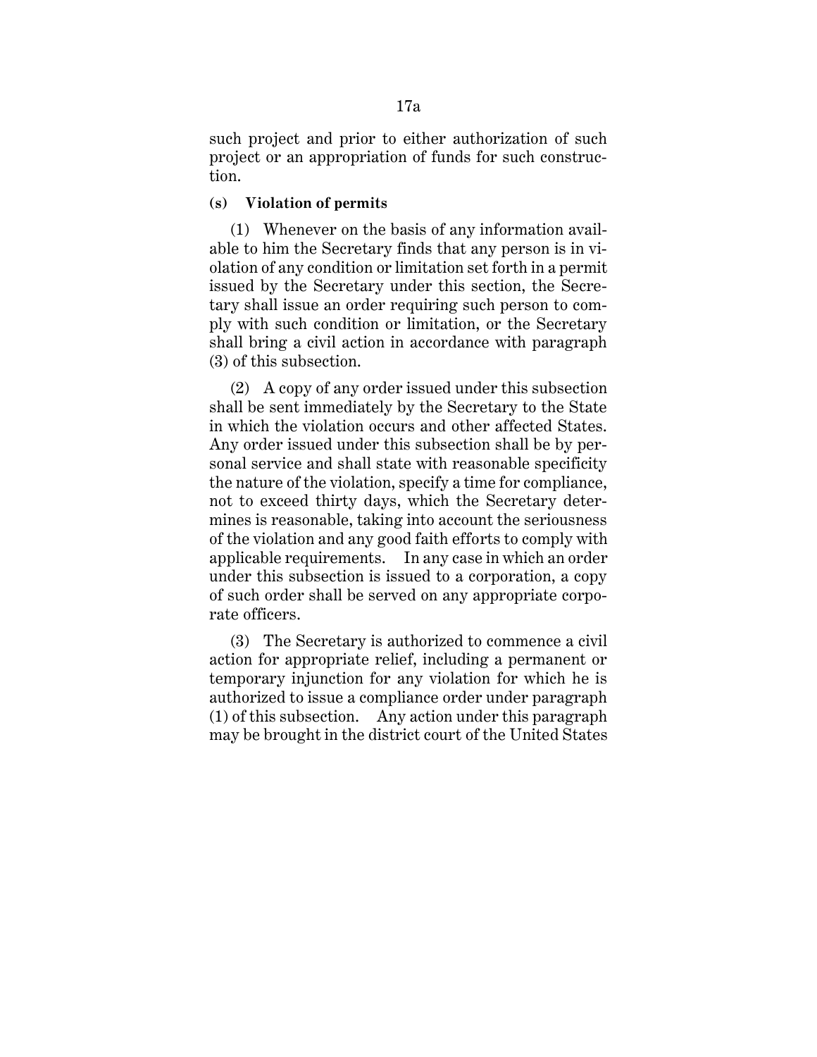such project and prior to either authorization of such project or an appropriation of funds for such construction.

**(s) Violation of permits**

(1) Whenever on the basis of any information available to him the Secretary finds that any person is in violation of any condition or limitation set forth in a permit issued by the Secretary under this section, the Secretary shall issue an order requiring such person to comply with such condition or limitation, or the Secretary shall bring a civil action in accordance with paragraph (3) of this subsection.

(2) A copy of any order issued under this subsection shall be sent immediately by the Secretary to the State in which the violation occurs and other affected States. Any order issued under this subsection shall be by personal service and shall state with reasonable specificity the nature of the violation, specify a time for compliance, not to exceed thirty days, which the Secretary determines is reasonable, taking into account the seriousness of the violation and any good faith efforts to comply with applicable requirements. In any case in which an order under this subsection is issued to a corporation, a copy of such order shall be served on any appropriate corporate officers.

(3) The Secretary is authorized to commence a civil action for appropriate relief, including a permanent or temporary injunction for any violation for which he is authorized to issue a compliance order under paragraph (1) of this subsection. Any action under this paragraph may be brought in the district court of the United States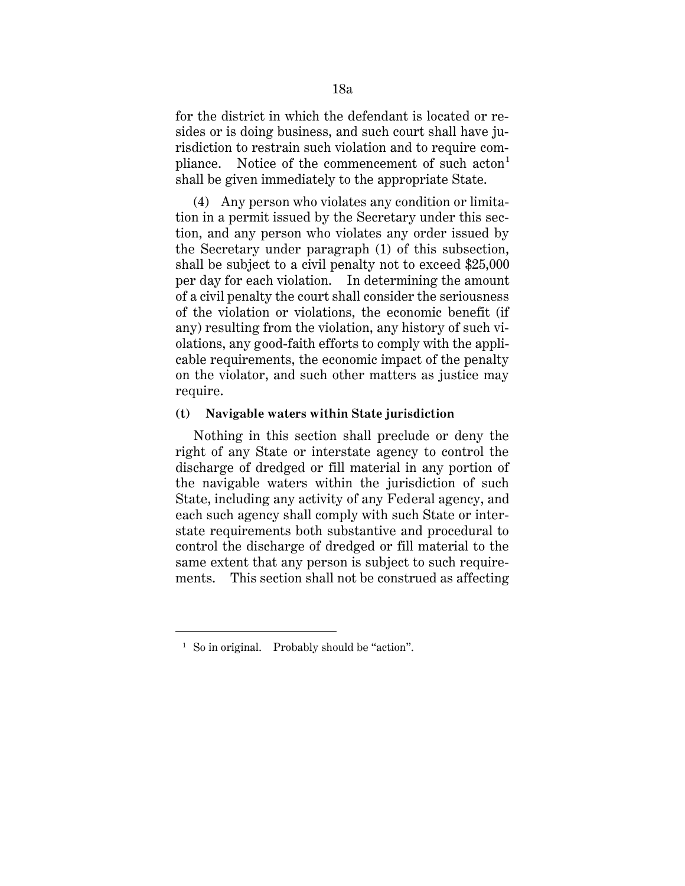for the district in which the defendant is located or resides or is doing business, and such court shall have jurisdiction to restrain such violation and to require compliance. Notice of the commencement of such acton[1] shall be given immediately to the appropriate State.

(4) Any person who violates any condition or limitation in a permit issued by the Secretary under this section, and any person who violates any order issued by the Secretary under paragraph (1) of this subsection, shall be subject to a civil penalty not to exceed $25,000 per day for each violation. In determining the amount of a civil penalty the court shall consider the seriousness of the violation or violations, the economic benefit (if any) resulting from the violation, any history of such violations, any good-faith efforts to comply with the applicable requirements, the economic impact of the penalty on the violator, and such other matters as justice may require.

**(t) Navigable waters within State jurisdiction**

Nothing in this section shall preclude or deny the right of any State or interstate agency to control the discharge of dredged or fill material in any portion of the navigable waters within the jurisdiction of such State, including any activity of any Federal agency, and each such agency shall comply with such State or interstate requirements both substantive and procedural to control the discharge of dredged or fill material to the same extent that any person is subject to such requirements. This section shall not be construed as affecting

[1] So in original. Probably should be "action".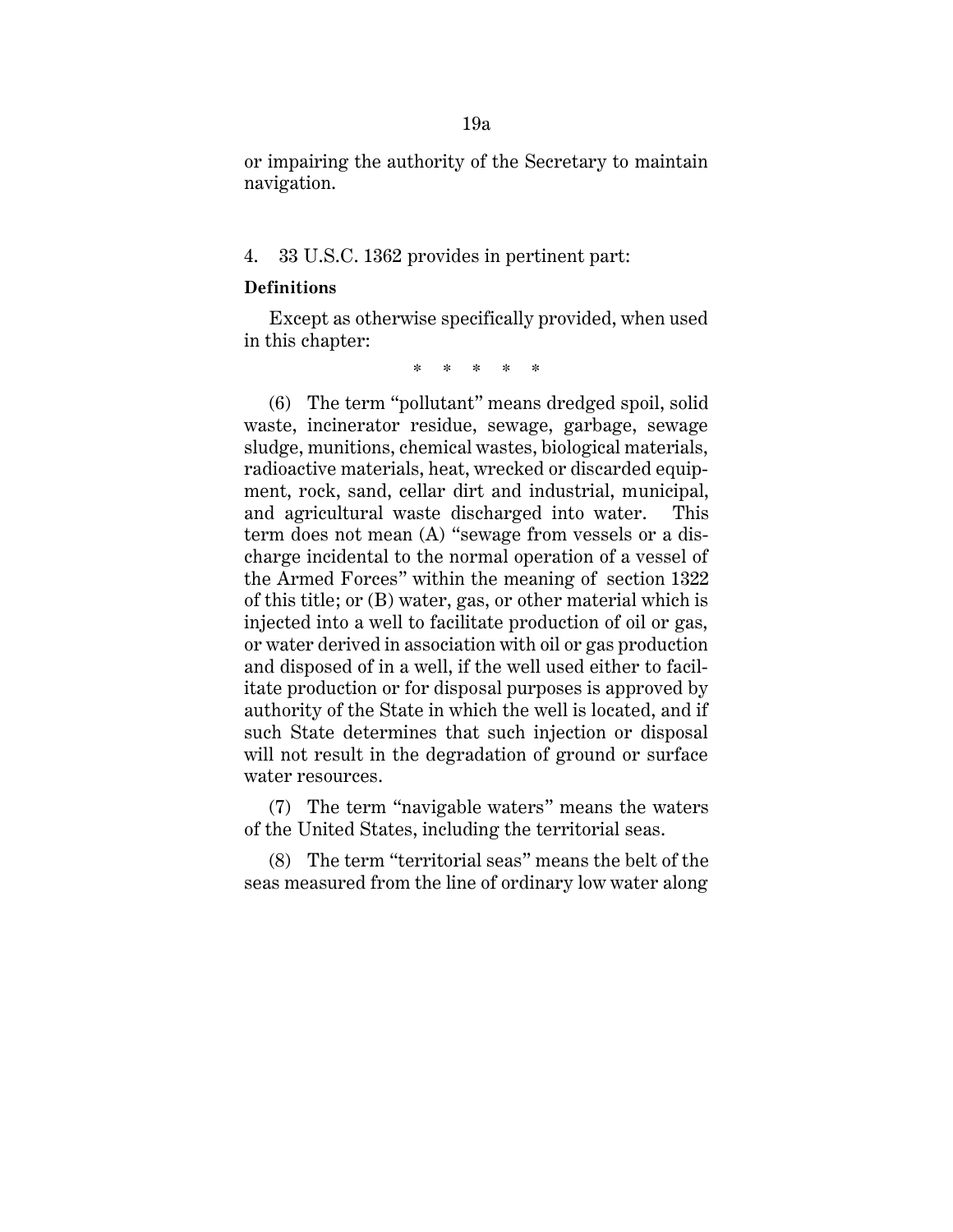or impairing the authority of the Secretary to maintain navigation.

4. 33 U.S.C. 1362 provides in pertinent part:

**Definitions**

Except as otherwise specifically provided, when used in this chapter:

\* \* \* \* \*

(6) The term "pollutant" means dredged spoil, solid waste, incinerator residue, sewage, garbage, sewage sludge, munitions, chemical wastes, biological materials, radioactive materials, heat, wrecked or discarded equipment, rock, sand, cellar dirt and industrial, municipal, and agricultural waste discharged into water. This term does not mean (A) "sewage from vessels or a discharge incidental to the normal operation of a vessel of the Armed Forces" within the meaning of section 1322 of this title; or (B) water, gas, or other material which is injected into a well to facilitate production of oil or gas, or water derived in association with oil or gas production and disposed of in a well, if the well used either to facilitate production or for disposal purposes is approved by authority of the State in which the well is located, and if such State determines that such injection or disposal will not result in the degradation of ground or surface water resources.

(7) The term "navigable waters" means the waters of the United States, including the territorial seas.

(8) The term "territorial seas" means the belt of the seas measured from the line of ordinary low water along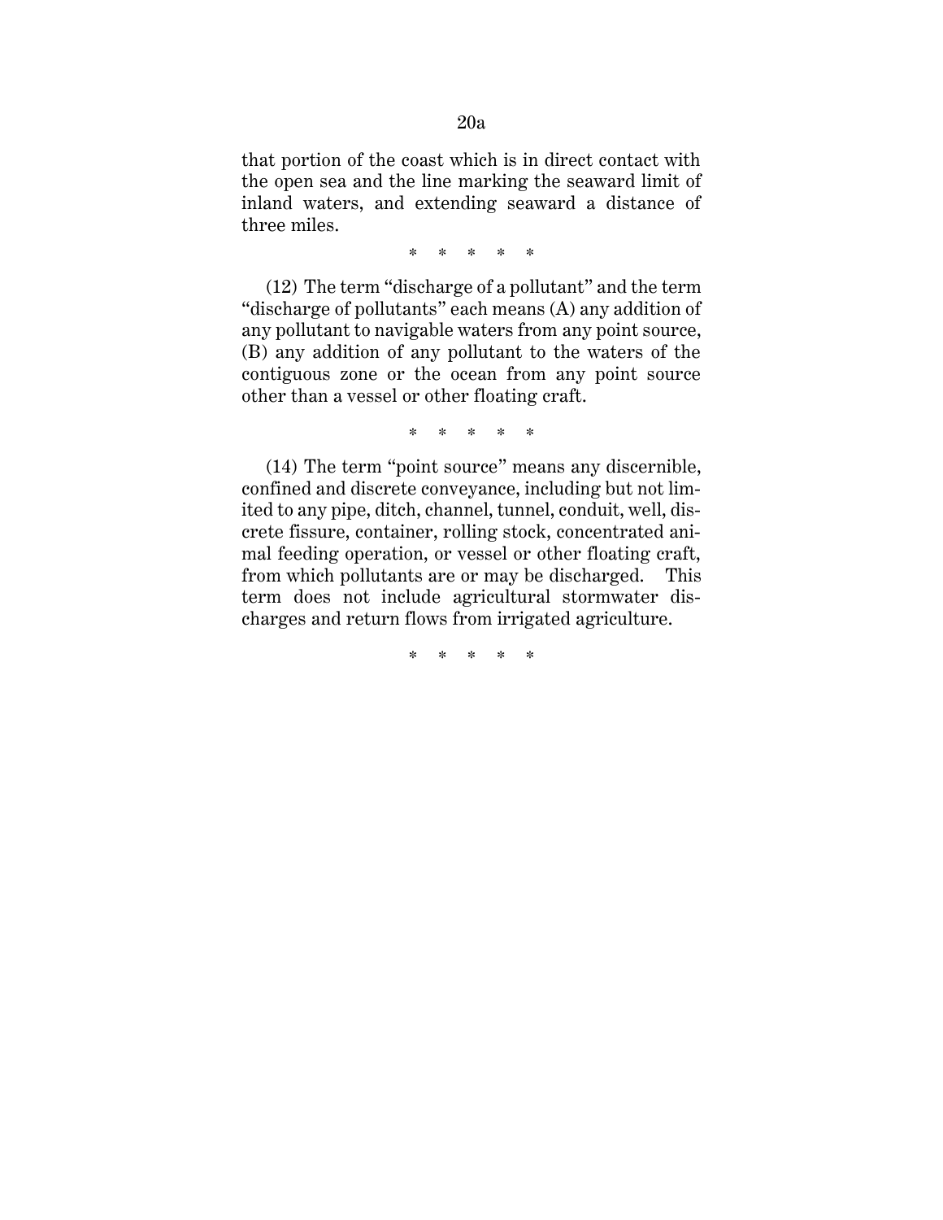that portion of the coast which is in direct contact with the open sea and the line marking the seaward limit of inland waters, and extending seaward a distance of three miles.

\* \* \* \* \*

(12) The term "discharge of a pollutant" and the term "discharge of pollutants" each means (A) any addition of any pollutant to navigable waters from any point source, (B) any addition of any pollutant to the waters of the contiguous zone or the ocean from any point source other than a vessel or other floating craft.

\* \* \* \* \*

(14) The term "point source" means any discernible, confined and discrete conveyance, including but not limited to any pipe, ditch, channel, tunnel, conduit, well, discrete fissure, container, rolling stock, concentrated animal feeding operation, or vessel or other floating craft, from which pollutants are or may be discharged. This term does not include agricultural stormwater discharges and return flows from irrigated agriculture.

\* \* \* \* \*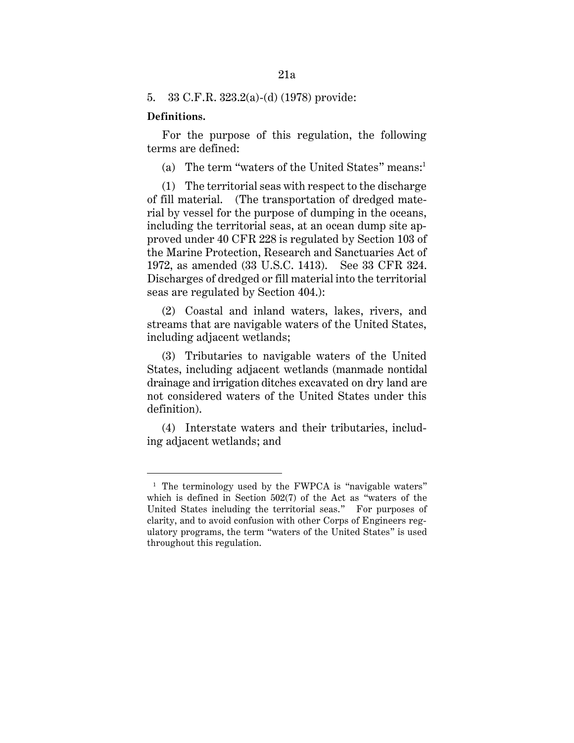5. 33 C.F.R. 323.2(a)-(d) (1978) provide:

**Definitions.**

For the purpose of this regulation, the following terms are defined:

(a) The term "waters of the United States" means:[1]

(1) The territorial seas with respect to the discharge of fill material. (The transportation of dredged material by vessel for the purpose of dumping in the oceans, including the territorial seas, at an ocean dump site approved under 40 CFR 228 is regulated by Section 103 of the Marine Protection, Research and Sanctuaries Act of 1972, as amended (33 U.S.C. 1413). See 33 CFR 324. Discharges of dredged or fill material into the territorial seas are regulated by Section 404.):

(2) Coastal and inland waters, lakes, rivers, and streams that are navigable waters of the United States, including adjacent wetlands;

(3) Tributaries to navigable waters of the United States, including adjacent wetlands (manmade nontidal drainage and irrigation ditches excavated on dry land are not considered waters of the United States under this definition).

(4) Interstate waters and their tributaries, including adjacent wetlands; and

---

[1] The terminology used by the FWPCA is "navigable waters" which is defined in Section 502(7) of the Act as "waters of the United States including the territorial seas." For purposes of clarity, and to avoid confusion with other Corps of Engineers regulatory programs, the term "waters of the United States" is used throughout this regulation.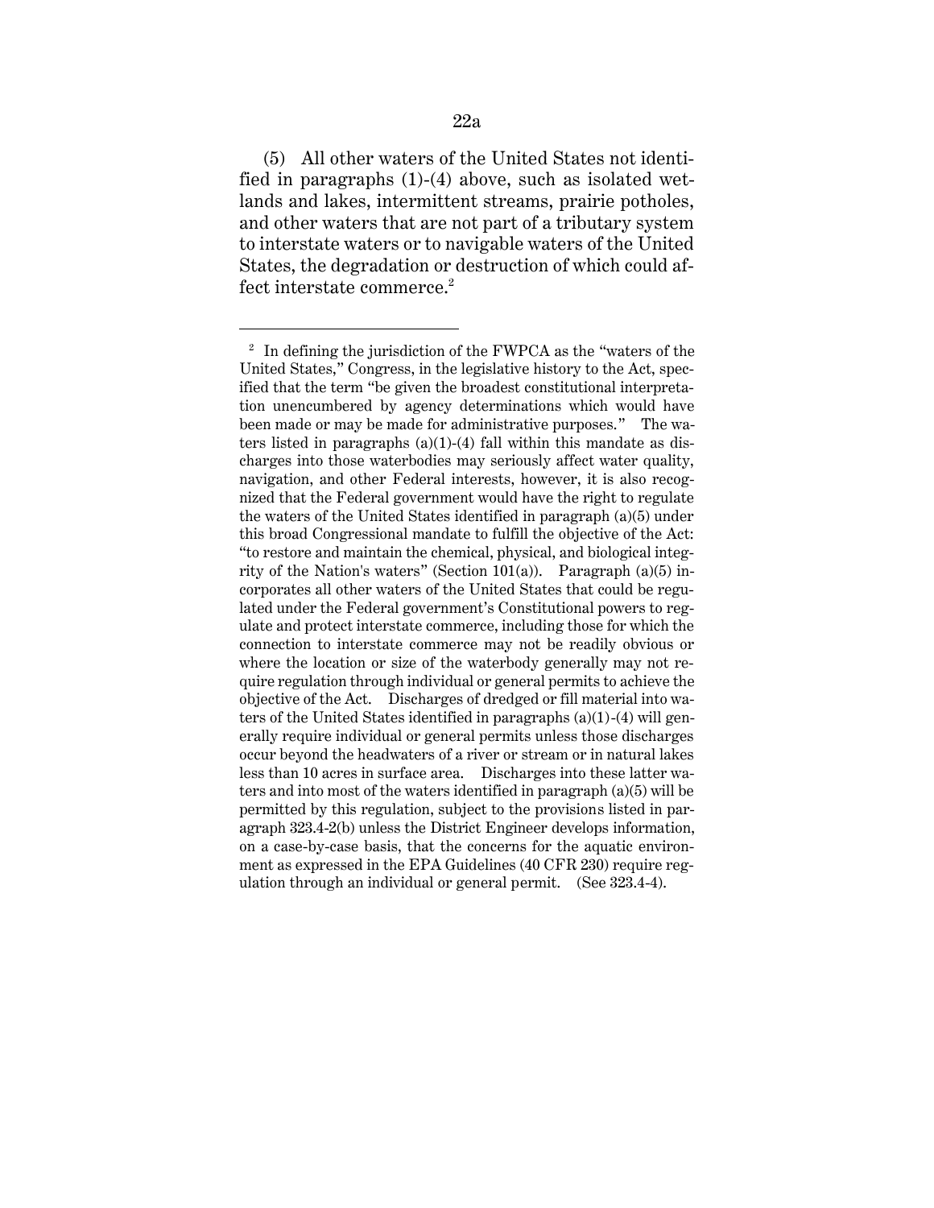(5) All other waters of the United States not identified in paragraphs (1)-(4) above, such as isolated wetlands and lakes, intermittent streams, prairie potholes, and other waters that are not part of a tributary system to interstate waters or to navigable waters of the United States, the degradation or destruction of which could affect interstate commerce.[2]

---

[2] In defining the jurisdiction of the FWPCA as the "waters of the United States," Congress, in the legislative history to the Act, specified that the term "be given the broadest constitutional interpretation unencumbered by agency determinations which would have been made or may be made for administrative purposes." The waters listed in paragraphs (a)(1)-(4) fall within this mandate as discharges into those waterbodies may seriously affect water quality, navigation, and other Federal interests, however, it is also recognized that the Federal government would have the right to regulate the waters of the United States identified in paragraph (a)(5) under this broad Congressional mandate to fulfill the objective of the Act: "to restore and maintain the chemical, physical, and biological integrity of the Nation's waters" (Section 101(a)). Paragraph (a)(5) incorporates all other waters of the United States that could be regulated under the Federal government's Constitutional powers to regulate and protect interstate commerce, including those for which the connection to interstate commerce may not be readily obvious or where the location or size of the waterbody generally may not require regulation through individual or general permits to achieve the objective of the Act. Discharges of dredged or fill material into waters of the United States identified in paragraphs (a)(1)-(4) will generally require individual or general permits unless those discharges occur beyond the headwaters of a river or stream or in natural lakes less than 10 acres in surface area. Discharges into these latter waters and into most of the waters identified in paragraph (a)(5) will be permitted by this regulation, subject to the provisions listed in paragraph 323.4-2(b) unless the District Engineer develops information, on a case-by-case basis, that the concerns for the aquatic environment as expressed in the EPA Guidelines (40 CFR 230) require regulation through an individual or general permit. (See 323.4-4).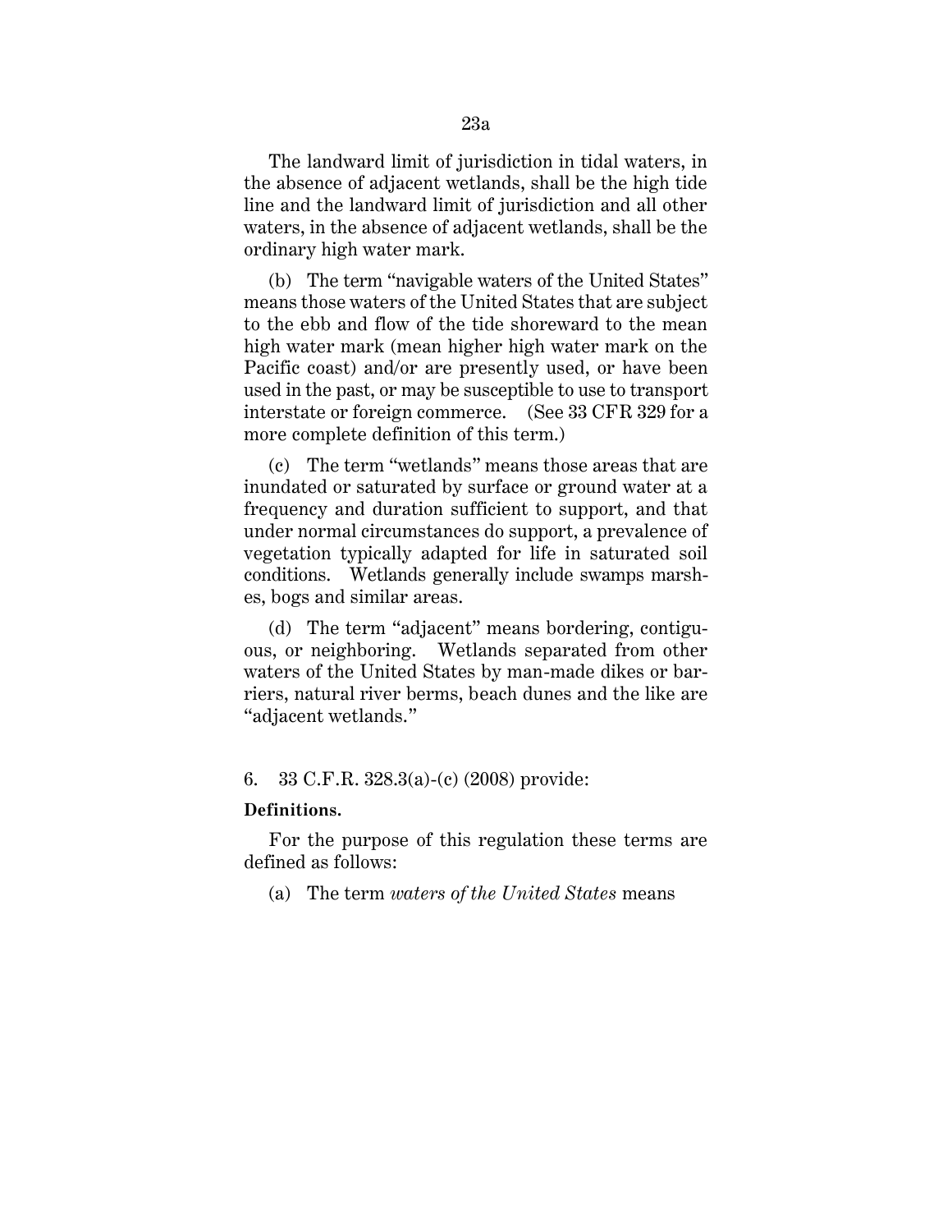The landward limit of jurisdiction in tidal waters, in the absence of adjacent wetlands, shall be the high tide line and the landward limit of jurisdiction and all other waters, in the absence of adjacent wetlands, shall be the ordinary high water mark.

(b) The term "navigable waters of the United States" means those waters of the United States that are subject to the ebb and flow of the tide shoreward to the mean high water mark (mean higher high water mark on the Pacific coast) and/or are presently used, or have been used in the past, or may be susceptible to use to transport interstate or foreign commerce. (See 33 CFR 329 for a more complete definition of this term.)

(c) The term "wetlands" means those areas that are inundated or saturated by surface or ground water at a frequency and duration sufficient to support, and that under normal circumstances do support, a prevalence of vegetation typically adapted for life in saturated soil conditions. Wetlands generally include swamps marshes, bogs and similar areas.

(d) The term "adjacent" means bordering, contiguous, or neighboring. Wetlands separated from other waters of the United States by man-made dikes or barriers, natural river berms, beach dunes and the like are "adjacent wetlands."

6. 33 C.F.R. 328.3(a)-(c) (2008) provide:

**Definitions.**

For the purpose of this regulation these terms are defined as follows:

(a) The term *waters of the United States* means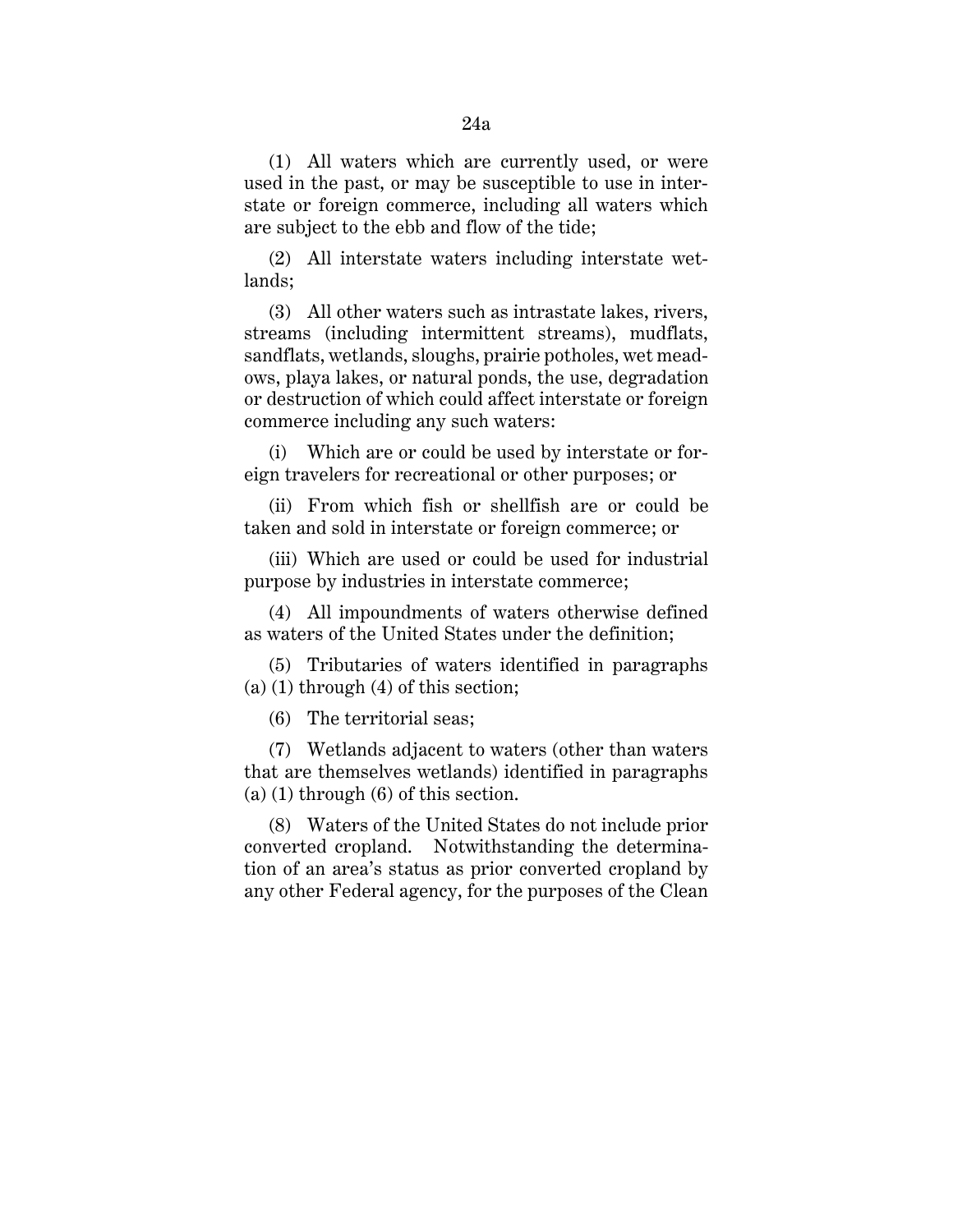(1) All waters which are currently used, or were used in the past, or may be susceptible to use in interstate or foreign commerce, including all waters which are subject to the ebb and flow of the tide;

(2) All interstate waters including interstate wetlands;

(3) All other waters such as intrastate lakes, rivers, streams (including intermittent streams), mudflats, sandflats, wetlands, sloughs, prairie potholes, wet meadows, playa lakes, or natural ponds, the use, degradation or destruction of which could affect interstate or foreign commerce including any such waters:

(i) Which are or could be used by interstate or foreign travelers for recreational or other purposes; or

(ii) From which fish or shellfish are or could be taken and sold in interstate or foreign commerce; or

(iii) Which are used or could be used for industrial purpose by industries in interstate commerce;

(4) All impoundments of waters otherwise defined as waters of the United States under the definition;

(5) Tributaries of waters identified in paragraphs (a) (1) through (4) of this section;

(6) The territorial seas;

(7) Wetlands adjacent to waters (other than waters that are themselves wetlands) identified in paragraphs (a) (1) through (6) of this section.

(8) Waters of the United States do not include prior converted cropland. Notwithstanding the determination of an area's status as prior converted cropland by any other Federal agency, for the purposes of the Clean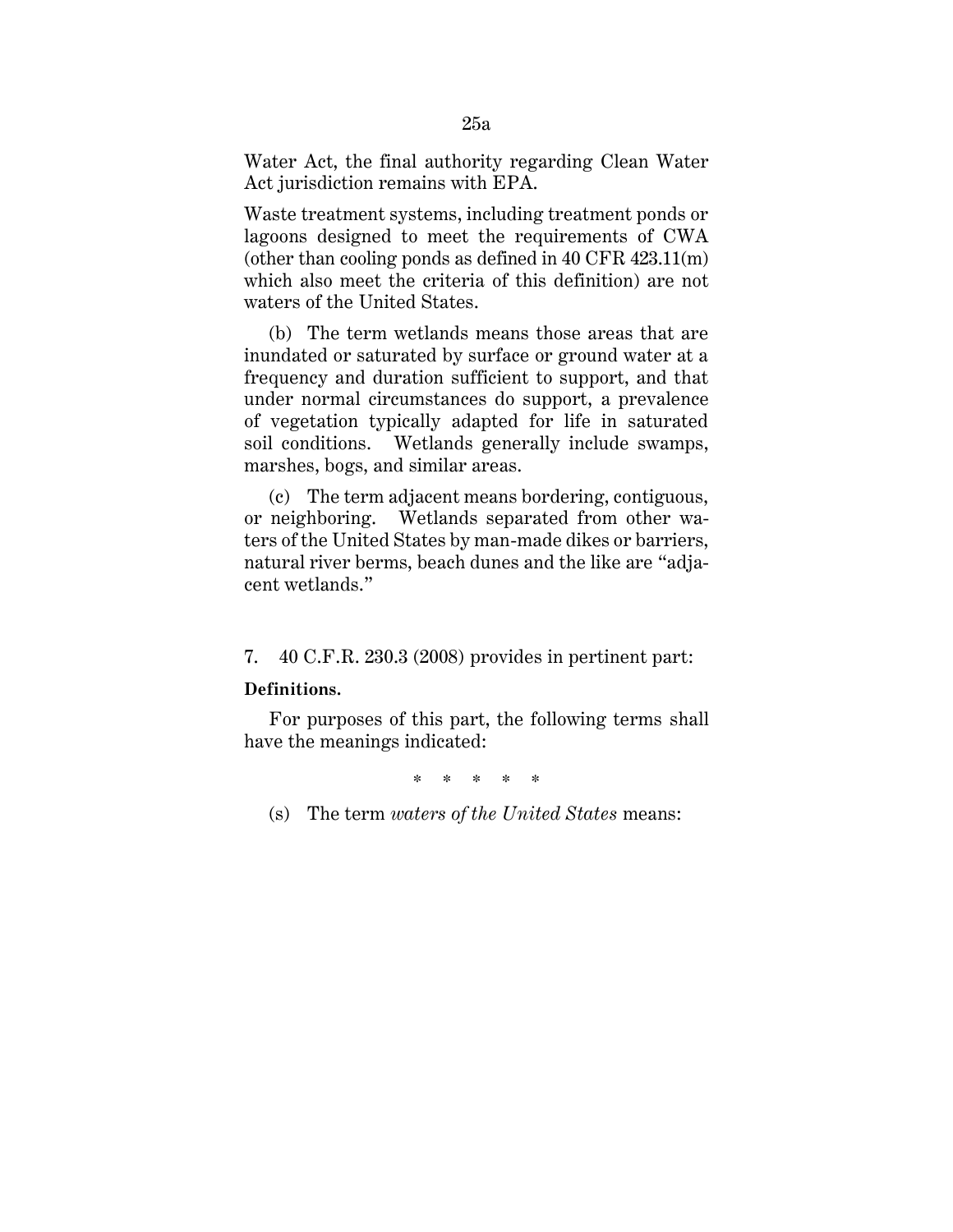Water Act, the final authority regarding Clean Water Act jurisdiction remains with EPA.

Waste treatment systems, including treatment ponds or lagoons designed to meet the requirements of CWA (other than cooling ponds as defined in 40 CFR 423.11(m) which also meet the criteria of this definition) are not waters of the United States.

(b) The term wetlands means those areas that are inundated or saturated by surface or ground water at a frequency and duration sufficient to support, and that under normal circumstances do support, a prevalence of vegetation typically adapted for life in saturated soil conditions. Wetlands generally include swamps, marshes, bogs, and similar areas.

(c) The term adjacent means bordering, contiguous, or neighboring. Wetlands separated from other waters of the United States by man-made dikes or barriers, natural river berms, beach dunes and the like are "adjacent wetlands."

7. 40 C.F.R. 230.3 (2008) provides in pertinent part:

**Definitions.**

For purposes of this part, the following terms shall have the meanings indicated:

\* \* \* \* \*

(s) The term *waters of the United States* means: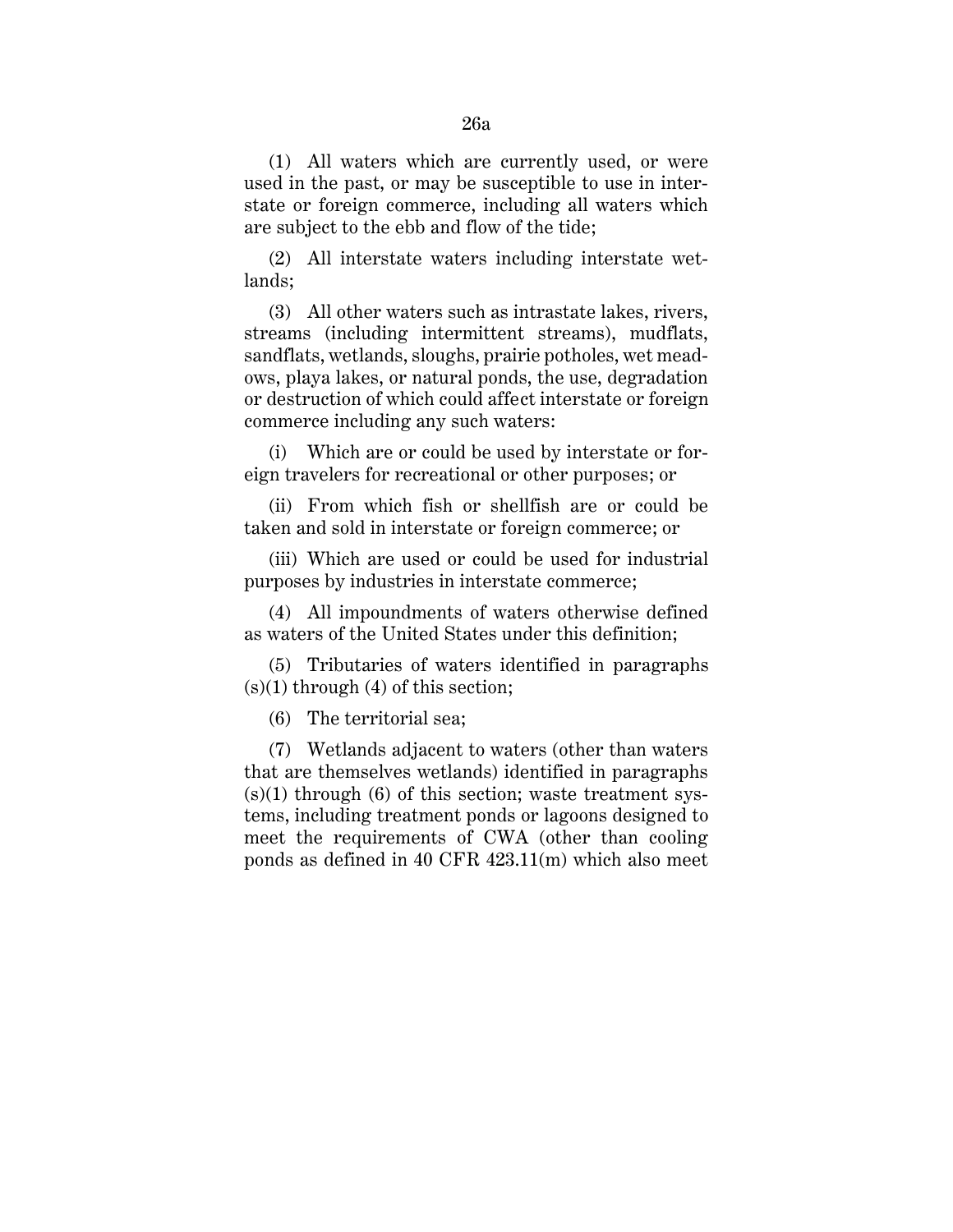(1) All waters which are currently used, or were used in the past, or may be susceptible to use in interstate or foreign commerce, including all waters which are subject to the ebb and flow of the tide;

(2) All interstate waters including interstate wetlands;

(3) All other waters such as intrastate lakes, rivers, streams (including intermittent streams), mudflats, sandflats, wetlands, sloughs, prairie potholes, wet meadows, playa lakes, or natural ponds, the use, degradation or destruction of which could affect interstate or foreign commerce including any such waters:

(i) Which are or could be used by interstate or foreign travelers for recreational or other purposes; or

(ii) From which fish or shellfish are or could be taken and sold in interstate or foreign commerce; or

(iii) Which are used or could be used for industrial purposes by industries in interstate commerce;

(4) All impoundments of waters otherwise defined as waters of the United States under this definition;

(5) Tributaries of waters identified in paragraphs (s)(1) through (4) of this section;

(6) The territorial sea;

(7) Wetlands adjacent to waters (other than waters that are themselves wetlands) identified in paragraphs (s)(1) through (6) of this section; waste treatment systems, including treatment ponds or lagoons designed to meet the requirements of CWA (other than cooling ponds as defined in 40 CFR 423.11(m) which also meet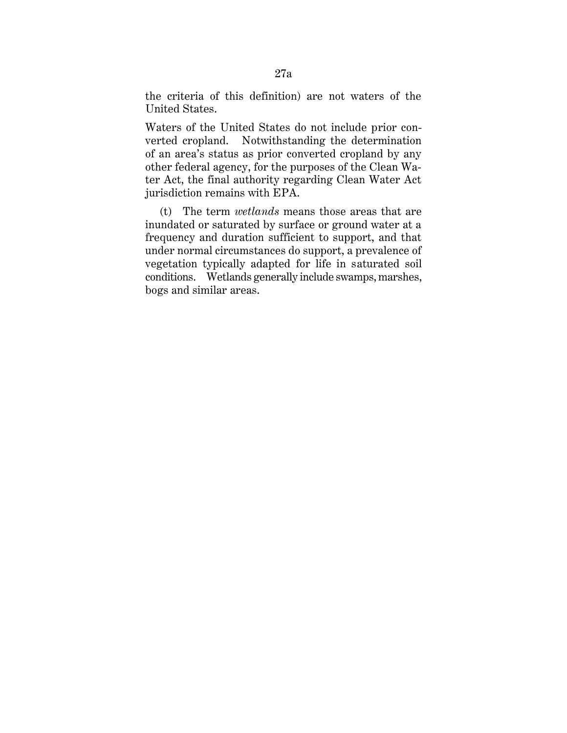the criteria of this definition) are not waters of the United States.

Waters of the United States do not include prior converted cropland. Notwithstanding the determination of an area's status as prior converted cropland by any other federal agency, for the purposes of the Clean Water Act, the final authority regarding Clean Water Act jurisdiction remains with EPA.

(t) The term *wetlands* means those areas that are inundated or saturated by surface or ground water at a frequency and duration sufficient to support, and that under normal circumstances do support, a prevalence of vegetation typically adapted for life in saturated soil conditions. Wetlands generally include swamps, marshes, bogs and similar areas.